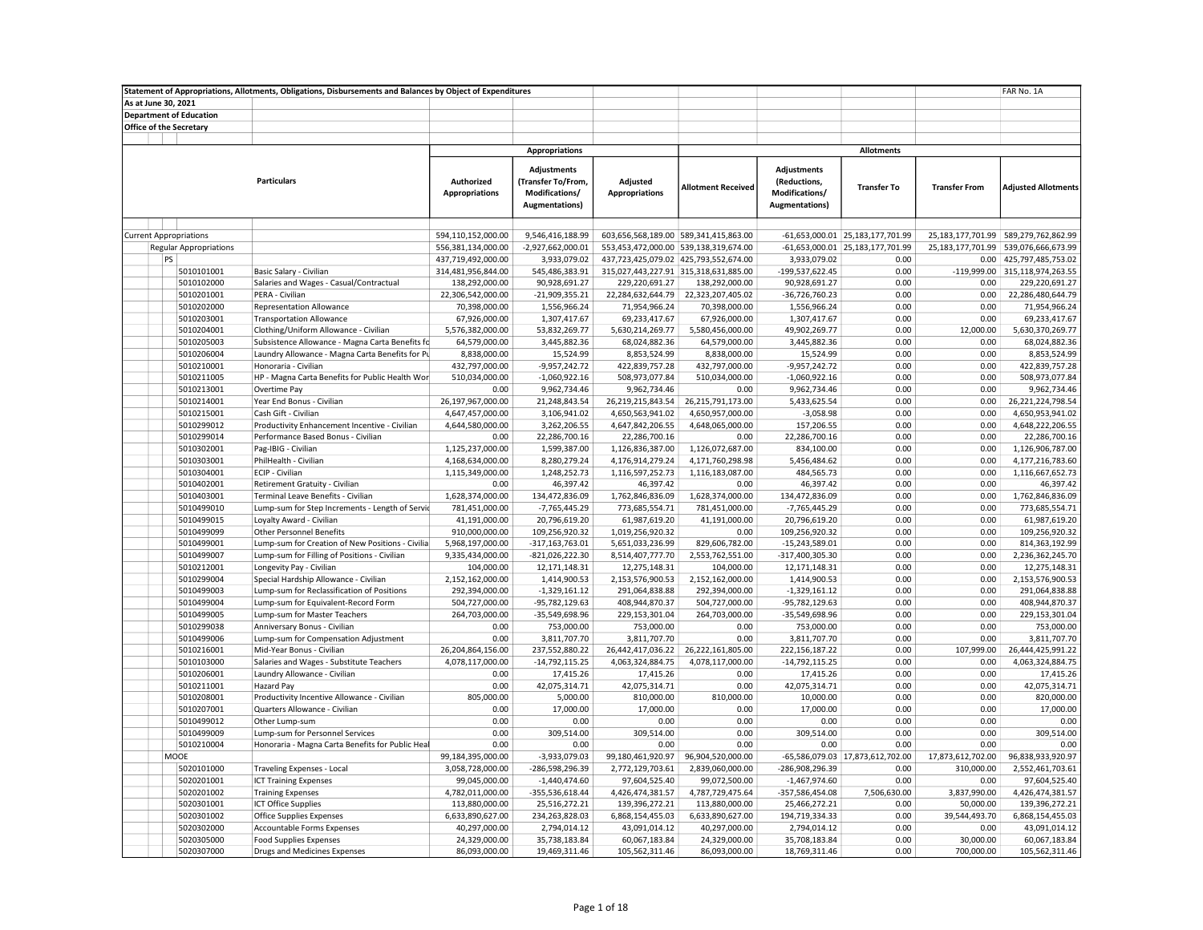Statement of Appropriations, Allotments, Obligations, Disbursements and Balances by Object of Expenditures

FAR No. 1A

As at June 30, 2021

Department of Education

Office of the Secretary

| Particulars | | Appropriations | | | Allotments | | | | |
|---|---|---|---|---|---|---|---|---|---|
| | | Authorized Appropriations | Adjustments (Transfer To/From, Modifications/ Augmentations) | Adjusted Appropriations | Allotment Received | Adjustments (Reductions, Modifications/ Augmentations) | Transfer To | Transfer From | Adjusted Allotments |
| Current Appropriations | | 594,110,152,000.00 | 9,546,416,188.99 | 603,656,568,189.00 | 589,341,415,863.00 | -61,653,000.01 | 25,183,177,701.99 | 25,183,177,701.99 | 589,279,762,862.99 |
| Regular Appropriations | | 556,381,134,000.00 | -2,927,662,000.01 | 553,453,472,000.00 | 539,138,319,674.00 | -61,653,000.01 | 25,183,177,701.99 | 25,183,177,701.99 | 539,076,666,673.99 |
| PS | | 437,719,492,000.00 | 3,933,079.02 | 437,723,425,079.02 | 425,793,552,674.00 | 3,933,079.02 | 0.00 | 0.00 | 425,797,485,753.02 |
| 5010101001 | Basic Salary - Civilian | 314,481,956,844.00 | 545,486,383.91 | 315,027,443,227.91 | 315,318,631,885.00 | -199,537,622.45 | 0.00 | -119,999.00 | 315,118,974,263.55 |
| 5010102000 | Salaries and Wages - Casual/Contractual | 138,292,000.00 | 90,928,691.27 | 229,220,691.27 | 138,292,000.00 | 90,928,691.27 | 0.00 | 0.00 | 229,220,691.27 |
| 5010201001 | PERA - Civilian | 22,306,542,000.00 | -21,909,355.21 | 22,284,632,644.79 | 22,323,207,405.02 | -36,726,760.23 | 0.00 | 0.00 | 22,286,480,644.79 |
| 5010202000 | Representation Allowance | 70,398,000.00 | 1,556,966.24 | 71,954,966.24 | 70,398,000.00 | 1,556,966.24 | 0.00 | 0.00 | 71,954,966.24 |
| 5010203001 | Transportation Allowance | 67,926,000.00 | 1,307,417.67 | 69,233,417.67 | 67,926,000.00 | 1,307,417.67 | 0.00 | 0.00 | 69,233,417.67 |
| 5010204001 | Clothing/Uniform Allowance - Civilian | 5,576,382,000.00 | 53,832,269.77 | 5,630,214,269.77 | 5,580,456,000.00 | 49,902,269.77 | 0.00 | 12,000.00 | 5,630,370,269.77 |
| 5010205003 | Subsistence Allowance - Magna Carta Benefits fo | 64,579,000.00 | 3,445,882.36 | 68,024,882.36 | 64,579,000.00 | 3,445,882.36 | 0.00 | 0.00 | 68,024,882.36 |
| 5010206004 | Laundry Allowance - Magna Carta Benefits for Pu | 8,838,000.00 | 15,524.99 | 8,853,524.99 | 8,838,000.00 | 15,524.99 | 0.00 | 0.00 | 8,853,524.99 |
| 5010210001 | Honoraria - Civilian | 432,797,000.00 | -9,957,242.72 | 422,839,757.28 | 432,797,000.00 | -9,957,242.72 | 0.00 | 0.00 | 422,839,757.28 |
| 5010211005 | HP - Magna Carta Benefits for Public Health Wor | 510,034,000.00 | -1,060,922.16 | 508,973,077.84 | 510,034,000.00 | -1,060,922.16 | 0.00 | 0.00 | 508,973,077.84 |
| 5010213001 | Overtime Pay | 0.00 | 9,962,734.46 | 9,962,734.46 | 0.00 | 9,962,734.46 | 0.00 | 0.00 | 9,962,734.46 |
| 5010214001 | Year End Bonus - Civilian | 26,197,967,000.00 | 21,248,843.54 | 26,219,215,843.54 | 26,215,791,173.00 | 5,433,625.54 | 0.00 | 0.00 | 26,221,224,798.54 |
| 5010215001 | Cash Gift - Civilian | 4,647,457,000.00 | 3,106,941.02 | 4,650,563,941.02 | 4,650,957,000.00 | -3,058.98 | 0.00 | 0.00 | 4,650,953,941.02 |
| 5010299012 | Productivity Enhancement Incentive - Civilian | 4,644,580,000.00 | 3,262,206.55 | 4,647,842,206.55 | 4,648,065,000.00 | 157,206.55 | 0.00 | 0.00 | 4,648,222,206.55 |
| 5010299014 | Performance Based Bonus - Civilian | 0.00 | 22,286,700.16 | 22,286,700.16 | 0.00 | 22,286,700.16 | 0.00 | 0.00 | 22,286,700.16 |
| 5010302001 | Pag-IBIG - Civilian | 1,125,237,000.00 | 1,599,387.00 | 1,126,836,387.00 | 1,126,072,687.00 | 834,100.00 | 0.00 | 0.00 | 1,126,906,787.00 |
| 5010303001 | PhilHealth - Civilian | 4,168,634,000.00 | 8,280,279.24 | 4,176,914,279.24 | 4,171,760,298.98 | 5,456,484.62 | 0.00 | 0.00 | 4,177,216,783.60 |
| 5010304001 | ECIP - Civilian | 1,115,349,000.00 | 1,248,252.73 | 1,116,597,252.73 | 1,116,183,087.00 | 484,565.73 | 0.00 | 0.00 | 1,116,667,652.73 |
| 5010402001 | Retirement Gratuity - Civilian | 0.00 | 46,397.42 | 46,397.42 | 0.00 | 46,397.42 | 0.00 | 0.00 | 46,397.42 |
| 5010403001 | Terminal Leave Benefits - Civilian | 1,628,374,000.00 | 134,472,836.09 | 1,762,846,836.09 | 1,628,374,000.00 | 134,472,836.09 | 0.00 | 0.00 | 1,762,846,836.09 |
| 5010499010 | Lump-sum for Step Increments - Length of Servic | 781,451,000.00 | -7,765,445.29 | 773,685,554.71 | 781,451,000.00 | -7,765,445.29 | 0.00 | 0.00 | 773,685,554.71 |
| 5010499015 | Loyalty Award - Civilian | 41,191,000.00 | 20,796,619.20 | 61,987,619.20 | 41,191,000.00 | 20,796,619.20 | 0.00 | 0.00 | 61,987,619.20 |
| 5010499099 | Other Personnel Benefits | 910,000,000.00 | 109,256,920.32 | 1,019,256,920.32 | 0.00 | 109,256,920.32 | 0.00 | 0.00 | 109,256,920.32 |
| 5010499001 | Lump-sum for Creation of New Positions - Civilia | 5,968,197,000.00 | -317,163,763.01 | 5,651,033,236.99 | 829,606,782.00 | -15,243,589.01 | 0.00 | 0.00 | 814,363,192.99 |
| 5010499007 | Lump-sum for Filling of Positions - Civilian | 9,335,434,000.00 | -821,026,222.30 | 8,514,407,777.70 | 2,553,762,551.00 | -317,400,305.30 | 0.00 | 0.00 | 2,236,362,245.70 |
| 5010212001 | Longevity Pay - Civilian | 104,000.00 | 12,171,148.31 | 12,275,148.31 | 104,000.00 | 12,171,148.31 | 0.00 | 0.00 | 12,275,148.31 |
| 5010299004 | Special Hardship Allowance - Civilian | 2,152,162,000.00 | 1,414,900.53 | 2,153,576,900.53 | 2,152,162,000.00 | 1,414,900.53 | 0.00 | 0.00 | 2,153,576,900.53 |
| 5010499003 | Lump-sum for Reclassification of Positions | 292,394,000.00 | -1,329,161.12 | 291,064,838.88 | 292,394,000.00 | -1,329,161.12 | 0.00 | 0.00 | 291,064,838.88 |
| 5010499004 | Lump-sum for Equivalent-Record Form | 504,727,000.00 | -95,782,129.63 | 408,944,870.37 | 504,727,000.00 | -95,782,129.63 | 0.00 | 0.00 | 408,944,870.37 |
| 5010499005 | Lump-sum for Master Teachers | 264,703,000.00 | -35,549,698.96 | 229,153,301.04 | 264,703,000.00 | -35,549,698.96 | 0.00 | 0.00 | 229,153,301.04 |
| 5010299038 | Anniversary Bonus - Civilian | 0.00 | 753,000.00 | 753,000.00 | 0.00 | 753,000.00 | 0.00 | 0.00 | 753,000.00 |
| 5010499006 | Lump-sum for Compensation Adjustment | 0.00 | 3,811,707.70 | 3,811,707.70 | 0.00 | 3,811,707.70 | 0.00 | 0.00 | 3,811,707.70 |
| 5010216001 | Mid-Year Bonus - Civilian | 26,204,864,156.00 | 237,552,880.22 | 26,442,417,036.22 | 26,222,161,805.00 | 222,156,187.22 | 0.00 | 107,999.00 | 26,444,425,991.22 |
| 5010103000 | Salaries and Wages - Substitute Teachers | 4,078,117,000.00 | -14,792,115.25 | 4,063,324,884.75 | 4,078,117,000.00 | -14,792,115.25 | 0.00 | 0.00 | 4,063,324,884.75 |
| 5010206001 | Laundry Allowance - Civilian | 0.00 | 17,415.26 | 17,415.26 | 0.00 | 17,415.26 | 0.00 | 0.00 | 17,415.26 |
| 5010211001 | Hazard Pay | 0.00 | 42,075,314.71 | 42,075,314.71 | 0.00 | 42,075,314.71 | 0.00 | 0.00 | 42,075,314.71 |
| 5010208001 | Productivity Incentive Allowance - Civilian | 805,000.00 | 5,000.00 | 810,000.00 | 810,000.00 | 10,000.00 | 0.00 | 0.00 | 820,000.00 |
| 5010207001 | Quarters Allowance - Civilian | 0.00 | 17,000.00 | 17,000.00 | 0.00 | 17,000.00 | 0.00 | 0.00 | 17,000.00 |
| 5010499012 | Other Lump-sum | 0.00 | 0.00 | 0.00 | 0.00 | 0.00 | 0.00 | 0.00 | 0.00 |
| 5010499009 | Lump-sum for Personnel Services | 0.00 | 309,514.00 | 309,514.00 | 0.00 | 309,514.00 | 0.00 | 0.00 | 309,514.00 |
| 5010210004 | Honoraria - Magna Carta Benefits for Public Heal | 0.00 | 0.00 | 0.00 | 0.00 | 0.00 | 0.00 | 0.00 | 0.00 |
| MOOE | | 99,184,395,000.00 | -3,933,079.03 | 99,180,461,920.97 | 96,904,520,000.00 | -65,586,079.03 | 17,873,612,702.00 | 17,873,612,702.00 | 96,838,933,920.97 |
| 5020101000 | Traveling Expenses - Local | 3,058,728,000.00 | -286,598,296.39 | 2,772,129,703.61 | 2,839,060,000.00 | -286,908,296.39 | 0.00 | 310,000.00 | 2,552,461,703.61 |
| 5020201001 | ICT Training Expenses | 99,045,000.00 | -1,440,474.60 | 97,604,525.40 | 99,072,500.00 | -1,467,974.60 | 0.00 | 0.00 | 97,604,525.40 |
| 5020201002 | Training Expenses | 4,782,011,000.00 | -355,536,618.44 | 4,426,474,381.57 | 4,787,729,475.64 | -357,586,454.08 | 7,506,630.00 | 3,837,990.00 | 4,426,474,381.57 |
| 5020301001 | ICT Office Supplies | 113,880,000.00 | 25,516,272.21 | 139,396,272.21 | 113,880,000.00 | 25,466,272.21 | 0.00 | 50,000.00 | 139,396,272.21 |
| 5020301002 | Office Supplies Expenses | 6,633,890,627.00 | 234,263,828.03 | 6,868,154,455.03 | 6,633,890,627.00 | 194,719,334.33 | 0.00 | 39,544,493.70 | 6,868,154,455.03 |
| 5020302000 | Accountable Forms Expenses | 40,297,000.00 | 2,794,014.12 | 43,091,014.12 | 40,297,000.00 | 2,794,014.12 | 0.00 | 0.00 | 43,091,014.12 |
| 5020305000 | Food Supplies Expenses | 24,329,000.00 | 35,738,183.84 | 60,067,183.84 | 24,329,000.00 | 35,708,183.84 | 0.00 | 30,000.00 | 60,067,183.84 |
| 5020307000 | Drugs and Medicines Expenses | 86,093,000.00 | 19,469,311.46 | 105,562,311.46 | 86,093,000.00 | 18,769,311.46 | 0.00 | 700,000.00 | 105,562,311.46 |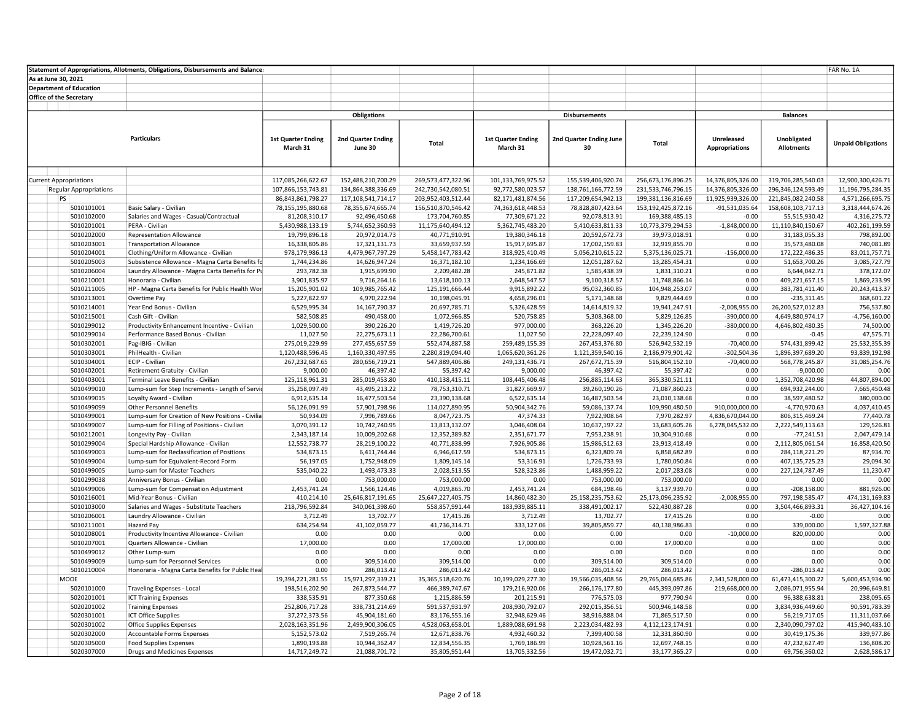Statement of Appropriations, Allotments, Obligations, Disbursements and Balances

As at June 30, 2021

Department of Education

Office of the Secretary

FAR No. 1A

| Particulars | | Obligations | | | Disbursements | | | Balances | | |
|---|---|---|---|---|---|---|---|---|---|---|
| | | 1st Quarter Ending March 31 | 2nd Quarter Ending June 30 | Total | 1st Quarter Ending March 31 | 2nd Quarter Ending June 30 | Total | Unreleased Appropriations | Unobligated Allotments | Unpaid Obligations |
| Current Appropriations | | 117,085,266,622.67 | 152,488,210,700.29 | 269,573,477,322.96 | 101,133,769,975.52 | 155,539,406,920.74 | 256,673,176,896.25 | 14,376,805,326.00 | 319,706,285,540.03 | 12,900,300,426.71 |
| Regular Appropriations | | 107,866,153,743.81 | 134,864,388,336.69 | 242,730,542,080.51 | 92,772,580,023.57 | 138,761,166,772.59 | 231,533,746,796.15 | 14,376,805,326.00 | 296,346,124,593.49 | 11,196,795,284.35 |
| PS | | 86,843,861,798.27 | 117,108,541,714.17 | 203,952,403,512.44 | 82,171,481,874.56 | 117,209,654,942.13 | 199,381,136,816.69 | 11,925,939,326.00 | 221,845,082,240.58 | 4,571,266,695.75 |
| 5010101001 | Basic Salary - Civilian | 78,155,195,880.68 | 78,355,674,665.74 | 156,510,870,546.42 | 74,363,618,448.53 | 78,828,807,423.64 | 153,192,425,872.16 | -91,531,035.64 | 158,608,103,717.13 | 3,318,444,674.26 |
| 5010102000 | Salaries and Wages - Casual/Contractual | 81,208,310.17 | 92,496,450.68 | 173,704,760.85 | 77,309,671.22 | 92,078,813.91 | 169,388,485.13 | -0.00 | 55,515,930.42 | 4,316,275.72 |
| 5010201001 | PERA - Civilian | 5,430,988,133.19 | 5,744,652,360.93 | 11,175,640,494.12 | 5,362,745,483.20 | 5,410,633,811.33 | 10,773,379,294.53 | -1,848,000.00 | 11,110,840,150.67 | 402,261,199.59 |
| 5010202000 | Representation Allowance | 19,799,896.18 | 20,972,014.73 | 40,771,910.91 | 19,380,346.18 | 20,592,672.73 | 39,973,018.91 | 0.00 | 31,183,055.33 | 798,892.00 |
| 5010203001 | Transportation Allowance | 16,338,805.86 | 17,321,131.73 | 33,659,937.59 | 15,917,695.87 | 17,002,159.83 | 32,919,855.70 | 0.00 | 35,573,480.08 | 740,081.89 |
| 5010204001 | Clothing/Uniform Allowance - Civilian | 978,179,986.13 | 4,479,967,797.29 | 5,458,147,783.42 | 318,925,410.49 | 5,056,210,615.22 | 5,375,136,025.71 | -156,000.00 | 172,222,486.35 | 83,011,757.71 |
| 5010205003 | Subsistence Allowance - Magna Carta Benefits fo | 1,744,234.86 | 14,626,947.24 | 16,371,182.10 | 1,234,166.69 | 12,051,287.62 | 13,285,454.31 | 0.00 | 51,653,700.26 | 3,085,727.79 |
| 5010206004 | Laundry Allowance - Magna Carta Benefits for Pu | 293,782.38 | 1,915,699.90 | 2,209,482.28 | 245,871.82 | 1,585,438.39 | 1,831,310.21 | 0.00 | 6,644,042.71 | 378,172.07 |
| 5010210001 | Honoraria - Civilian | 3,901,835.97 | 9,716,264.16 | 13,618,100.13 | 2,648,547.57 | 9,100,318.57 | 11,748,866.14 | 0.00 | 409,221,657.15 | 1,869,233.99 |
| 5010211005 | HP - Magna Carta Benefits for Public Health Wor | 15,205,901.02 | 109,985,765.42 | 125,191,666.44 | 9,915,892.22 | 95,032,360.85 | 104,948,253.07 | 0.00 | 383,781,411.40 | 20,243,413.37 |
| 5010213001 | Overtime Pay | 5,227,822.97 | 4,970,222.94 | 10,198,045.91 | 4,658,296.01 | 5,171,148.68 | 9,829,444.69 | 0.00 | -235,311.45 | 368,601.22 |
| 5010214001 | Year End Bonus - Civilian | 6,529,995.34 | 14,167,790.37 | 20,697,785.71 | 5,326,428.59 | 14,614,819.32 | 19,941,247.91 | -2,008,955.00 | 26,200,527,012.83 | 756,537.80 |
| 5010215001 | Cash Gift - Civilian | 582,508.85 | 490,458.00 | 1,072,966.85 | 520,758.85 | 5,308,368.00 | 5,829,126.85 | -390,000.00 | 4,649,880,974.17 | -4,756,160.00 |
| 5010299012 | Productivity Enhancement Incentive - Civilian | 1,029,500.00 | 390,226.20 | 1,419,726.20 | 977,000.00 | 368,226.20 | 1,345,226.20 | -380,000.00 | 4,646,802,480.35 | 74,500.00 |
| 5010299014 | Performance Based Bonus - Civilian | 11,027.50 | 22,275,673.11 | 22,286,700.61 | 11,027.50 | 22,228,097.40 | 22,239,124.90 | 0.00 | -0.45 | 47,575.71 |
| 5010302001 | Pag-IBIG - Civilian | 275,019,229.99 | 277,455,657.59 | 552,474,887.58 | 259,489,155.39 | 267,453,376.80 | 526,942,532.19 | -70,400.00 | 574,431,899.42 | 25,532,355.39 |
| 5010303001 | PhilHealth - Civilian | 1,120,488,596.45 | 1,160,330,497.95 | 2,280,819,094.40 | 1,065,620,361.26 | 1,121,359,540.16 | 2,186,979,901.42 | -302,504.36 | 1,896,397,689.20 | 93,839,192.98 |
| 5010304001 | ECIP - Civilian | 267,232,687.65 | 280,656,719.21 | 547,889,406.86 | 249,131,436.71 | 267,672,715.39 | 516,804,152.10 | -70,400.00 | 568,778,245.87 | 31,085,254.76 |
| 5010402001 | Retirement Gratuity - Civilian | 9,000.00 | 46,397.42 | 55,397.42 | 9,000.00 | 46,397.42 | 55,397.42 | 0.00 | -9,000.00 | 0.00 |
| 5010403001 | Terminal Leave Benefits - Civilian | 125,118,961.31 | 285,019,453.80 | 410,138,415.11 | 108,445,406.48 | 256,885,114.63 | 365,330,521.11 | 0.00 | 1,352,708,420.98 | 44,807,894.00 |
| 5010499010 | Lump-sum for Step Increments - Length of Servic | 35,258,097.49 | 43,495,213.22 | 78,753,310.71 | 31,827,669.97 | 39,260,190.26 | 71,087,860.23 | 0.00 | 694,932,244.00 | 7,665,450.48 |
| 5010499015 | Loyalty Award - Civilian | 6,912,635.14 | 16,477,503.54 | 23,390,138.68 | 6,522,635.14 | 16,487,503.54 | 23,010,138.68 | 0.00 | 38,597,480.52 | 380,000.00 |
| 5010499099 | Other Personnel Benefits | 56,126,091.99 | 57,901,798.96 | 114,027,890.95 | 50,904,342.76 | 59,086,137.74 | 109,990,480.50 | 910,000,000.00 | -4,770,970.63 | 4,037,410.45 |
| 5010499001 | Lump-sum for Creation of New Positions - Civilia | 50,934.09 | 7,996,789.66 | 8,047,723.75 | 47,374.33 | 7,922,908.64 | 7,970,282.97 | 4,836,670,044.00 | 806,315,469.24 | 77,440.78 |
| 5010499007 | Lump-sum for Filling of Positions - Civilian | 3,070,391.12 | 10,742,740.95 | 13,813,132.07 | 3,046,408.04 | 10,637,197.22 | 13,683,605.26 | 6,278,045,532.00 | 2,222,549,113.63 | 129,526.81 |
| 5010212001 | Longevity Pay - Civilian | 2,343,187.14 | 10,009,202.68 | 12,352,389.82 | 2,351,671.77 | 7,953,238.91 | 10,304,910.68 | 0.00 | -77,241.51 | 2,047,479.14 |
| 5010299004 | Special Hardship Allowance - Civilian | 12,552,738.77 | 28,219,100.22 | 40,771,838.99 | 7,926,905.86 | 15,986,512.63 | 23,913,418.49 | 0.00 | 2,112,805,061.54 | 16,858,420.50 |
| 5010499003 | Lump-sum for Reclassification of Positions | 534,873.15 | 6,411,744.44 | 6,946,617.59 | 534,873.15 | 6,323,809.74 | 6,858,682.89 | 0.00 | 284,118,221.29 | 87,934.70 |
| 5010499004 | Lump-sum for Equivalent-Record Form | 56,197.05 | 1,752,948.09 | 1,809,145.14 | 53,316.91 | 1,726,733.93 | 1,780,050.84 | 0.00 | 407,135,725.23 | 29,094.30 |
| 5010499005 | Lump-sum for Master Teachers | 535,040.22 | 1,493,473.33 | 2,028,513.55 | 528,323.86 | 1,488,959.22 | 2,017,283.08 | 0.00 | 227,124,787.49 | 11,230.47 |
| 5010299038 | Anniversary Bonus - Civilian | 0.00 | 753,000.00 | 753,000.00 | 0.00 | 753,000.00 | 753,000.00 | 0.00 | 0.00 | 0.00 |
| 5010499006 | Lump-sum for Compensation Adjustment | 2,453,741.24 | 1,566,124.46 | 4,019,865.70 | 2,453,741.24 | 684,198.46 | 3,137,939.70 | 0.00 | -208,158.00 | 881,926.00 |
| 5010216001 | Mid-Year Bonus - Civilian | 410,214.10 | 25,646,817,191.65 | 25,647,227,405.75 | 14,860,482.30 | 25,158,235,753.62 | 25,173,096,235.92 | -2,008,955.00 | 797,198,585.47 | 474,131,169.83 |
| 5010103000 | Salaries and Wages - Substitute Teachers | 218,796,592.84 | 340,061,398.60 | 558,857,991.44 | 183,939,885.11 | 338,491,002.17 | 522,430,887.28 | 0.00 | 3,504,466,893.31 | 36,427,104.16 |
| 5010206001 | Laundry Allowance - Civilian | 3,712.49 | 13,702.77 | 17,415.26 | 3,712.49 | 13,702.77 | 17,415.26 | 0.00 | -0.00 | 0.00 |
| 5010211001 | Hazard Pay | 634,254.94 | 41,102,059.77 | 41,736,314.71 | 333,127.06 | 39,805,859.77 | 40,138,986.83 | 0.00 | 339,000.00 | 1,597,327.88 |
| 5010208001 | Productivity Incentive Allowance - Civilian | 0.00 | 0.00 | 0.00 | 0.00 | 0.00 | 0.00 | -10,000.00 | 820,000.00 | 0.00 |
| 5010207001 | Quarters Allowance - Civilian | 17,000.00 | 0.00 | 17,000.00 | 17,000.00 | 0.00 | 17,000.00 | 0.00 | 0.00 | 0.00 |
| 5010499012 | Other Lump-sum | 0.00 | 0.00 | 0.00 | 0.00 | 0.00 | 0.00 | 0.00 | 0.00 | 0.00 |
| 5010499009 | Lump-sum for Personnel Services | 0.00 | 309,514.00 | 309,514.00 | 0.00 | 309,514.00 | 309,514.00 | 0.00 | 0.00 | 0.00 |
| 5010210004 | Honoraria - Magna Carta Benefits for Public Heal | 0.00 | 286,013.42 | 286,013.42 | 0.00 | 286,013.42 | 286,013.42 | 0.00 | -286,013.42 | 0.00 |
| MOOE | | 19,394,221,281.55 | 15,971,297,339.21 | 35,365,518,620.76 | 10,199,029,277.30 | 19,566,035,408.56 | 29,765,064,685.86 | 2,341,528,000.00 | 61,473,415,300.22 | 5,600,453,934.90 |
| 5020101000 | Traveling Expenses - Local | 198,516,202.90 | 267,873,544.77 | 466,389,747.67 | 179,216,920.06 | 266,176,177.80 | 445,393,097.86 | 219,668,000.00 | 2,086,071,955.94 | 20,996,649.81 |
| 5020201001 | ICT Training Expenses | 338,535.91 | 877,350.68 | 1,215,886.59 | 201,215.91 | 776,575.03 | 977,790.94 | 0.00 | 96,388,638.81 | 238,095.65 |
| 5020201002 | Training Expenses | 252,806,717.28 | 338,731,214.69 | 591,537,931.97 | 208,930,792.07 | 292,015,356.51 | 500,946,148.58 | 0.00 | 3,834,936,449.60 | 90,591,783.39 |
| 5020301001 | ICT Office Supplies | 37,272,373.56 | 45,904,181.60 | 83,176,555.16 | 32,948,629.46 | 38,916,888.04 | 71,865,517.50 | 0.00 | 56,219,717.05 | 11,311,037.66 |
| 5020301002 | Office Supplies Expenses | 2,028,163,351.96 | 2,499,900,306.05 | 4,528,063,658.01 | 1,889,088,691.98 | 2,223,034,482.93 | 4,112,123,174.91 | 0.00 | 2,340,090,797.02 | 415,940,483.10 |
| 5020302000 | Accountable Forms Expenses | 5,152,573.02 | 7,519,265.74 | 12,671,838.76 | 4,932,460.32 | 7,399,400.58 | 12,331,860.90 | 0.00 | 30,419,175.36 | 339,977.86 |
| 5020305000 | Food Supplies Expenses | 1,890,193.88 | 10,944,362.47 | 12,834,556.35 | 1,769,186.99 | 10,928,561.16 | 12,697,748.15 | 0.00 | 47,232,627.49 | 136,808.20 |
| 5020307000 | Drugs and Medicines Expenses | 14,717,249.72 | 21,088,701.72 | 35,805,951.44 | 13,705,332.56 | 19,472,032.71 | 33,177,365.27 | 0.00 | 69,756,360.02 | 2,628,586.17 |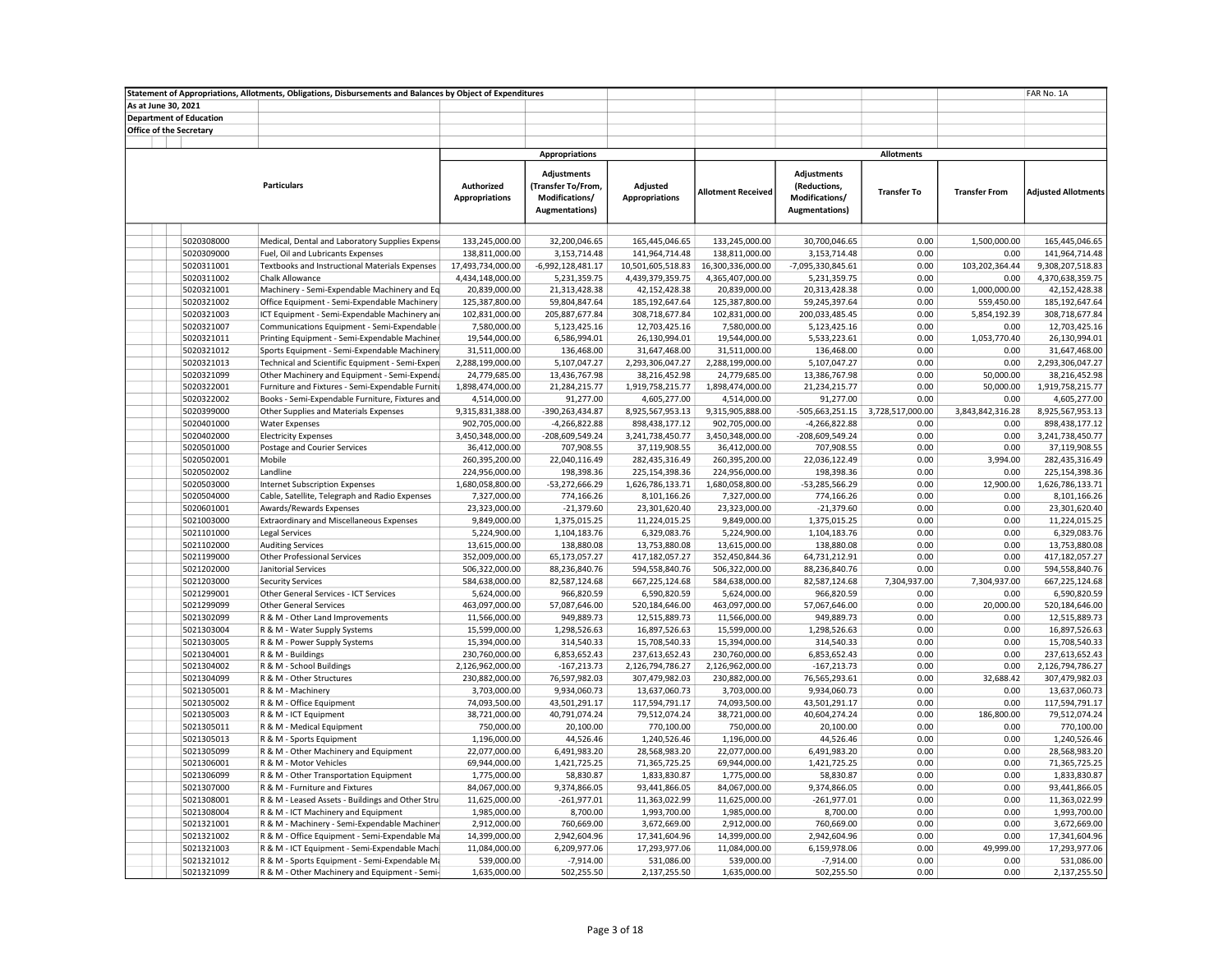Statement of Appropriations, Allotments, Obligations, Disbursements and Balances by Object of Expenditures

FAR No. 1A

As at June 30, 2021

Department of Education

Office of the Secretary

| | Particulars | Appropriations | | | Allotments | | | | |
|---|---|---|---|---|---|---|---|---|---|
| | | Authorized Appropriations | Adjustments (Transfer To/From, Modifications/ Augmentations) | Adjusted Appropriations | Allotment Received | Adjustments (Reductions, Modifications/ Augmentations) | Transfer To | Transfer From | Adjusted Allotments |
| 5020308000 | Medical, Dental and Laboratory Supplies Expense | 133,245,000.00 | 32,200,046.65 | 165,445,046.65 | 133,245,000.00 | 30,700,046.65 | 0.00 | 1,500,000.00 | 165,445,046.65 |
| 5020309000 | Fuel, Oil and Lubricants Expenses | 138,811,000.00 | 3,153,714.48 | 141,964,714.48 | 138,811,000.00 | 3,153,714.48 | 0.00 | 0.00 | 141,964,714.48 |
| 5020311001 | Textbooks and Instructional Materials Expenses | 17,493,734,000.00 | -6,992,128,481.17 | 10,501,605,518.83 | 16,300,336,000.00 | -7,095,330,845.61 | 0.00 | 103,202,364.44 | 9,308,207,518.83 |
| 5020311002 | Chalk Allowance | 4,434,148,000.00 | 5,231,359.75 | 4,439,379,359.75 | 4,365,407,000.00 | 5,231,359.75 | 0.00 | 0.00 | 4,370,638,359.75 |
| 5020321001 | Machinery - Semi-Expendable Machinery and Eq | 20,839,000.00 | 21,313,428.38 | 42,152,428.38 | 20,839,000.00 | 20,313,428.38 | 0.00 | 1,000,000.00 | 42,152,428.38 |
| 5020321002 | Office Equipment - Semi-Expendable Machinery | 125,387,800.00 | 59,804,847.64 | 185,192,647.64 | 125,387,800.00 | 59,245,397.64 | 0.00 | 559,450.00 | 185,192,647.64 |
| 5020321003 | ICT Equipment - Semi-Expendable Machinery an | 102,831,000.00 | 205,887,677.84 | 308,718,677.84 | 102,831,000.00 | 200,033,485.45 | 0.00 | 5,854,192.39 | 308,718,677.84 |
| 5020321007 | Communications Equipment - Semi-Expendable | 7,580,000.00 | 5,123,425.16 | 12,703,425.16 | 7,580,000.00 | 5,123,425.16 | 0.00 | 0.00 | 12,703,425.16 |
| 5020321011 | Printing Equipment - Semi-Expendable Machiner | 19,544,000.00 | 6,586,994.01 | 26,130,994.01 | 19,544,000.00 | 5,533,223.61 | 0.00 | 1,053,770.40 | 26,130,994.01 |
| 5020321012 | Sports Equipment - Semi-Expendable Machinery | 31,511,000.00 | 136,468.00 | 31,647,468.00 | 31,511,000.00 | 136,468.00 | 0.00 | 0.00 | 31,647,468.00 |
| 5020321013 | Technical and Scientific Equipment - Semi-Expen | 2,288,199,000.00 | 5,107,047.27 | 2,293,306,047.27 | 2,288,199,000.00 | 5,107,047.27 | 0.00 | 0.00 | 2,293,306,047.27 |
| 5020321099 | Other Machinery and Equipment - Semi-Expenda | 24,779,685.00 | 13,436,767.98 | 38,216,452.98 | 24,779,685.00 | 13,386,767.98 | 0.00 | 50,000.00 | 38,216,452.98 |
| 5020322001 | Furniture and Fixtures - Semi-Expendable Furnitu | 1,898,474,000.00 | 21,284,215.77 | 1,919,758,215.77 | 1,898,474,000.00 | 21,234,215.77 | 0.00 | 50,000.00 | 1,919,758,215.77 |
| 5020322002 | Books - Semi-Expendable Furniture, Fixtures and | 4,514,000.00 | 91,277.00 | 4,605,277.00 | 4,514,000.00 | 91,277.00 | 0.00 | 0.00 | 4,605,277.00 |
| 5020399000 | Other Supplies and Materials Expenses | 9,315,831,388.00 | -390,263,434.87 | 8,925,567,953.13 | 9,315,905,888.00 | -505,663,251.15 | 3,728,517,000.00 | 3,843,842,316.28 | 8,925,567,953.13 |
| 5020401000 | Water Expenses | 902,705,000.00 | -4,266,822.88 | 898,438,177.12 | 902,705,000.00 | -4,266,822.88 | 0.00 | 0.00 | 898,438,177.12 |
| 5020402000 | Electricity Expenses | 3,450,348,000.00 | -208,609,549.24 | 3,241,738,450.77 | 3,450,348,000.00 | -208,609,549.24 | 0.00 | 0.00 | 3,241,738,450.77 |
| 5020501000 | Postage and Courier Services | 36,412,000.00 | 707,908.55 | 37,119,908.55 | 36,412,000.00 | 707,908.55 | 0.00 | 0.00 | 37,119,908.55 |
| 5020502001 | Mobile | 260,395,200.00 | 22,040,116.49 | 282,435,316.49 | 260,395,200.00 | 22,036,122.49 | 0.00 | 3,994.00 | 282,435,316.49 |
| 5020502002 | Landline | 224,956,000.00 | 198,398.36 | 225,154,398.36 | 224,956,000.00 | 198,398.36 | 0.00 | 0.00 | 225,154,398.36 |
| 5020503000 | Internet Subscription Expenses | 1,680,058,800.00 | -53,272,666.29 | 1,626,786,133.71 | 1,680,058,800.00 | -53,285,566.29 | 0.00 | 12,900.00 | 1,626,786,133.71 |
| 5020504000 | Cable, Satellite, Telegraph and Radio Expenses | 7,327,000.00 | 774,166.26 | 8,101,166.26 | 7,327,000.00 | 774,166.26 | 0.00 | 0.00 | 8,101,166.26 |
| 5020601001 | Awards/Rewards Expenses | 23,323,000.00 | -21,379.60 | 23,301,620.40 | 23,323,000.00 | -21,379.60 | 0.00 | 0.00 | 23,301,620.40 |
| 5021003000 | Extraordinary and Miscellaneous Expenses | 9,849,000.00 | 1,375,015.25 | 11,224,015.25 | 9,849,000.00 | 1,375,015.25 | 0.00 | 0.00 | 11,224,015.25 |
| 5021101000 | Legal Services | 5,224,900.00 | 1,104,183.76 | 6,329,083.76 | 5,224,900.00 | 1,104,183.76 | 0.00 | 0.00 | 6,329,083.76 |
| 5021102000 | Auditing Services | 13,615,000.00 | 138,880.08 | 13,753,880.08 | 13,615,000.00 | 138,880.08 | 0.00 | 0.00 | 13,753,880.08 |
| 5021199000 | Other Professional Services | 352,009,000.00 | 65,173,057.27 | 417,182,057.27 | 352,450,844.36 | 64,731,212.91 | 0.00 | 0.00 | 417,182,057.27 |
| 5021202000 | Janitorial Services | 506,322,000.00 | 88,236,840.76 | 594,558,840.76 | 506,322,000.00 | 88,236,840.76 | 0.00 | 0.00 | 594,558,840.76 |
| 5021203000 | Security Services | 584,638,000.00 | 82,587,124.68 | 667,225,124.68 | 584,638,000.00 | 82,587,124.68 | 7,304,937.00 | 7,304,937.00 | 667,225,124.68 |
| 5021299001 | Other General Services - ICT Services | 5,624,000.00 | 966,820.59 | 6,590,820.59 | 5,624,000.00 | 966,820.59 | 0.00 | 0.00 | 6,590,820.59 |
| 5021299099 | Other General Services | 463,097,000.00 | 57,087,646.00 | 520,184,646.00 | 463,097,000.00 | 57,067,646.00 | 0.00 | 20,000.00 | 520,184,646.00 |
| 5021302099 | R & M - Other Land Improvements | 11,566,000.00 | 949,889.73 | 12,515,889.73 | 11,566,000.00 | 949,889.73 | 0.00 | 0.00 | 12,515,889.73 |
| 5021303004 | R & M - Water Supply Systems | 15,599,000.00 | 1,298,526.63 | 16,897,526.63 | 15,599,000.00 | 1,298,526.63 | 0.00 | 0.00 | 16,897,526.63 |
| 5021303005 | R & M - Power Supply Systems | 15,394,000.00 | 314,540.33 | 15,708,540.33 | 15,394,000.00 | 314,540.33 | 0.00 | 0.00 | 15,708,540.33 |
| 5021304001 | R & M - Buildings | 230,760,000.00 | 6,853,652.43 | 237,613,652.43 | 230,760,000.00 | 6,853,652.43 | 0.00 | 0.00 | 237,613,652.43 |
| 5021304002 | R & M - School Buildings | 2,126,962,000.00 | -167,213.73 | 2,126,794,786.27 | 2,126,962,000.00 | -167,213.73 | 0.00 | 0.00 | 2,126,794,786.27 |
| 5021304099 | R & M - Other Structures | 230,882,000.00 | 76,597,982.03 | 307,479,982.03 | 230,882,000.00 | 76,565,293.61 | 0.00 | 32,688.42 | 307,479,982.03 |
| 5021305001 | R & M - Machinery | 3,703,000.00 | 9,934,060.73 | 13,637,060.73 | 3,703,000.00 | 9,934,060.73 | 0.00 | 0.00 | 13,637,060.73 |
| 5021305002 | R & M - Office Equipment | 74,093,500.00 | 43,501,291.17 | 117,594,791.17 | 74,093,500.00 | 43,501,291.17 | 0.00 | 0.00 | 117,594,791.17 |
| 5021305003 | R & M - ICT Equipment | 38,721,000.00 | 40,791,074.24 | 79,512,074.24 | 38,721,000.00 | 40,604,274.24 | 0.00 | 186,800.00 | 79,512,074.24 |
| 5021305011 | R & M - Medical Equipment | 750,000.00 | 20,100.00 | 770,100.00 | 750,000.00 | 20,100.00 | 0.00 | 0.00 | 770,100.00 |
| 5021305013 | R & M - Sports Equipment | 1,196,000.00 | 44,526.46 | 1,240,526.46 | 1,196,000.00 | 44,526.46 | 0.00 | 0.00 | 1,240,526.46 |
| 5021305099 | R & M - Other Machinery and Equipment | 22,077,000.00 | 6,491,983.20 | 28,568,983.20 | 22,077,000.00 | 6,491,983.20 | 0.00 | 0.00 | 28,568,983.20 |
| 5021306001 | R & M - Motor Vehicles | 69,944,000.00 | 1,421,725.25 | 71,365,725.25 | 69,944,000.00 | 1,421,725.25 | 0.00 | 0.00 | 71,365,725.25 |
| 5021306099 | R & M - Other Transportation Equipment | 1,775,000.00 | 58,830.87 | 1,833,830.87 | 1,775,000.00 | 58,830.87 | 0.00 | 0.00 | 1,833,830.87 |
| 5021307000 | R & M - Furniture and Fixtures | 84,067,000.00 | 9,374,866.05 | 93,441,866.05 | 84,067,000.00 | 9,374,866.05 | 0.00 | 0.00 | 93,441,866.05 |
| 5021308001 | R & M - Leased Assets - Buildings and Other Stru | 11,625,000.00 | -261,977.01 | 11,363,022.99 | 11,625,000.00 | -261,977.01 | 0.00 | 0.00 | 11,363,022.99 |
| 5021308004 | R & M - ICT Machinery and Equipment | 1,985,000.00 | 8,700.00 | 1,993,700.00 | 1,985,000.00 | 8,700.00 | 0.00 | 0.00 | 1,993,700.00 |
| 5021321001 | R & M - Machinery - Semi-Expendable Machiner | 2,912,000.00 | 760,669.00 | 3,672,669.00 | 2,912,000.00 | 760,669.00 | 0.00 | 0.00 | 3,672,669.00 |
| 5021321002 | R & M - Office Equipment - Semi-Expendable Ma | 14,399,000.00 | 2,942,604.96 | 17,341,604.96 | 14,399,000.00 | 2,942,604.96 | 0.00 | 0.00 | 17,341,604.96 |
| 5021321003 | R & M - ICT Equipment - Semi-Expendable Machi | 11,084,000.00 | 6,209,977.06 | 17,293,977.06 | 11,084,000.00 | 6,159,978.06 | 0.00 | 49,999.00 | 17,293,977.06 |
| 5021321012 | R & M - Sports Equipment - Semi-Expendable Ma | 539,000.00 | -7,914.00 | 531,086.00 | 539,000.00 | -7,914.00 | 0.00 | 0.00 | 531,086.00 |
| 5021321099 | R & M - Other Machinery and Equipment - Semi- | 1,635,000.00 | 502,255.50 | 2,137,255.50 | 1,635,000.00 | 502,255.50 | 0.00 | 0.00 | 2,137,255.50 |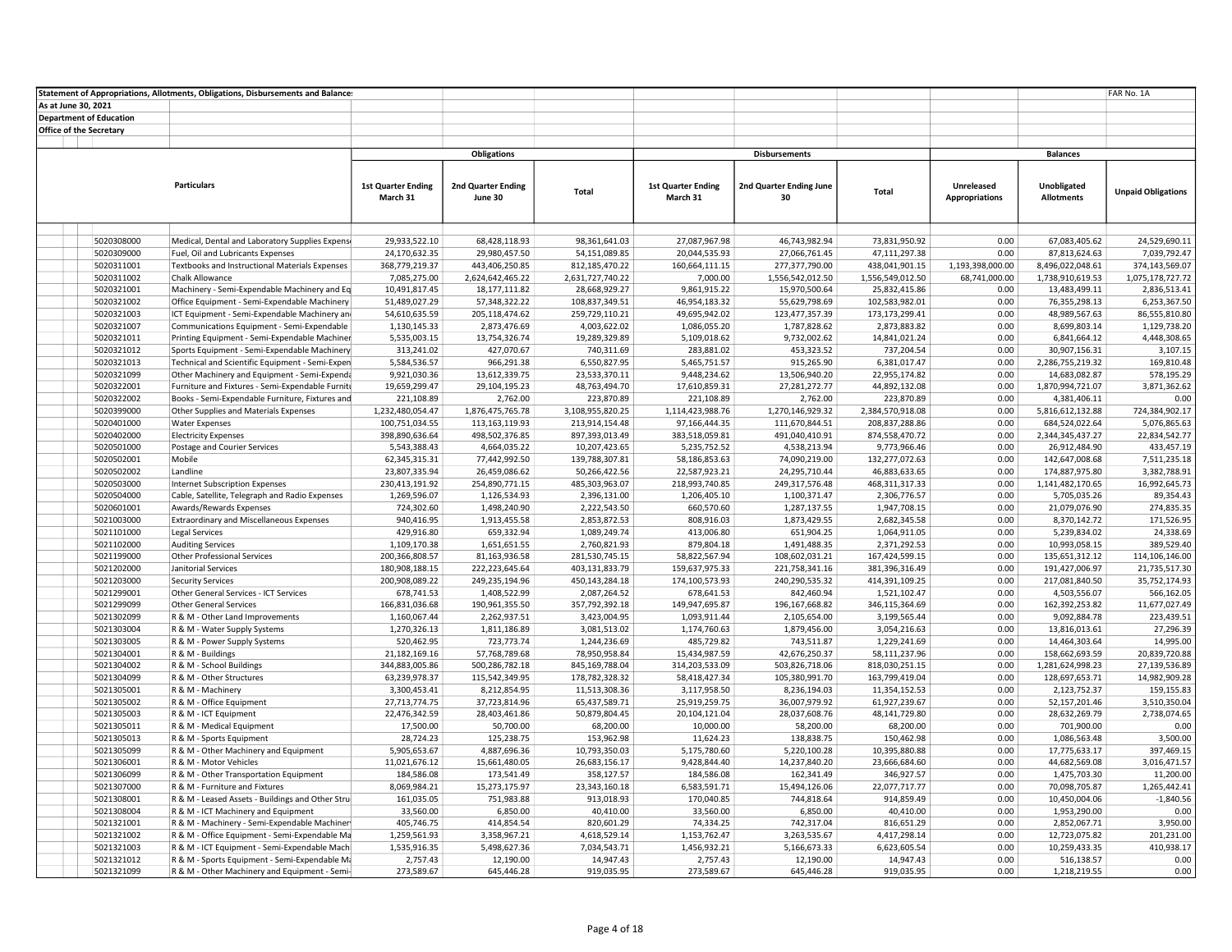Statement of Appropriations, Allotments, Obligations, Disbursements and Balances | FAR No. 1A

As at June 30, 2021

Department of Education

Office of the Secretary

| | Particulars | Obligations | | | Disbursements | | | Balances | | |
|---|---|---|---|---|---|---|---|---|---|---|
| | | 1st Quarter Ending March 31 | 2nd Quarter Ending June 30 | Total | 1st Quarter Ending March 31 | 2nd Quarter Ending June 30 | Total | Unreleased Appropriations | Unobligated Allotments | Unpaid Obligations |
| 5020308000 | Medical, Dental and Laboratory Supplies Expens | 29,933,522.10 | 68,428,118.93 | 98,361,641.03 | 27,087,967.98 | 46,743,982.94 | 73,831,950.92 | 0.00 | 67,083,405.62 | 24,529,690.11 |
| 5020309000 | Fuel, Oil and Lubricants Expenses | 24,170,632.35 | 29,980,457.50 | 54,151,089.85 | 20,044,535.93 | 27,066,761.45 | 47,111,297.38 | 0.00 | 87,813,624.63 | 7,039,792.47 |
| 5020311001 | Textbooks and Instructional Materials Expenses | 368,779,219.37 | 443,406,250.85 | 812,185,470.22 | 160,664,111.15 | 277,377,790.00 | 438,041,901.15 | 1,193,398,000.00 | 8,496,022,048.61 | 374,143,569.07 |
| 5020311002 | Chalk Allowance | 7,085,275.00 | 2,624,642,465.22 | 2,631,727,740.22 | 7,000.00 | 1,556,542,012.50 | 1,556,549,012.50 | 68,741,000.00 | 1,738,910,619.53 | 1,075,178,727.72 |
| 5020321001 | Machinery - Semi-Expendable Machinery and Eq | 10,491,817.45 | 18,177,111.82 | 28,668,929.27 | 9,861,915.22 | 15,970,500.64 | 25,832,415.86 | 0.00 | 13,483,499.11 | 2,836,513.41 |
| 5020321002 | Office Equipment - Semi-Expendable Machinery | 51,489,027.29 | 57,348,322.22 | 108,837,349.51 | 46,954,183.32 | 55,629,798.69 | 102,583,982.01 | 0.00 | 76,355,298.13 | 6,253,367.50 |
| 5020321003 | ICT Equipment - Semi-Expendable Machinery an | 54,610,635.59 | 205,118,474.62 | 259,729,110.21 | 49,695,942.02 | 123,477,357.39 | 173,173,299.41 | 0.00 | 48,989,567.63 | 86,555,810.80 |
| 5020321007 | Communications Equipment - Semi-Expendable | 1,130,145.33 | 2,873,476.69 | 4,003,622.02 | 1,086,055.20 | 1,787,828.62 | 2,873,883.82 | 0.00 | 8,699,803.14 | 1,129,738.20 |
| 5020321011 | Printing Equipment - Semi-Expendable Machiner | 5,535,003.15 | 13,754,326.74 | 19,289,329.89 | 5,109,018.62 | 9,732,002.62 | 14,841,021.24 | 0.00 | 6,841,664.12 | 4,448,308.65 |
| 5020321012 | Sports Equipment - Semi-Expendable Machinery | 313,241.02 | 427,070.67 | 740,311.69 | 283,881.02 | 453,323.52 | 737,204.54 | 0.00 | 30,907,156.31 | 3,107.15 |
| 5020321013 | Technical and Scientific Equipment - Semi-Expen | 5,584,536.57 | 966,291.38 | 6,550,827.95 | 5,465,751.57 | 915,265.90 | 6,381,017.47 | 0.00 | 2,286,755,219.32 | 169,810.48 |
| 5020321099 | Other Machinery and Equipment - Semi-Expenda | 9,921,030.36 | 13,612,339.75 | 23,533,370.11 | 9,448,234.62 | 13,506,940.20 | 22,955,174.82 | 0.00 | 14,683,082.87 | 578,195.29 |
| 5020322001 | Furniture and Fixtures - Semi-Expendable Furnitu | 19,659,299.47 | 29,104,195.23 | 48,763,494.70 | 17,610,859.31 | 27,281,272.77 | 44,892,132.08 | 0.00 | 1,870,994,721.07 | 3,871,362.62 |
| 5020322002 | Books - Semi-Expendable Furniture, Fixtures and | 221,108.89 | 2,762.00 | 223,870.89 | 221,108.89 | 2,762.00 | 223,870.89 | 0.00 | 4,381,406.11 | 0.00 |
| 5020399000 | Other Supplies and Materials Expenses | 1,232,480,054.47 | 1,876,475,765.78 | 3,108,955,820.25 | 1,114,423,988.76 | 1,270,146,929.32 | 2,384,570,918.08 | 0.00 | 5,816,612,132.88 | 724,384,902.17 |
| 5020401000 | Water Expenses | 100,751,034.55 | 113,163,119.93 | 213,914,154.48 | 97,166,444.35 | 111,670,844.51 | 208,837,288.86 | 0.00 | 684,524,022.64 | 5,076,865.63 |
| 5020402000 | Electricity Expenses | 398,890,636.64 | 498,502,376.85 | 897,393,013.49 | 383,518,059.81 | 491,040,410.91 | 874,558,470.72 | 0.00 | 2,344,345,437.27 | 22,834,542.77 |
| 5020501000 | Postage and Courier Services | 5,543,388.43 | 4,664,035.22 | 10,207,423.65 | 5,235,752.52 | 4,538,213.94 | 9,773,966.46 | 0.00 | 26,912,484.90 | 433,457.19 |
| 5020502001 | Mobile | 62,345,315.31 | 77,442,992.50 | 139,788,307.81 | 58,186,853.63 | 74,090,219.00 | 132,277,072.63 | 0.00 | 142,647,008.68 | 7,511,235.18 |
| 5020502002 | Landline | 23,807,335.94 | 26,459,086.62 | 50,266,422.56 | 22,587,923.21 | 24,295,710.44 | 46,883,633.65 | 0.00 | 174,887,975.80 | 3,382,788.91 |
| 5020503000 | Internet Subscription Expenses | 230,413,191.92 | 254,890,771.15 | 485,303,963.07 | 218,993,740.85 | 249,317,576.48 | 468,311,317.33 | 0.00 | 1,141,482,170.65 | 16,992,645.73 |
| 5020504000 | Cable, Satellite, Telegraph and Radio Expenses | 1,269,596.07 | 1,126,534.93 | 2,396,131.00 | 1,206,405.10 | 1,100,371.47 | 2,306,776.57 | 0.00 | 5,705,035.26 | 89,354.43 |
| 5020601001 | Awards/Rewards Expenses | 724,302.60 | 1,498,240.90 | 2,222,543.50 | 660,570.60 | 1,287,137.55 | 1,947,708.15 | 0.00 | 21,079,076.90 | 274,835.35 |
| 5021003000 | Extraordinary and Miscellaneous Expenses | 940,416.95 | 1,913,455.58 | 2,853,872.53 | 808,916.03 | 1,873,429.55 | 2,682,345.58 | 0.00 | 8,370,142.72 | 171,526.95 |
| 5021101000 | Legal Services | 429,916.80 | 659,332.94 | 1,089,249.74 | 413,006.80 | 651,904.25 | 1,064,911.05 | 0.00 | 5,239,834.02 | 24,338.69 |
| 5021102000 | Auditing Services | 1,109,170.38 | 1,651,651.55 | 2,760,821.93 | 879,804.18 | 1,491,488.35 | 2,371,292.53 | 0.00 | 10,993,058.15 | 389,529.40 |
| 5021199000 | Other Professional Services | 200,366,808.57 | 81,163,936.58 | 281,530,745.15 | 58,822,567.94 | 108,602,031.21 | 167,424,599.15 | 0.00 | 135,651,312.12 | 114,106,146.00 |
| 5021202000 | Janitorial Services | 180,908,188.15 | 222,223,645.64 | 403,131,833.79 | 159,637,975.33 | 221,758,341.16 | 381,396,316.49 | 0.00 | 191,427,006.97 | 21,735,517.30 |
| 5021203000 | Security Services | 200,908,089.22 | 249,235,194.96 | 450,143,284.18 | 174,100,573.93 | 240,290,535.32 | 414,391,109.25 | 0.00 | 217,081,840.50 | 35,752,174.93 |
| 5021299001 | Other General Services - ICT Services | 678,741.53 | 1,408,522.99 | 2,087,264.52 | 678,641.53 | 842,460.94 | 1,521,102.47 | 0.00 | 4,503,556.07 | 566,162.05 |
| 5021299099 | Other General Services | 166,831,036.68 | 190,961,355.50 | 357,792,392.18 | 149,947,695.87 | 196,167,668.82 | 346,115,364.69 | 0.00 | 162,392,253.82 | 11,677,027.49 |
| 5021302099 | R & M - Other Land Improvements | 1,160,067.44 | 2,262,937.51 | 3,423,004.95 | 1,093,911.44 | 2,105,654.00 | 3,199,565.44 | 0.00 | 9,092,884.78 | 223,439.51 |
| 5021303004 | R & M - Water Supply Systems | 1,270,326.13 | 1,811,186.89 | 3,081,513.02 | 1,174,760.63 | 1,879,456.00 | 3,054,216.63 | 0.00 | 13,816,013.61 | 27,296.39 |
| 5021303005 | R & M - Power Supply Systems | 520,462.95 | 723,773.74 | 1,244,236.69 | 485,729.82 | 743,511.87 | 1,229,241.69 | 0.00 | 14,464,303.64 | 14,995.00 |
| 5021304001 | R & M - Buildings | 21,182,169.16 | 57,768,789.68 | 78,950,958.84 | 15,434,987.59 | 42,676,250.37 | 58,111,237.96 | 0.00 | 158,662,693.59 | 20,839,720.88 |
| 5021304002 | R & M - School Buildings | 344,883,005.86 | 500,286,782.18 | 845,169,788.04 | 314,203,533.09 | 503,826,718.06 | 818,030,251.15 | 0.00 | 1,281,624,998.23 | 27,139,536.89 |
| 5021304099 | R & M - Other Structures | 63,239,978.37 | 115,542,349.95 | 178,782,328.32 | 58,418,427.34 | 105,380,991.70 | 163,799,419.04 | 0.00 | 128,697,653.71 | 14,982,909.28 |
| 5021305001 | R & M - Machinery | 3,300,453.41 | 8,212,854.95 | 11,513,308.36 | 3,117,958.50 | 8,236,194.03 | 11,354,152.53 | 0.00 | 2,123,752.37 | 159,155.83 |
| 5021305002 | R & M - Office Equipment | 27,713,774.75 | 37,723,814.96 | 65,437,589.71 | 25,919,259.75 | 36,007,979.92 | 61,927,239.67 | 0.00 | 52,157,201.46 | 3,510,350.04 |
| 5021305003 | R & M - ICT Equipment | 22,476,342.59 | 28,403,461.86 | 50,879,804.45 | 20,104,121.04 | 28,037,608.76 | 48,141,729.80 | 0.00 | 28,632,269.79 | 2,738,074.65 |
| 5021305011 | R & M - Medical Equipment | 17,500.00 | 50,700.00 | 68,200.00 | 10,000.00 | 58,200.00 | 68,200.00 | 0.00 | 701,900.00 | 0.00 |
| 5021305013 | R & M - Sports Equipment | 28,724.23 | 125,238.75 | 153,962.98 | 11,624.23 | 138,838.75 | 150,462.98 | 0.00 | 1,086,563.48 | 3,500.00 |
| 5021305099 | R & M - Other Machinery and Equipment | 5,905,653.67 | 4,887,696.36 | 10,793,350.03 | 5,175,780.60 | 5,220,100.28 | 10,395,880.88 | 0.00 | 17,775,633.17 | 397,469.15 |
| 5021306001 | R & M - Motor Vehicles | 11,021,676.12 | 15,661,480.05 | 26,683,156.17 | 9,428,844.40 | 14,237,840.20 | 23,666,684.60 | 0.00 | 44,682,569.08 | 3,016,471.57 |
| 5021306099 | R & M - Other Transportation Equipment | 184,586.08 | 173,541.49 | 358,127.57 | 184,586.08 | 162,341.49 | 346,927.57 | 0.00 | 1,475,703.30 | 11,200.00 |
| 5021307000 | R & M - Furniture and Fixtures | 8,069,984.21 | 15,273,175.97 | 23,343,160.18 | 6,583,591.71 | 15,494,126.06 | 22,077,717.77 | 0.00 | 70,098,705.87 | 1,265,442.41 |
| 5021308001 | R & M - Leased Assets - Buildings and Other Stru | 161,035.05 | 751,983.88 | 913,018.93 | 170,040.85 | 744,818.64 | 914,859.49 | 0.00 | 10,450,004.06 | -1,840.56 |
| 5021308004 | R & M - ICT Machinery and Equipment | 33,560.00 | 6,850.00 | 40,410.00 | 33,560.00 | 6,850.00 | 40,410.00 | 0.00 | 1,953,290.00 | 0.00 |
| 5021321001 | R & M - Machinery - Semi-Expendable Machiner | 405,746.75 | 414,854.54 | 820,601.29 | 74,334.25 | 742,317.04 | 816,651.29 | 0.00 | 2,852,067.71 | 3,950.00 |
| 5021321002 | R & M - Office Equipment - Semi-Expendable Ma | 1,259,561.93 | 3,358,967.21 | 4,618,529.14 | 1,153,762.47 | 3,263,535.67 | 4,417,298.14 | 0.00 | 12,723,075.82 | 201,231.00 |
| 5021321003 | R & M - ICT Equipment - Semi-Expendable Mach | 1,535,916.35 | 5,498,627.36 | 7,034,543.71 | 1,456,932.21 | 5,166,673.33 | 6,623,605.54 | 0.00 | 10,259,433.35 | 410,938.17 |
| 5021321012 | R & M - Sports Equipment - Semi-Expendable Ma | 2,757.43 | 12,190.00 | 14,947.43 | 2,757.43 | 12,190.00 | 14,947.43 | 0.00 | 516,138.57 | 0.00 |
| 5021321099 | R & M - Other Machinery and Equipment - Semi- | 273,589.67 | 645,446.28 | 919,035.95 | 273,589.67 | 645,446.28 | 919,035.95 | 0.00 | 1,218,219.55 | 0.00 |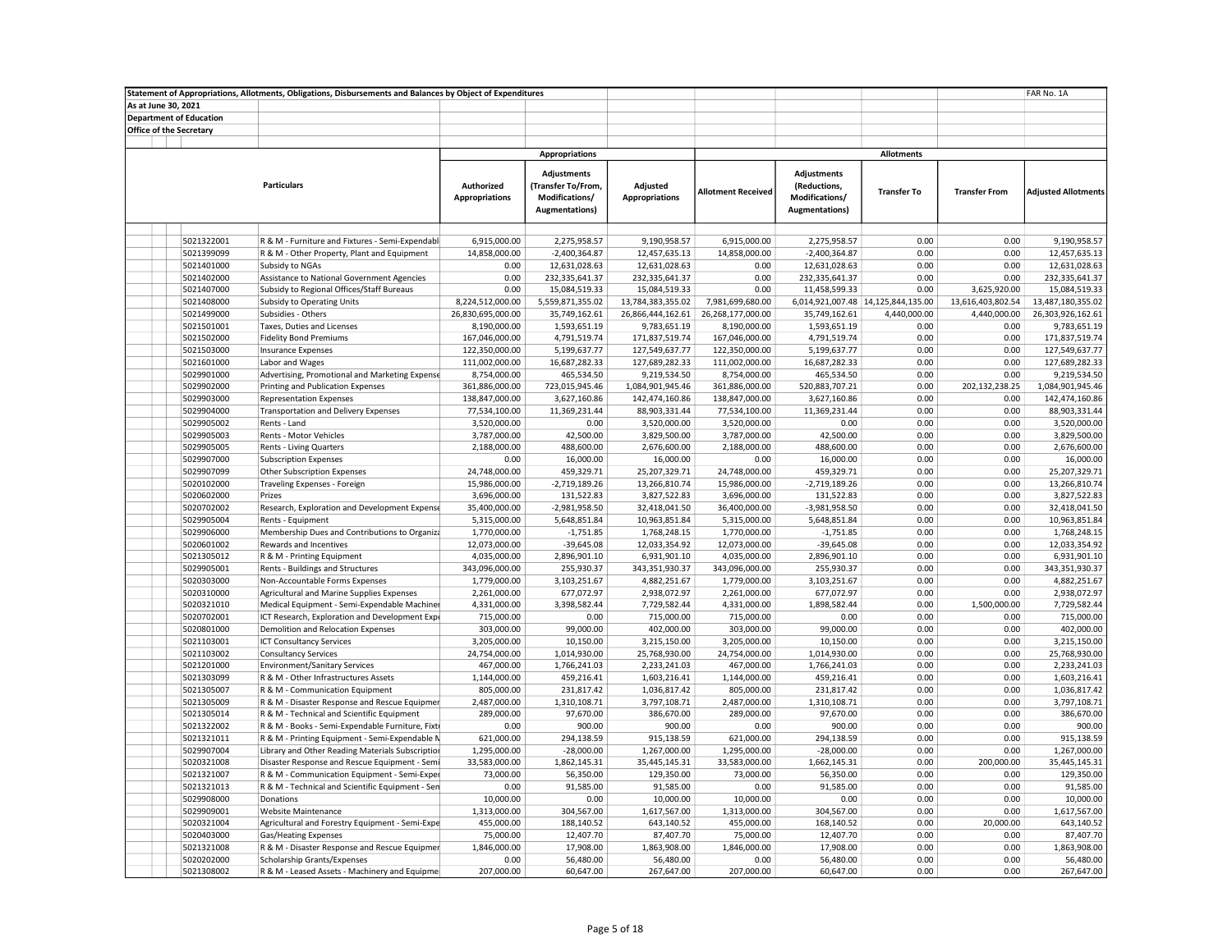Statement of Appropriations, Allotments, Obligations, Disbursements and Balances by Object of Expenditures

FAR No. 1A

As at June 30, 2021

Department of Education

Office of the Secretary

| | Particulars | Appropriations | | | Allotments | | | | |
|---|---|---|---|---|---|---|---|---|---|
| | | Authorized Appropriations | Adjustments (Transfer To/From, Modifications/ Augmentations) | Adjusted Appropriations | Allotment Received | Adjustments (Reductions, Modifications/ Augmentations) | Transfer To | Transfer From | Adjusted Allotments |
| 5021322001 | R & M - Furniture and Fixtures - Semi-Expendabl | 6,915,000.00 | 2,275,958.57 | 9,190,958.57 | 6,915,000.00 | 2,275,958.57 | 0.00 | 0.00 | 9,190,958.57 |
| 5021399099 | R & M - Other Property, Plant and Equipment | 14,858,000.00 | -2,400,364.87 | 12,457,635.13 | 14,858,000.00 | -2,400,364.87 | 0.00 | 0.00 | 12,457,635.13 |
| 5021401000 | Subsidy to NGAs | 0.00 | 12,631,028.63 | 12,631,028.63 | 0.00 | 12,631,028.63 | 0.00 | 0.00 | 12,631,028.63 |
| 5021402000 | Assistance to National Government Agencies | 0.00 | 232,335,641.37 | 232,335,641.37 | 0.00 | 232,335,641.37 | 0.00 | 0.00 | 232,335,641.37 |
| 5021407000 | Subsidy to Regional Offices/Staff Bureaus | 0.00 | 15,084,519.33 | 15,084,519.33 | 0.00 | 11,458,599.33 | 0.00 | 3,625,920.00 | 15,084,519.33 |
| 5021408000 | Subsidy to Operating Units | 8,224,512,000.00 | 5,559,871,355.02 | 13,784,383,355.02 | 7,981,699,680.00 | 6,014,921,007.48 | 14,125,844,135.00 | 13,616,403,802.54 | 13,487,180,355.02 |
| 5021499000 | Subsidies - Others | 26,830,695,000.00 | 35,749,162.61 | 26,866,444,162.61 | 26,268,177,000.00 | 35,749,162.61 | 4,440,000.00 | 4,440,000.00 | 26,303,926,162.61 |
| 5021501001 | Taxes, Duties and Licenses | 8,190,000.00 | 1,593,651.19 | 9,783,651.19 | 8,190,000.00 | 1,593,651.19 | 0.00 | 0.00 | 9,783,651.19 |
| 5021502000 | Fidelity Bond Premiums | 167,046,000.00 | 4,791,519.74 | 171,837,519.74 | 167,046,000.00 | 4,791,519.74 | 0.00 | 0.00 | 171,837,519.74 |
| 5021503000 | Insurance Expenses | 122,350,000.00 | 5,199,637.77 | 127,549,637.77 | 122,350,000.00 | 5,199,637.77 | 0.00 | 0.00 | 127,549,637.77 |
| 5021601000 | Labor and Wages | 111,002,000.00 | 16,687,282.33 | 127,689,282.33 | 111,002,000.00 | 16,687,282.33 | 0.00 | 0.00 | 127,689,282.33 |
| 5029901000 | Advertising, Promotional and Marketing Expense | 8,754,000.00 | 465,534.50 | 9,219,534.50 | 8,754,000.00 | 465,534.50 | 0.00 | 0.00 | 9,219,534.50 |
| 5029902000 | Printing and Publication Expenses | 361,886,000.00 | 723,015,945.46 | 1,084,901,945.46 | 361,886,000.00 | 520,883,707.21 | 0.00 | 202,132,238.25 | 1,084,901,945.46 |
| 5029903000 | Representation Expenses | 138,847,000.00 | 3,627,160.86 | 142,474,160.86 | 138,847,000.00 | 3,627,160.86 | 0.00 | 0.00 | 142,474,160.86 |
| 5029904000 | Transportation and Delivery Expenses | 77,534,100.00 | 11,369,231.44 | 88,903,331.44 | 77,534,100.00 | 11,369,231.44 | 0.00 | 0.00 | 88,903,331.44 |
| 5029905002 | Rents - Land | 3,520,000.00 | 0.00 | 3,520,000.00 | 3,520,000.00 | 0.00 | 0.00 | 0.00 | 3,520,000.00 |
| 5029905003 | Rents - Motor Vehicles | 3,787,000.00 | 42,500.00 | 3,829,500.00 | 3,787,000.00 | 42,500.00 | 0.00 | 0.00 | 3,829,500.00 |
| 5029905005 | Rents - Living Quarters | 2,188,000.00 | 488,600.00 | 2,676,600.00 | 2,188,000.00 | 488,600.00 | 0.00 | 0.00 | 2,676,600.00 |
| 5029907000 | Subscription Expenses | 0.00 | 16,000.00 | 16,000.00 | 0.00 | 16,000.00 | 0.00 | 0.00 | 16,000.00 |
| 5029907099 | Other Subscription Expenses | 24,748,000.00 | 459,329.71 | 25,207,329.71 | 24,748,000.00 | 459,329.71 | 0.00 | 0.00 | 25,207,329.71 |
| 5020102000 | Traveling Expenses - Foreign | 15,986,000.00 | -2,719,189.26 | 13,266,810.74 | 15,986,000.00 | -2,719,189.26 | 0.00 | 0.00 | 13,266,810.74 |
| 5020602000 | Prizes | 3,696,000.00 | 131,522.83 | 3,827,522.83 | 3,696,000.00 | 131,522.83 | 0.00 | 0.00 | 3,827,522.83 |
| 5020702002 | Research, Exploration and Development Expense | 35,400,000.00 | -2,981,958.50 | 32,418,041.50 | 36,400,000.00 | -3,981,958.50 | 0.00 | 0.00 | 32,418,041.50 |
| 5029905004 | Rents - Equipment | 5,315,000.00 | 5,648,851.84 | 10,963,851.84 | 5,315,000.00 | 5,648,851.84 | 0.00 | 0.00 | 10,963,851.84 |
| 5029906000 | Membership Dues and Contributions to Organiza | 1,770,000.00 | -1,751.85 | 1,768,248.15 | 1,770,000.00 | -1,751.85 | 0.00 | 0.00 | 1,768,248.15 |
| 5020601002 | Rewards and Incentives | 12,073,000.00 | -39,645.08 | 12,033,354.92 | 12,073,000.00 | -39,645.08 | 0.00 | 0.00 | 12,033,354.92 |
| 5021305012 | R & M - Printing Equipment | 4,035,000.00 | 2,896,901.10 | 6,931,901.10 | 4,035,000.00 | 2,896,901.10 | 0.00 | 0.00 | 6,931,901.10 |
| 5029905001 | Rents - Buildings and Structures | 343,096,000.00 | 255,930.37 | 343,351,930.37 | 343,096,000.00 | 255,930.37 | 0.00 | 0.00 | 343,351,930.37 |
| 5020303000 | Non-Accountable Forms Expenses | 1,779,000.00 | 3,103,251.67 | 4,882,251.67 | 1,779,000.00 | 3,103,251.67 | 0.00 | 0.00 | 4,882,251.67 |
| 5020310000 | Agricultural and Marine Supplies Expenses | 2,261,000.00 | 677,072.97 | 2,938,072.97 | 2,261,000.00 | 677,072.97 | 0.00 | 0.00 | 2,938,072.97 |
| 5020321010 | Medical Equipment - Semi-Expendable Machiner | 4,331,000.00 | 3,398,582.44 | 7,729,582.44 | 4,331,000.00 | 1,898,582.44 | 0.00 | 1,500,000.00 | 7,729,582.44 |
| 5020702001 | ICT Research, Exploration and Development Expe | 715,000.00 | 0.00 | 715,000.00 | 715,000.00 | 0.00 | 0.00 | 0.00 | 715,000.00 |
| 5020801000 | Demolition and Relocation Expenses | 303,000.00 | 99,000.00 | 402,000.00 | 303,000.00 | 99,000.00 | 0.00 | 0.00 | 402,000.00 |
| 5021103001 | ICT Consultancy Services | 3,205,000.00 | 10,150.00 | 3,215,150.00 | 3,205,000.00 | 10,150.00 | 0.00 | 0.00 | 3,215,150.00 |
| 5021103002 | Consultancy Services | 24,754,000.00 | 1,014,930.00 | 25,768,930.00 | 24,754,000.00 | 1,014,930.00 | 0.00 | 0.00 | 25,768,930.00 |
| 5021201000 | Environment/Sanitary Services | 467,000.00 | 1,766,241.03 | 2,233,241.03 | 467,000.00 | 1,766,241.03 | 0.00 | 0.00 | 2,233,241.03 |
| 5021303099 | R & M - Other Infrastructures Assets | 1,144,000.00 | 459,216.41 | 1,603,216.41 | 1,144,000.00 | 459,216.41 | 0.00 | 0.00 | 1,603,216.41 |
| 5021305007 | R & M - Communication Equipment | 805,000.00 | 231,817.42 | 1,036,817.42 | 805,000.00 | 231,817.42 | 0.00 | 0.00 | 1,036,817.42 |
| 5021305009 | R & M - Disaster Response and Rescue Equipmer | 2,487,000.00 | 1,310,108.71 | 3,797,108.71 | 2,487,000.00 | 1,310,108.71 | 0.00 | 0.00 | 3,797,108.71 |
| 5021305014 | R & M - Technical and Scientific Equipment | 289,000.00 | 97,670.00 | 386,670.00 | 289,000.00 | 97,670.00 | 0.00 | 0.00 | 386,670.00 |
| 5021322002 | R & M - Books - Semi-Expendable Furniture, Fixt | 0.00 | 900.00 | 900.00 | 0.00 | 900.00 | 0.00 | 0.00 | 900.00 |
| 5021321011 | R & M - Printing Equipment - Semi-Expendable M | 621,000.00 | 294,138.59 | 915,138.59 | 621,000.00 | 294,138.59 | 0.00 | 0.00 | 915,138.59 |
| 5029907004 | Library and Other Reading Materials Subscriptio | 1,295,000.00 | -28,000.00 | 1,267,000.00 | 1,295,000.00 | -28,000.00 | 0.00 | 0.00 | 1,267,000.00 |
| 5020321008 | Disaster Response and Rescue Equipment - Semi | 33,583,000.00 | 1,862,145.31 | 35,445,145.31 | 33,583,000.00 | 1,662,145.31 | 0.00 | 200,000.00 | 35,445,145.31 |
| 5021321007 | R & M - Communication Equipment - Semi-Exper | 73,000.00 | 56,350.00 | 129,350.00 | 73,000.00 | 56,350.00 | 0.00 | 0.00 | 129,350.00 |
| 5021321013 | R & M - Technical and Scientific Equipment - Sen | 0.00 | 91,585.00 | 91,585.00 | 0.00 | 91,585.00 | 0.00 | 0.00 | 91,585.00 |
| 5029908000 | Donations | 10,000.00 | 0.00 | 10,000.00 | 10,000.00 | 0.00 | 0.00 | 0.00 | 10,000.00 |
| 5029909001 | Website Maintenance | 1,313,000.00 | 304,567.00 | 1,617,567.00 | 1,313,000.00 | 304,567.00 | 0.00 | 0.00 | 1,617,567.00 |
| 5020321004 | Agricultural and Forestry Equipment - Semi-Expe | 455,000.00 | 188,140.52 | 643,140.52 | 455,000.00 | 168,140.52 | 0.00 | 20,000.00 | 643,140.52 |
| 5020403000 | Gas/Heating Expenses | 75,000.00 | 12,407.70 | 87,407.70 | 75,000.00 | 12,407.70 | 0.00 | 0.00 | 87,407.70 |
| 5021321008 | R & M - Disaster Response and Rescue Equipmer | 1,846,000.00 | 17,908.00 | 1,863,908.00 | 1,846,000.00 | 17,908.00 | 0.00 | 0.00 | 1,863,908.00 |
| 5020202000 | Scholarship Grants/Expenses | 0.00 | 56,480.00 | 56,480.00 | 0.00 | 56,480.00 | 0.00 | 0.00 | 56,480.00 |
| 5021308002 | R & M - Leased Assets - Machinery and Equipme | 207,000.00 | 60,647.00 | 267,647.00 | 207,000.00 | 60,647.00 | 0.00 | 0.00 | 267,647.00 |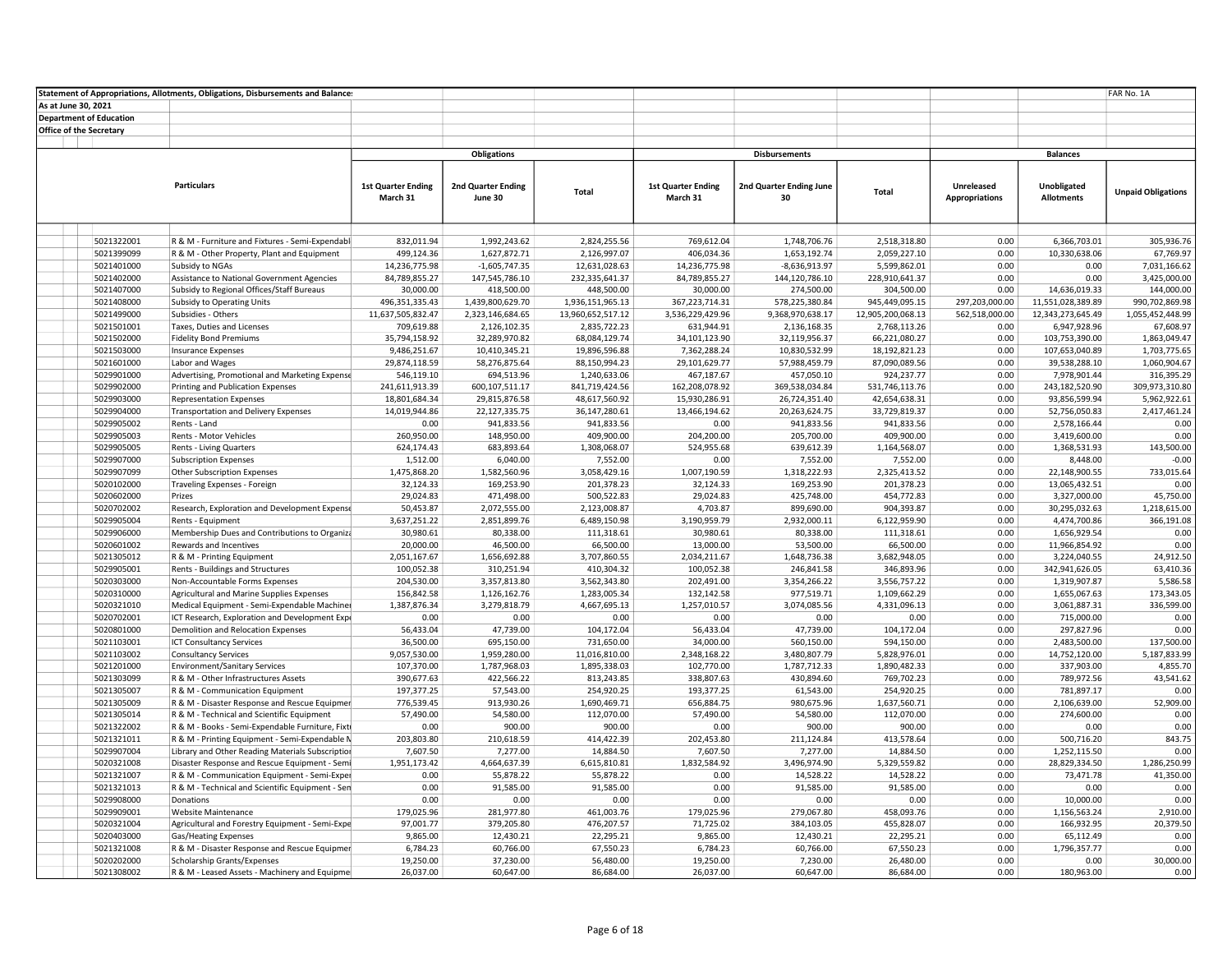Statement of Appropriations, Allotments, Obligations, Disbursements and Balances

FAR No. 1A

As at June 30, 2021

Department of Education

Office of the Secretary

| | Particulars | Obligations | | | Disbursements | | | Balances | | |
|---|---|---|---|---|---|---|---|---|---|---|
| | | 1st Quarter Ending March 31 | 2nd Quarter Ending June 30 | Total | 1st Quarter Ending March 31 | 2nd Quarter Ending June 30 | Total | Unreleased Appropriations | Unobligated Allotments | Unpaid Obligations |
| 5021322001 | R & M - Furniture and Fixtures - Semi-Expendabl | 832,011.94 | 1,992,243.62 | 2,824,255.56 | 769,612.04 | 1,748,706.76 | 2,518,318.80 | 0.00 | 6,366,703.01 | 305,936.76 |
| 5021399099 | R & M - Other Property, Plant and Equipment | 499,124.36 | 1,627,872.71 | 2,126,997.07 | 406,034.36 | 1,653,192.74 | 2,059,227.10 | 0.00 | 10,330,638.06 | 67,769.97 |
| 5021401000 | Subsidy to NGAs | 14,236,775.98 | -1,605,747.35 | 12,631,028.63 | 14,236,775.98 | -8,636,913.97 | 5,599,862.01 | 0.00 | 0.00 | 7,031,166.62 |
| 5021402000 | Assistance to National Government Agencies | 84,789,855.27 | 147,545,786.10 | 232,335,641.37 | 84,789,855.27 | 144,120,786.10 | 228,910,641.37 | 0.00 | 0.00 | 3,425,000.00 |
| 5021407000 | Subsidy to Regional Offices/Staff Bureaus | 30,000.00 | 418,500.00 | 448,500.00 | 30,000.00 | 274,500.00 | 304,500.00 | 0.00 | 14,636,019.33 | 144,000.00 |
| 5021408000 | Subsidy to Operating Units | 496,351,335.43 | 1,439,800,629.70 | 1,936,151,965.13 | 367,223,714.31 | 578,225,380.84 | 945,449,095.15 | 297,203,000.00 | 11,551,028,389.89 | 990,702,869.98 |
| 5021499000 | Subsidies - Others | 11,637,505,832.47 | 2,323,146,684.65 | 13,960,652,517.12 | 3,536,229,429.96 | 9,368,970,638.17 | 12,905,200,068.13 | 562,518,000.00 | 12,343,273,645.49 | 1,055,452,448.99 |
| 5021501001 | Taxes, Duties and Licenses | 709,619.88 | 2,126,102.35 | 2,835,722.23 | 631,944.91 | 2,136,168.35 | 2,768,113.26 | 0.00 | 6,947,928.96 | 67,608.97 |
| 5021502000 | Fidelity Bond Premiums | 35,794,158.92 | 32,289,970.82 | 68,084,129.74 | 34,101,123.90 | 32,119,956.37 | 66,221,080.27 | 0.00 | 103,753,390.00 | 1,863,049.47 |
| 5021503000 | Insurance Expenses | 9,486,251.67 | 10,410,345.21 | 19,896,596.88 | 7,362,288.24 | 10,830,532.99 | 18,192,821.23 | 0.00 | 107,653,040.89 | 1,703,775.65 |
| 5021601000 | Labor and Wages | 29,874,118.59 | 58,276,875.64 | 88,150,994.23 | 29,101,629.77 | 57,988,459.79 | 87,090,089.56 | 0.00 | 39,538,288.10 | 1,060,904.67 |
| 5029901000 | Advertising, Promotional and Marketing Expense | 546,119.10 | 694,513.96 | 1,240,633.06 | 467,187.67 | 457,050.10 | 924,237.77 | 0.00 | 7,978,901.44 | 316,395.29 |
| 5029902000 | Printing and Publication Expenses | 241,611,913.39 | 600,107,511.17 | 841,719,424.56 | 162,208,078.92 | 369,538,034.84 | 531,746,113.76 | 0.00 | 243,182,520.90 | 309,973,310.80 |
| 5029903000 | Representation Expenses | 18,801,684.34 | 29,815,876.58 | 48,617,560.92 | 15,930,286.91 | 26,724,351.40 | 42,654,638.31 | 0.00 | 93,856,599.94 | 5,962,922.61 |
| 5029904000 | Transportation and Delivery Expenses | 14,019,944.86 | 22,127,335.75 | 36,147,280.61 | 13,466,194.62 | 20,263,624.75 | 33,729,819.37 | 0.00 | 52,756,050.83 | 2,417,461.24 |
| 5029905002 | Rents - Land | 0.00 | 941,833.56 | 941,833.56 | 0.00 | 941,833.56 | 941,833.56 | 0.00 | 2,578,166.44 | 0.00 |
| 5029905003 | Rents - Motor Vehicles | 260,950.00 | 148,950.00 | 409,900.00 | 204,200.00 | 205,700.00 | 409,900.00 | 0.00 | 3,419,600.00 | 0.00 |
| 5029905005 | Rents - Living Quarters | 624,174.43 | 683,893.64 | 1,308,068.07 | 524,955.68 | 639,612.39 | 1,164,568.07 | 0.00 | 1,368,531.93 | 143,500.00 |
| 5029907000 | Subscription Expenses | 1,512.00 | 6,040.00 | 7,552.00 | 0.00 | 7,552.00 | 7,552.00 | 0.00 | 8,448.00 | -0.00 |
| 5029907099 | Other Subscription Expenses | 1,475,868.20 | 1,582,560.96 | 3,058,429.16 | 1,007,190.59 | 1,318,222.93 | 2,325,413.52 | 0.00 | 22,148,900.55 | 733,015.64 |
| 5020102000 | Traveling Expenses - Foreign | 32,124.33 | 169,253.90 | 201,378.23 | 32,124.33 | 169,253.90 | 201,378.23 | 0.00 | 13,065,432.51 | 0.00 |
| 5020602000 | Prizes | 29,024.83 | 471,498.00 | 500,522.83 | 29,024.83 | 425,748.00 | 454,772.83 | 0.00 | 3,327,000.00 | 45,750.00 |
| 5020702002 | Research, Exploration and Development Expense | 50,453.87 | 2,072,555.00 | 2,123,008.87 | 4,703.87 | 899,690.00 | 904,393.87 | 0.00 | 30,295,032.63 | 1,218,615.00 |
| 5029905004 | Rents - Equipment | 3,637,251.22 | 2,851,899.76 | 6,489,150.98 | 3,190,959.79 | 2,932,000.11 | 6,122,959.90 | 0.00 | 4,474,700.86 | 366,191.08 |
| 5029906000 | Membership Dues and Contributions to Organiza | 30,980.61 | 80,338.00 | 111,318.61 | 30,980.61 | 80,338.00 | 111,318.61 | 0.00 | 1,656,929.54 | 0.00 |
| 5020601002 | Rewards and Incentives | 20,000.00 | 46,500.00 | 66,500.00 | 13,000.00 | 53,500.00 | 66,500.00 | 0.00 | 11,966,854.92 | 0.00 |
| 5021305012 | R & M - Printing Equipment | 2,051,167.67 | 1,656,692.88 | 3,707,860.55 | 2,034,211.67 | 1,648,736.38 | 3,682,948.05 | 0.00 | 3,224,040.55 | 24,912.50 |
| 5029905001 | Rents - Buildings and Structures | 100,052.38 | 310,251.94 | 410,304.32 | 100,052.38 | 246,841.58 | 346,893.96 | 0.00 | 342,941,626.05 | 63,410.36 |
| 5020303000 | Non-Accountable Forms Expenses | 204,530.00 | 3,357,813.80 | 3,562,343.80 | 202,491.00 | 3,354,266.22 | 3,556,757.22 | 0.00 | 1,319,907.87 | 5,586.58 |
| 5020310000 | Agricultural and Marine Supplies Expenses | 156,842.58 | 1,126,162.76 | 1,283,005.34 | 132,142.58 | 977,519.71 | 1,109,662.29 | 0.00 | 1,655,067.63 | 173,343.05 |
| 5020321010 | Medical Equipment - Semi-Expendable Machiner | 1,387,876.34 | 3,279,818.79 | 4,667,695.13 | 1,257,010.57 | 3,074,085.56 | 4,331,096.13 | 0.00 | 3,061,887.31 | 336,599.00 |
| 5020702001 | ICT Research, Exploration and Development Exp | 0.00 | 0.00 | 0.00 | 0.00 | 0.00 | 0.00 | 0.00 | 715,000.00 | 0.00 |
| 5020801000 | Demolition and Relocation Expenses | 56,433.04 | 47,739.00 | 104,172.04 | 56,433.04 | 47,739.00 | 104,172.04 | 0.00 | 297,827.96 | 0.00 |
| 5021103001 | ICT Consultancy Services | 36,500.00 | 695,150.00 | 731,650.00 | 34,000.00 | 560,150.00 | 594,150.00 | 0.00 | 2,483,500.00 | 137,500.00 |
| 5021103002 | Consultancy Services | 9,057,530.00 | 1,959,280.00 | 11,016,810.00 | 2,348,168.22 | 3,480,807.79 | 5,828,976.01 | 0.00 | 14,752,120.00 | 5,187,833.99 |
| 5021201000 | Environment/Sanitary Services | 107,370.00 | 1,787,968.03 | 1,895,338.03 | 102,770.00 | 1,787,712.33 | 1,890,482.33 | 0.00 | 337,903.00 | 4,855.70 |
| 5021303099 | R & M - Other Infrastructures Assets | 390,677.63 | 422,566.22 | 813,243.85 | 338,807.63 | 430,894.60 | 769,702.23 | 0.00 | 789,972.56 | 43,541.62 |
| 5021305007 | R & M - Communication Equipment | 197,377.25 | 57,543.00 | 254,920.25 | 193,377.25 | 61,543.00 | 254,920.25 | 0.00 | 781,897.17 | 0.00 |
| 5021305009 | R & M - Disaster Response and Rescue Equipmer | 776,539.45 | 913,930.26 | 1,690,469.71 | 656,884.75 | 980,675.96 | 1,637,560.71 | 0.00 | 2,106,639.00 | 52,909.00 |
| 5021305014 | R & M - Technical and Scientific Equipment | 57,490.00 | 54,580.00 | 112,070.00 | 57,490.00 | 54,580.00 | 112,070.00 | 0.00 | 274,600.00 | 0.00 |
| 5021322002 | R & M - Books - Semi-Expendable Furniture, Fixt | 0.00 | 900.00 | 900.00 | 0.00 | 900.00 | 900.00 | 0.00 | 0.00 | 0.00 |
| 5021321011 | R & M - Printing Equipment - Semi-Expendable N | 203,803.80 | 210,618.59 | 414,422.39 | 202,453.80 | 211,124.84 | 413,578.64 | 0.00 | 500,716.20 | 843.75 |
| 5029907004 | Library and Other Reading Materials Subscriptio | 7,607.50 | 7,277.00 | 14,884.50 | 7,607.50 | 7,277.00 | 14,884.50 | 0.00 | 1,252,115.50 | 0.00 |
| 5020321008 | Disaster Response and Rescue Equipment - Semi | 1,951,173.42 | 4,664,637.39 | 6,615,810.81 | 1,832,584.92 | 3,496,974.90 | 5,329,559.82 | 0.00 | 28,829,334.50 | 1,286,250.99 |
| 5021321007 | R & M - Communication Equipment - Semi-Exper | 0.00 | 55,878.22 | 55,878.22 | 0.00 | 14,528.22 | 14,528.22 | 0.00 | 73,471.78 | 41,350.00 |
| 5021321013 | R & M - Technical and Scientific Equipment - Sen | 0.00 | 91,585.00 | 91,585.00 | 0.00 | 91,585.00 | 91,585.00 | 0.00 | 0.00 | 0.00 |
| 5029908000 | Donations | 0.00 | 0.00 | 0.00 | 0.00 | 0.00 | 0.00 | 0.00 | 10,000.00 | 0.00 |
| 5029909001 | Website Maintenance | 179,025.96 | 281,977.80 | 461,003.76 | 179,025.96 | 279,067.80 | 458,093.76 | 0.00 | 1,156,563.24 | 2,910.00 |
| 5020321004 | Agricultural and Forestry Equipment - Semi-Expe | 97,001.77 | 379,205.80 | 476,207.57 | 71,725.02 | 384,103.05 | 455,828.07 | 0.00 | 166,932.95 | 20,379.50 |
| 5020403000 | Gas/Heating Expenses | 9,865.00 | 12,430.21 | 22,295.21 | 9,865.00 | 12,430.21 | 22,295.21 | 0.00 | 65,112.49 | 0.00 |
| 5021321008 | R & M - Disaster Response and Rescue Equipmer | 6,784.23 | 60,766.00 | 67,550.23 | 6,784.23 | 60,766.00 | 67,550.23 | 0.00 | 1,796,357.77 | 0.00 |
| 5020202000 | Scholarship Grants/Expenses | 19,250.00 | 37,230.00 | 56,480.00 | 19,250.00 | 7,230.00 | 26,480.00 | 0.00 | 0.00 | 30,000.00 |
| 5021308002 | R & M - Leased Assets - Machinery and Equipme | 26,037.00 | 60,647.00 | 86,684.00 | 26,037.00 | 60,647.00 | 86,684.00 | 0.00 | 180,963.00 | 0.00 |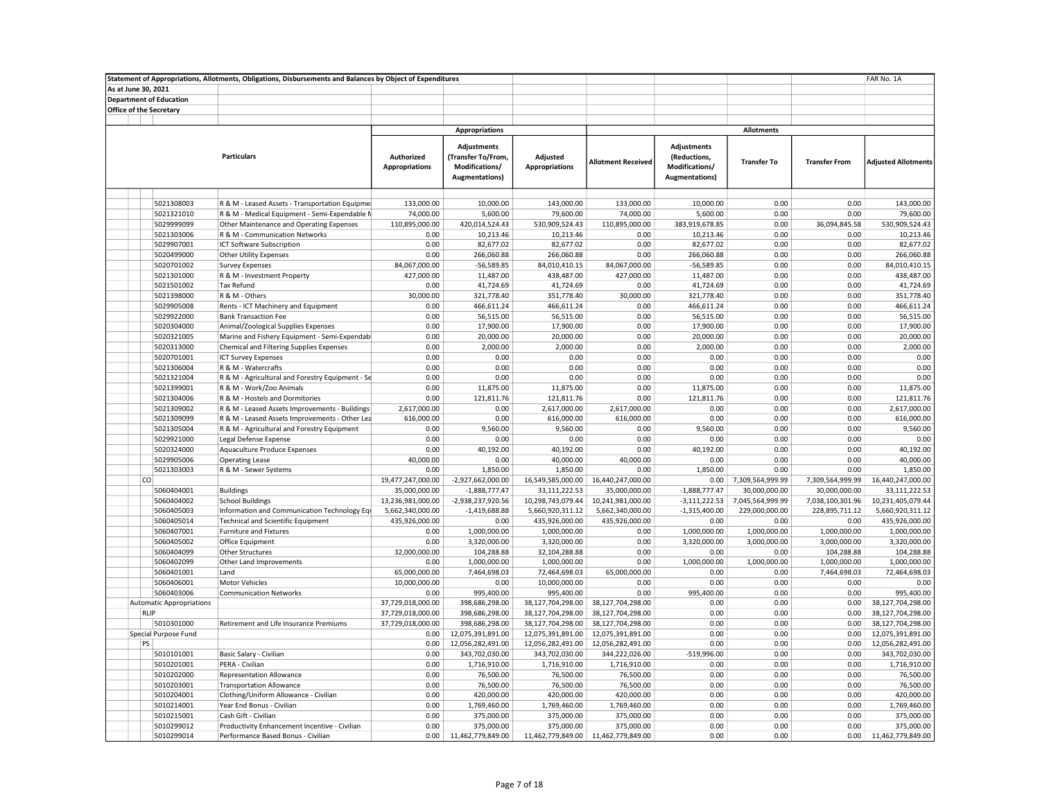Statement of Appropriations, Allotments, Obligations, Disbursements and Balances by Object of Expenditures

FAR No. 1A

As at June 30, 2021

Department of Education

Office of the Secretary

| | Particulars | Appropriations | | | Allotments | | | | |
|---|---|---|---|---|---|---|---|---|---|
| | | Authorized Appropriations | Adjustments (Transfer To/From, Modifications/ Augmentations) | Adjusted Appropriations | Allotment Received | Adjustments (Reductions, Modifications/ Augmentations) | Transfer To | Transfer From | Adjusted Allotments |
| 5021308003 | R & M - Leased Assets - Transportation Equipme | 133,000.00 | 10,000.00 | 143,000.00 | 133,000.00 | 10,000.00 | 0.00 | 0.00 | 143,000.00 |
| 5021321010 | R & M - Medical Equipment - Semi-Expendable M | 74,000.00 | 5,600.00 | 79,600.00 | 74,000.00 | 5,600.00 | 0.00 | 0.00 | 79,600.00 |
| 5029999099 | Other Maintenance and Operating Expenses | 110,895,000.00 | 420,014,524.43 | 530,909,524.43 | 110,895,000.00 | 383,919,678.85 | 0.00 | 36,094,845.58 | 530,909,524.43 |
| 5021303006 | R & M - Communication Networks | 0.00 | 10,213.46 | 10,213.46 | 0.00 | 10,213.46 | 0.00 | 0.00 | 10,213.46 |
| 5029907001 | ICT Software Subscription | 0.00 | 82,677.02 | 82,677.02 | 0.00 | 82,677.02 | 0.00 | 0.00 | 82,677.02 |
| 5020499000 | Other Utility Expenses | 0.00 | 266,060.88 | 266,060.88 | 0.00 | 266,060.88 | 0.00 | 0.00 | 266,060.88 |
| 5020701002 | Survey Expenses | 84,067,000.00 | -56,589.85 | 84,010,410.15 | 84,067,000.00 | -56,589.85 | 0.00 | 0.00 | 84,010,410.15 |
| 5021301000 | R & M - Investment Property | 427,000.00 | 11,487.00 | 438,487.00 | 427,000.00 | 11,487.00 | 0.00 | 0.00 | 438,487.00 |
| 5021501002 | Tax Refund | 0.00 | 41,724.69 | 41,724.69 | 0.00 | 41,724.69 | 0.00 | 0.00 | 41,724.69 |
| 5021398000 | R & M - Others | 30,000.00 | 321,778.40 | 351,778.40 | 30,000.00 | 321,778.40 | 0.00 | 0.00 | 351,778.40 |
| 5029905008 | Rents - ICT Machinery and Equipment | 0.00 | 466,611.24 | 466,611.24 | 0.00 | 466,611.24 | 0.00 | 0.00 | 466,611.24 |
| 5029922000 | Bank Transaction Fee | 0.00 | 56,515.00 | 56,515.00 | 0.00 | 56,515.00 | 0.00 | 0.00 | 56,515.00 |
| 5020304000 | Animal/Zoological Supplies Expenses | 0.00 | 17,900.00 | 17,900.00 | 0.00 | 17,900.00 | 0.00 | 0.00 | 17,900.00 |
| 5020321005 | Marine and Fishery Equipment - Semi-Expendab | 0.00 | 20,000.00 | 20,000.00 | 0.00 | 20,000.00 | 0.00 | 0.00 | 20,000.00 |
| 5020313000 | Chemical and Filtering Supplies Expenses | 0.00 | 2,000.00 | 2,000.00 | 0.00 | 2,000.00 | 0.00 | 0.00 | 2,000.00 |
| 5020701001 | ICT Survey Expenses | 0.00 | 0.00 | 0.00 | 0.00 | 0.00 | 0.00 | 0.00 | 0.00 |
| 5021306004 | R & M - Watercrafts | 0.00 | 0.00 | 0.00 | 0.00 | 0.00 | 0.00 | 0.00 | 0.00 |
| 5021321004 | R & M - Agricultural and Forestry Equipment - Se | 0.00 | 0.00 | 0.00 | 0.00 | 0.00 | 0.00 | 0.00 | 0.00 |
| 5021399001 | R & M - Work/Zoo Animals | 0.00 | 11,875.00 | 11,875.00 | 0.00 | 11,875.00 | 0.00 | 0.00 | 11,875.00 |
| 5021304006 | R & M - Hostels and Dormitories | 0.00 | 121,811.76 | 121,811.76 | 0.00 | 121,811.76 | 0.00 | 0.00 | 121,811.76 |
| 5021309002 | R & M - Leased Assets Improvements - Buildings | 2,617,000.00 | 0.00 | 2,617,000.00 | 2,617,000.00 | 0.00 | 0.00 | 0.00 | 2,617,000.00 |
| 5021309099 | R & M - Leased Assets Improvements - Other Lea | 616,000.00 | 0.00 | 616,000.00 | 616,000.00 | 0.00 | 0.00 | 0.00 | 616,000.00 |
| 5021305004 | R & M - Agricultural and Forestry Equipment | 0.00 | 9,560.00 | 9,560.00 | 0.00 | 9,560.00 | 0.00 | 0.00 | 9,560.00 |
| 5029921000 | Legal Defense Expense | 0.00 | 0.00 | 0.00 | 0.00 | 0.00 | 0.00 | 0.00 | 0.00 |
| 5020324000 | Aquaculture Produce Expenses | 0.00 | 40,192.00 | 40,192.00 | 0.00 | 40,192.00 | 0.00 | 0.00 | 40,192.00 |
| 5029905006 | Operating Lease | 40,000.00 | 0.00 | 40,000.00 | 40,000.00 | 0.00 | 0.00 | 0.00 | 40,000.00 |
| 5021303003 | R & M - Sewer Systems | 0.00 | 1,850.00 | 1,850.00 | 0.00 | 1,850.00 | 0.00 | 0.00 | 1,850.00 |
| CO | | 19,477,247,000.00 | -2,927,662,000.00 | 16,549,585,000.00 | 16,440,247,000.00 | 0.00 | 7,309,564,999.99 | 7,309,564,999.99 | 16,440,247,000.00 |
| 5060404001 | Buildings | 35,000,000.00 | -1,888,777.47 | 33,111,222.53 | 35,000,000.00 | -1,888,777.47 | 30,000,000.00 | 30,000,000.00 | 33,111,222.53 |
| 5060404002 | School Buildings | 13,236,981,000.00 | -2,938,237,920.56 | 10,298,743,079.44 | 10,241,981,000.00 | -3,111,222.53 | 7,045,564,999.99 | 7,038,100,301.96 | 10,231,405,079.44 |
| 5060405003 | Information and Communication Technology Equ | 5,662,340,000.00 | -1,419,688.88 | 5,660,920,311.12 | 5,662,340,000.00 | -1,315,400.00 | 229,000,000.00 | 228,895,711.12 | 5,660,920,311.12 |
| 5060405014 | Technical and Scientific Equipment | 435,926,000.00 | 0.00 | 435,926,000.00 | 435,926,000.00 | 0.00 | 0.00 | 0.00 | 435,926,000.00 |
| 5060407001 | Furniture and Fixtures | 0.00 | 1,000,000.00 | 1,000,000.00 | 0.00 | 1,000,000.00 | 1,000,000.00 | 1,000,000.00 | 1,000,000.00 |
| 5060405002 | Office Equipment | 0.00 | 3,320,000.00 | 3,320,000.00 | 0.00 | 3,320,000.00 | 3,000,000.00 | 3,000,000.00 | 3,320,000.00 |
| 5060404099 | Other Structures | 32,000,000.00 | 104,288.88 | 32,104,288.88 | 0.00 | 0.00 | 0.00 | 104,288.88 | 104,288.88 |
| 5060402099 | Other Land Improvements | 0.00 | 1,000,000.00 | 1,000,000.00 | 0.00 | 1,000,000.00 | 1,000,000.00 | 1,000,000.00 | 1,000,000.00 |
| 5060401001 | Land | 65,000,000.00 | 7,464,698.03 | 72,464,698.03 | 65,000,000.00 | 0.00 | 0.00 | 7,464,698.03 | 72,464,698.03 |
| 5060406001 | Motor Vehicles | 10,000,000.00 | 0.00 | 10,000,000.00 | 0.00 | 0.00 | 0.00 | 0.00 | 0.00 |
| 5060403006 | Communication Networks | 0.00 | 995,400.00 | 995,400.00 | 0.00 | 995,400.00 | 0.00 | 0.00 | 995,400.00 |
| Automatic Appropriations | | 37,729,018,000.00 | 398,686,298.00 | 38,127,704,298.00 | 38,127,704,298.00 | 0.00 | 0.00 | 0.00 | 38,127,704,298.00 |
| RLIP | | 37,729,018,000.00 | 398,686,298.00 | 38,127,704,298.00 | 38,127,704,298.00 | 0.00 | 0.00 | 0.00 | 38,127,704,298.00 |
| 5010301000 | Retirement and Life Insurance Premiums | 37,729,018,000.00 | 398,686,298.00 | 38,127,704,298.00 | 38,127,704,298.00 | 0.00 | 0.00 | 0.00 | 38,127,704,298.00 |
| Special Purpose Fund | | 0.00 | 12,075,391,891.00 | 12,075,391,891.00 | 12,075,391,891.00 | 0.00 | 0.00 | 0.00 | 12,075,391,891.00 |
| PS | | 0.00 | 12,056,282,491.00 | 12,056,282,491.00 | 12,056,282,491.00 | 0.00 | 0.00 | 0.00 | 12,056,282,491.00 |
| 5010101001 | Basic Salary - Civilian | 0.00 | 343,702,030.00 | 343,702,030.00 | 344,222,026.00 | -519,996.00 | 0.00 | 0.00 | 343,702,030.00 |
| 5010201001 | PERA - Civilian | 0.00 | 1,716,910.00 | 1,716,910.00 | 1,716,910.00 | 0.00 | 0.00 | 0.00 | 1,716,910.00 |
| 5010202000 | Representation Allowance | 0.00 | 76,500.00 | 76,500.00 | 76,500.00 | 0.00 | 0.00 | 0.00 | 76,500.00 |
| 5010203001 | Transportation Allowance | 0.00 | 76,500.00 | 76,500.00 | 76,500.00 | 0.00 | 0.00 | 0.00 | 76,500.00 |
| 5010204001 | Clothing/Uniform Allowance - Civilian | 0.00 | 420,000.00 | 420,000.00 | 420,000.00 | 0.00 | 0.00 | 0.00 | 420,000.00 |
| 5010214001 | Year End Bonus - Civilian | 0.00 | 1,769,460.00 | 1,769,460.00 | 1,769,460.00 | 0.00 | 0.00 | 0.00 | 1,769,460.00 |
| 5010215001 | Cash Gift - Civilian | 0.00 | 375,000.00 | 375,000.00 | 375,000.00 | 0.00 | 0.00 | 0.00 | 375,000.00 |
| 5010299012 | Productivity Enhancement Incentive - Civilian | 0.00 | 375,000.00 | 375,000.00 | 375,000.00 | 0.00 | 0.00 | 0.00 | 375,000.00 |
| 5010299014 | Performance Based Bonus - Civilian | 0.00 | 11,462,779,849.00 | 11,462,779,849.00 | 11,462,779,849.00 | 0.00 | 0.00 | 0.00 | 11,462,779,849.00 |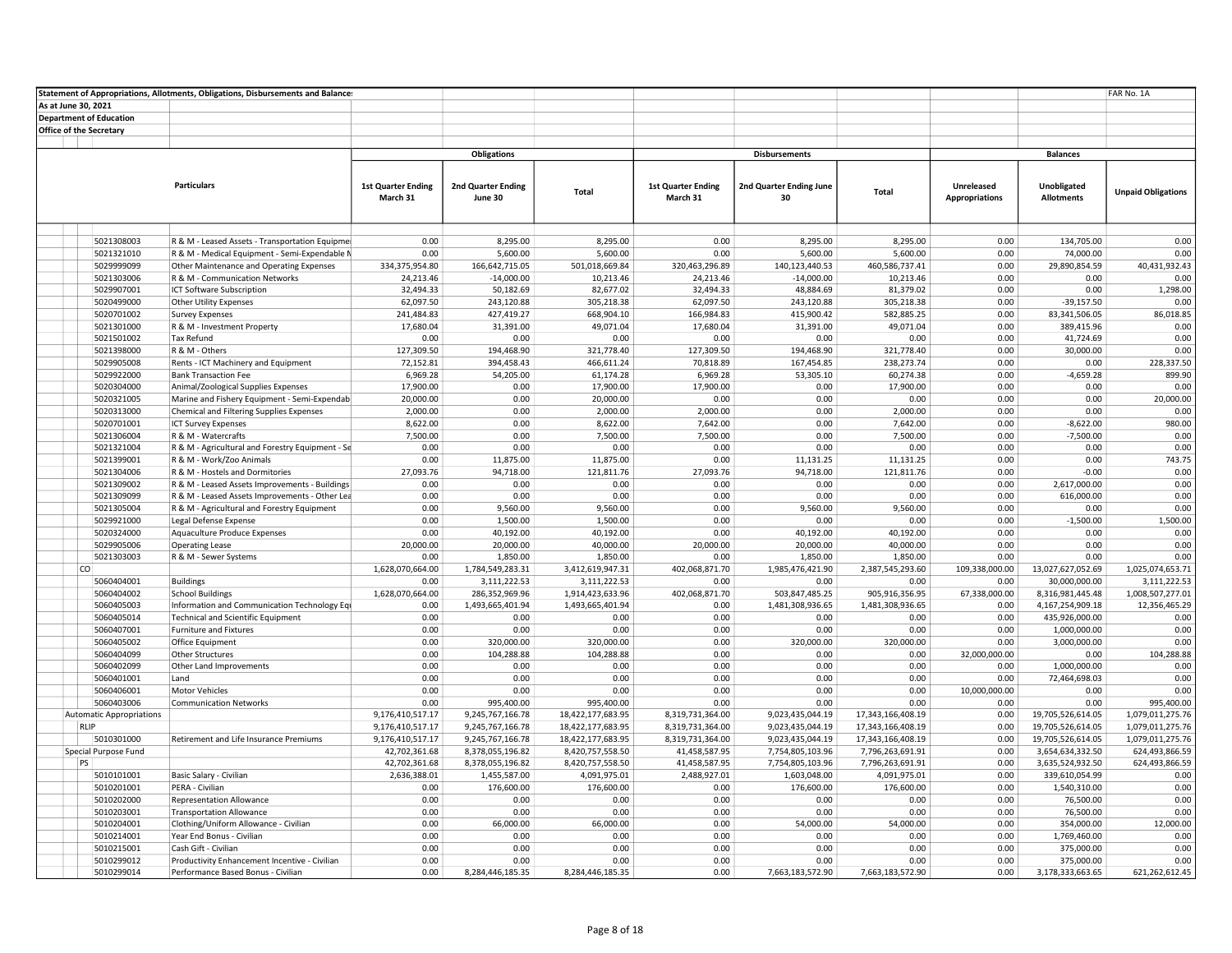Statement of Appropriations, Allotments, Obligations, Disbursements and Balances

As at June 30, 2021

Department of Education

Office of the Secretary

FAR No. 1A

| | Particulars | Obligations | | | Disbursements | | | Balances | | |
|---|---|---|---|---|---|---|---|---|---|---|
| | | 1st Quarter Ending March 31 | 2nd Quarter Ending June 30 | Total | 1st Quarter Ending March 31 | 2nd Quarter Ending June 30 | Total | Unreleased Appropriations | Unobligated Allotments | Unpaid Obligations |
| 5021308003 | R & M - Leased Assets - Transportation Equipme | 0.00 | 8,295.00 | 8,295.00 | 0.00 | 8,295.00 | 8,295.00 | 0.00 | 134,705.00 | 0.00 |
| 5021321010 | R & M - Medical Equipment - Semi-Expendable M | 0.00 | 5,600.00 | 5,600.00 | 0.00 | 5,600.00 | 5,600.00 | 0.00 | 74,000.00 | 0.00 |
| 5029999099 | Other Maintenance and Operating Expenses | 334,375,954.80 | 166,642,715.05 | 501,018,669.84 | 320,463,296.89 | 140,123,440.53 | 460,586,737.41 | 0.00 | 29,890,854.59 | 40,431,932.43 |
| 5021303006 | R & M - Communication Networks | 24,213.46 | -14,000.00 | 10,213.46 | 24,213.46 | -14,000.00 | 10,213.46 | 0.00 | 0.00 | 0.00 |
| 5029907001 | ICT Software Subscription | 32,494.33 | 50,182.69 | 82,677.02 | 32,494.33 | 48,884.69 | 81,379.02 | 0.00 | 0.00 | 1,298.00 |
| 5020499000 | Other Utility Expenses | 62,097.50 | 243,120.88 | 305,218.38 | 62,097.50 | 243,120.88 | 305,218.38 | 0.00 | -39,157.50 | 0.00 |
| 5020701002 | Survey Expenses | 241,484.83 | 427,419.27 | 668,904.10 | 166,984.83 | 415,900.42 | 582,885.25 | 0.00 | 83,341,506.05 | 86,018.85 |
| 5021301000 | R & M - Investment Property | 17,680.04 | 31,391.00 | 49,071.04 | 17,680.04 | 31,391.00 | 49,071.04 | 0.00 | 389,415.96 | 0.00 |
| 5021501002 | Tax Refund | 0.00 | 0.00 | 0.00 | 0.00 | 0.00 | 0.00 | 0.00 | 41,724.69 | 0.00 |
| 5021398000 | R & M - Others | 127,309.50 | 194,468.90 | 321,778.40 | 127,309.50 | 194,468.90 | 321,778.40 | 0.00 | 30,000.00 | 0.00 |
| 5029905008 | Rents - ICT Machinery and Equipment | 72,152.81 | 394,458.43 | 466,611.24 | 70,818.89 | 167,454.85 | 238,273.74 | 0.00 | 0.00 | 228,337.50 |
| 5029922000 | Bank Transaction Fee | 6,969.28 | 54,205.00 | 61,174.28 | 6,969.28 | 53,305.10 | 60,274.38 | 0.00 | -4,659.28 | 899.90 |
| 5020304000 | Animal/Zoological Supplies Expenses | 17,900.00 | 0.00 | 17,900.00 | 17,900.00 | 0.00 | 17,900.00 | 0.00 | 0.00 | 0.00 |
| 5020321005 | Marine and Fishery Equipment - Semi-Expendab | 20,000.00 | 0.00 | 20,000.00 | 0.00 | 0.00 | 0.00 | 0.00 | 0.00 | 20,000.00 |
| 5020313000 | Chemical and Filtering Supplies Expenses | 2,000.00 | 0.00 | 2,000.00 | 2,000.00 | 0.00 | 2,000.00 | 0.00 | 0.00 | 0.00 |
| 5020701001 | ICT Survey Expenses | 8,622.00 | 0.00 | 8,622.00 | 7,642.00 | 0.00 | 7,642.00 | 0.00 | -8,622.00 | 980.00 |
| 5021306004 | R & M - Watercrafts | 7,500.00 | 0.00 | 7,500.00 | 7,500.00 | 0.00 | 7,500.00 | 0.00 | -7,500.00 | 0.00 |
| 5021321004 | R & M - Agricultural and Forestry Equipment - Se | 0.00 | 0.00 | 0.00 | 0.00 | 0.00 | 0.00 | 0.00 | 0.00 | 0.00 |
| 5021399001 | R & M - Work/Zoo Animals | 0.00 | 11,875.00 | 11,875.00 | 0.00 | 11,131.25 | 11,131.25 | 0.00 | 0.00 | 743.75 |
| 5021304006 | R & M - Hostels and Dormitories | 27,093.76 | 94,718.00 | 121,811.76 | 27,093.76 | 94,718.00 | 121,811.76 | 0.00 | -0.00 | 0.00 |
| 5021309002 | R & M - Leased Assets Improvements - Buildings | 0.00 | 0.00 | 0.00 | 0.00 | 0.00 | 0.00 | 0.00 | 2,617,000.00 | 0.00 |
| 5021309099 | R & M - Leased Assets Improvements - Other Lea | 0.00 | 0.00 | 0.00 | 0.00 | 0.00 | 0.00 | 0.00 | 616,000.00 | 0.00 |
| 5021305004 | R & M - Agricultural and Forestry Equipment | 0.00 | 9,560.00 | 9,560.00 | 0.00 | 9,560.00 | 9,560.00 | 0.00 | 0.00 | 0.00 |
| 5029921000 | Legal Defense Expense | 0.00 | 1,500.00 | 1,500.00 | 0.00 | 0.00 | 0.00 | 0.00 | -1,500.00 | 1,500.00 |
| 5020324000 | Aquaculture Produce Expenses | 0.00 | 40,192.00 | 40,192.00 | 0.00 | 40,192.00 | 40,192.00 | 0.00 | 0.00 | 0.00 |
| 5029905006 | Operating Lease | 20,000.00 | 20,000.00 | 40,000.00 | 20,000.00 | 20,000.00 | 40,000.00 | 0.00 | 0.00 | 0.00 |
| 5021303003 | R & M - Sewer Systems | 0.00 | 1,850.00 | 1,850.00 | 0.00 | 1,850.00 | 1,850.00 | 0.00 | 0.00 | 0.00 |
| CO | | 1,628,070,664.00 | 1,784,549,283.31 | 3,412,619,947.31 | 402,068,871.70 | 1,985,476,421.90 | 2,387,545,293.60 | 109,338,000.00 | 13,027,627,052.69 | 1,025,074,653.71 |
| 5060404001 | Buildings | 0.00 | 3,111,222.53 | 3,111,222.53 | 0.00 | 0.00 | 0.00 | 0.00 | 30,000,000.00 | 3,111,222.53 |
| 5060404002 | School Buildings | 1,628,070,664.00 | 286,352,969.96 | 1,914,423,633.96 | 402,068,871.70 | 503,847,485.25 | 905,916,356.95 | 67,338,000.00 | 8,316,981,445.48 | 1,008,507,277.01 |
| 5060405003 | Information and Communication Technology Equ | 0.00 | 1,493,665,401.94 | 1,493,665,401.94 | 0.00 | 1,481,308,936.65 | 1,481,308,936.65 | 0.00 | 4,167,254,909.18 | 12,356,465.29 |
| 5060405014 | Technical and Scientific Equipment | 0.00 | 0.00 | 0.00 | 0.00 | 0.00 | 0.00 | 0.00 | 435,926,000.00 | 0.00 |
| 5060407001 | Furniture and Fixtures | 0.00 | 0.00 | 0.00 | 0.00 | 0.00 | 0.00 | 0.00 | 1,000,000.00 | 0.00 |
| 5060405002 | Office Equipment | 0.00 | 320,000.00 | 320,000.00 | 0.00 | 320,000.00 | 320,000.00 | 0.00 | 3,000,000.00 | 0.00 |
| 5060404099 | Other Structures | 0.00 | 104,288.88 | 104,288.88 | 0.00 | 0.00 | 0.00 | 32,000,000.00 | 0.00 | 104,288.88 |
| 5060402099 | Other Land Improvements | 0.00 | 0.00 | 0.00 | 0.00 | 0.00 | 0.00 | 0.00 | 1,000,000.00 | 0.00 |
| 5060401001 | Land | 0.00 | 0.00 | 0.00 | 0.00 | 0.00 | 0.00 | 0.00 | 72,464,698.03 | 0.00 |
| 5060406001 | Motor Vehicles | 0.00 | 0.00 | 0.00 | 0.00 | 0.00 | 0.00 | 10,000,000.00 | 0.00 | 0.00 |
| 5060403006 | Communication Networks | 0.00 | 995,400.00 | 995,400.00 | 0.00 | 0.00 | 0.00 | 0.00 | 0.00 | 995,400.00 |
| Automatic Appropriations | | 9,176,410,517.17 | 9,245,767,166.78 | 18,422,177,683.95 | 8,319,731,364.00 | 9,023,435,044.19 | 17,343,166,408.19 | 0.00 | 19,705,526,614.05 | 1,079,011,275.76 |
| RLIP | | 9,176,410,517.17 | 9,245,767,166.78 | 18,422,177,683.95 | 8,319,731,364.00 | 9,023,435,044.19 | 17,343,166,408.19 | 0.00 | 19,705,526,614.05 | 1,079,011,275.76 |
| 5010301000 | Retirement and Life Insurance Premiums | 9,176,410,517.17 | 9,245,767,166.78 | 18,422,177,683.95 | 8,319,731,364.00 | 9,023,435,044.19 | 17,343,166,408.19 | 0.00 | 19,705,526,614.05 | 1,079,011,275.76 |
| Special Purpose Fund | | 42,702,361.68 | 8,378,055,196.82 | 8,420,757,558.50 | 41,458,587.95 | 7,754,805,103.96 | 7,796,263,691.91 | 0.00 | 3,654,634,332.50 | 624,493,866.59 |
| PS | | 42,702,361.68 | 8,378,055,196.82 | 8,420,757,558.50 | 41,458,587.95 | 7,754,805,103.96 | 7,796,263,691.91 | 0.00 | 3,635,524,932.50 | 624,493,866.59 |
| 5010101001 | Basic Salary - Civilian | 2,636,388.01 | 1,455,587.00 | 4,091,975.01 | 2,488,927.01 | 1,603,048.00 | 4,091,975.01 | 0.00 | 339,610,054.99 | 0.00 |
| 5010201001 | PERA - Civilian | 0.00 | 176,600.00 | 176,600.00 | 0.00 | 176,600.00 | 176,600.00 | 0.00 | 1,540,310.00 | 0.00 |
| 5010202000 | Representation Allowance | 0.00 | 0.00 | 0.00 | 0.00 | 0.00 | 0.00 | 0.00 | 76,500.00 | 0.00 |
| 5010203001 | Transportation Allowance | 0.00 | 0.00 | 0.00 | 0.00 | 0.00 | 0.00 | 0.00 | 76,500.00 | 0.00 |
| 5010204001 | Clothing/Uniform Allowance - Civilian | 0.00 | 66,000.00 | 66,000.00 | 0.00 | 54,000.00 | 54,000.00 | 0.00 | 354,000.00 | 12,000.00 |
| 5010214001 | Year End Bonus - Civilian | 0.00 | 0.00 | 0.00 | 0.00 | 0.00 | 0.00 | 0.00 | 1,769,460.00 | 0.00 |
| 5010215001 | Cash Gift - Civilian | 0.00 | 0.00 | 0.00 | 0.00 | 0.00 | 0.00 | 0.00 | 375,000.00 | 0.00 |
| 5010299012 | Productivity Enhancement Incentive - Civilian | 0.00 | 0.00 | 0.00 | 0.00 | 0.00 | 0.00 | 0.00 | 375,000.00 | 0.00 |
| 5010299014 | Performance Based Bonus - Civilian | 0.00 | 8,284,446,185.35 | 8,284,446,185.35 | 0.00 | 7,663,183,572.90 | 7,663,183,572.90 | 0.00 | 3,178,333,663.65 | 621,262,612.45 |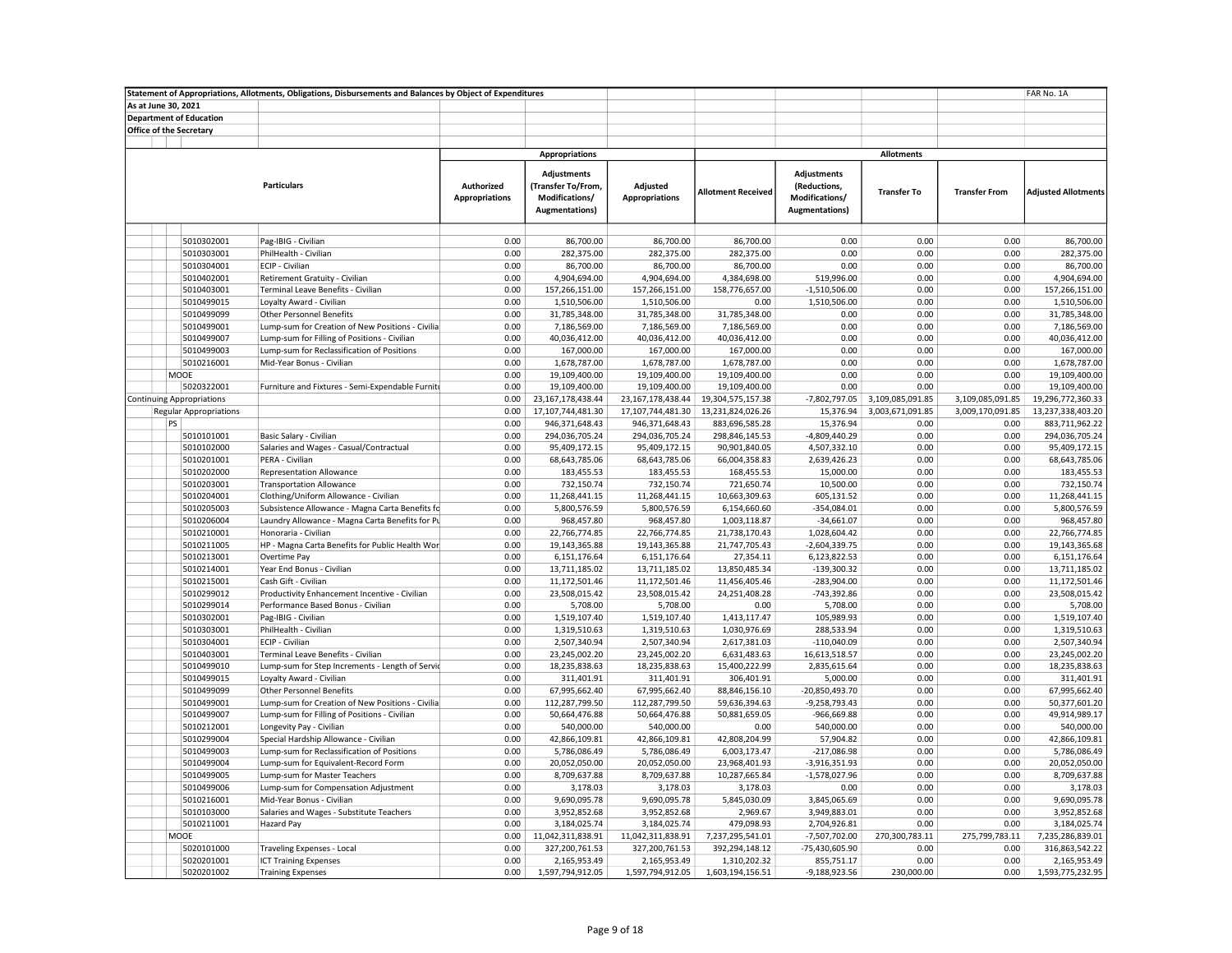**Statement of Appropriations, Allotments, Obligations, Disbursements and Balances by Object of Expenditures** — FAR No. 1A

As at June 30, 2021

Department of Education

Office of the Secretary

| Particulars | | Appropriations | | | Allotments | | | | |
|---|---|---|---|---|---|---|---|---|---|
| | | Authorized Appropriations | Adjustments (Transfer To/From, Modifications/ Augmentations) | Adjusted Appropriations | Allotment Received | Adjustments (Reductions, Modifications/ Augmentations) | Transfer To | Transfer From | Adjusted Allotments |
| 5010302001 | Pag-IBIG - Civilian | 0.00 | 86,700.00 | 86,700.00 | 86,700.00 | 0.00 | 0.00 | 0.00 | 86,700.00 |
| 5010303001 | PhilHealth - Civilian | 0.00 | 282,375.00 | 282,375.00 | 282,375.00 | 0.00 | 0.00 | 0.00 | 282,375.00 |
| 5010304001 | ECIP - Civilian | 0.00 | 86,700.00 | 86,700.00 | 86,700.00 | 0.00 | 0.00 | 0.00 | 86,700.00 |
| 5010402001 | Retirement Gratuity - Civilian | 0.00 | 4,904,694.00 | 4,904,694.00 | 4,384,698.00 | 519,996.00 | 0.00 | 0.00 | 4,904,694.00 |
| 5010403001 | Terminal Leave Benefits - Civilian | 0.00 | 157,266,151.00 | 157,266,151.00 | 158,776,657.00 | -1,510,506.00 | 0.00 | 0.00 | 157,266,151.00 |
| 5010499015 | Loyalty Award - Civilian | 0.00 | 1,510,506.00 | 1,510,506.00 | 0.00 | 1,510,506.00 | 0.00 | 0.00 | 1,510,506.00 |
| 5010499099 | Other Personnel Benefits | 0.00 | 31,785,348.00 | 31,785,348.00 | 31,785,348.00 | 0.00 | 0.00 | 0.00 | 31,785,348.00 |
| 5010499001 | Lump-sum for Creation of New Positions - Civilia | 0.00 | 7,186,569.00 | 7,186,569.00 | 7,186,569.00 | 0.00 | 0.00 | 0.00 | 7,186,569.00 |
| 5010499007 | Lump-sum for Filling of Positions - Civilian | 0.00 | 40,036,412.00 | 40,036,412.00 | 40,036,412.00 | 0.00 | 0.00 | 0.00 | 40,036,412.00 |
| 5010499003 | Lump-sum for Reclassification of Positions | 0.00 | 167,000.00 | 167,000.00 | 167,000.00 | 0.00 | 0.00 | 0.00 | 167,000.00 |
| 5010216001 | Mid-Year Bonus - Civilian | 0.00 | 1,678,787.00 | 1,678,787.00 | 1,678,787.00 | 0.00 | 0.00 | 0.00 | 1,678,787.00 |
| MOOE | | 0.00 | 19,109,400.00 | 19,109,400.00 | 19,109,400.00 | 0.00 | 0.00 | 0.00 | 19,109,400.00 |
| 5020322001 | Furniture and Fixtures - Semi-Expendable Furnitu | 0.00 | 19,109,400.00 | 19,109,400.00 | 19,109,400.00 | 0.00 | 0.00 | 0.00 | 19,109,400.00 |
| Continuing Appropriations | | 0.00 | 23,167,178,438.44 | 23,167,178,438.44 | 19,304,575,157.38 | -7,802,797.05 | 3,109,085,091.85 | 3,109,085,091.85 | 19,296,772,360.33 |
| Regular Appropriations | | 0.00 | 17,107,744,481.30 | 17,107,744,481.30 | 13,231,824,026.26 | 15,376.94 | 3,003,671,091.85 | 3,009,170,091.85 | 13,237,338,403.20 |
| PS | | 0.00 | 946,371,648.43 | 946,371,648.43 | 883,696,585.28 | 15,376.94 | 0.00 | 0.00 | 883,711,962.22 |
| 5010101001 | Basic Salary - Civilian | 0.00 | 294,036,705.24 | 294,036,705.24 | 298,846,145.53 | -4,809,440.29 | 0.00 | 0.00 | 294,036,705.24 |
| 5010102000 | Salaries and Wages - Casual/Contractual | 0.00 | 95,409,172.15 | 95,409,172.15 | 90,901,840.05 | 4,507,332.10 | 0.00 | 0.00 | 95,409,172.15 |
| 5010201001 | PERA - Civilian | 0.00 | 68,643,785.06 | 68,643,785.06 | 66,004,358.83 | 2,639,426.23 | 0.00 | 0.00 | 68,643,785.06 |
| 5010202000 | Representation Allowance | 0.00 | 183,455.53 | 183,455.53 | 168,455.53 | 15,000.00 | 0.00 | 0.00 | 183,455.53 |
| 5010203001 | Transportation Allowance | 0.00 | 732,150.74 | 732,150.74 | 721,650.74 | 10,500.00 | 0.00 | 0.00 | 732,150.74 |
| 5010204001 | Clothing/Uniform Allowance - Civilian | 0.00 | 11,268,441.15 | 11,268,441.15 | 10,663,309.63 | 605,131.52 | 0.00 | 0.00 | 11,268,441.15 |
| 5010205003 | Subsistence Allowance - Magna Carta Benefits fo | 0.00 | 5,800,576.59 | 5,800,576.59 | 6,154,660.60 | -354,084.01 | 0.00 | 0.00 | 5,800,576.59 |
| 5010206004 | Laundry Allowance - Magna Carta Benefits for Pu | 0.00 | 968,457.80 | 968,457.80 | 1,003,118.87 | -34,661.07 | 0.00 | 0.00 | 968,457.80 |
| 5010210001 | Honoraria - Civilian | 0.00 | 22,766,774.85 | 22,766,774.85 | 21,738,170.43 | 1,028,604.42 | 0.00 | 0.00 | 22,766,774.85 |
| 5010211005 | HP - Magna Carta Benefits for Public Health Wor | 0.00 | 19,143,365.88 | 19,143,365.88 | 21,747,705.43 | -2,604,339.75 | 0.00 | 0.00 | 19,143,365.68 |
| 5010213001 | Overtime Pay | 0.00 | 6,151,176.64 | 6,151,176.64 | 27,354.11 | 6,123,822.53 | 0.00 | 0.00 | 6,151,176.64 |
| 5010214001 | Year End Bonus - Civilian | 0.00 | 13,711,185.02 | 13,711,185.02 | 13,850,485.34 | -139,300.32 | 0.00 | 0.00 | 13,711,185.02 |
| 5010215001 | Cash Gift - Civilian | 0.00 | 11,172,501.46 | 11,172,501.46 | 11,456,405.46 | -283,904.00 | 0.00 | 0.00 | 11,172,501.46 |
| 5010299012 | Productivity Enhancement Incentive - Civilian | 0.00 | 23,508,015.42 | 23,508,015.42 | 24,251,408.28 | -743,392.86 | 0.00 | 0.00 | 23,508,015.42 |
| 5010299014 | Performance Based Bonus - Civilian | 0.00 | 5,708.00 | 5,708.00 | 0.00 | 5,708.00 | 0.00 | 0.00 | 5,708.00 |
| 5010302001 | Pag-IBIG - Civilian | 0.00 | 1,519,107.40 | 1,519,107.40 | 1,413,117.47 | 105,989.93 | 0.00 | 0.00 | 1,519,107.40 |
| 5010303001 | PhilHealth - Civilian | 0.00 | 1,319,510.63 | 1,319,510.63 | 1,030,976.69 | 288,533.94 | 0.00 | 0.00 | 1,319,510.63 |
| 5010304001 | ECIP - Civilian | 0.00 | 2,507,340.94 | 2,507,340.94 | 2,617,381.03 | -110,040.09 | 0.00 | 0.00 | 2,507,340.94 |
| 5010403001 | Terminal Leave Benefits - Civilian | 0.00 | 23,245,002.20 | 23,245,002.20 | 6,631,483.63 | 16,613,518.57 | 0.00 | 0.00 | 23,245,002.20 |
| 5010499010 | Lump-sum for Step Increments - Length of Servic | 0.00 | 18,235,838.63 | 18,235,838.63 | 15,400,222.99 | 2,835,615.64 | 0.00 | 0.00 | 18,235,838.63 |
| 5010499015 | Loyalty Award - Civilian | 0.00 | 311,401.91 | 311,401.91 | 306,401.91 | 5,000.00 | 0.00 | 0.00 | 311,401.91 |
| 5010499099 | Other Personnel Benefits | 0.00 | 67,995,662.40 | 67,995,662.40 | 88,846,156.10 | -20,850,493.70 | 0.00 | 0.00 | 67,995,662.40 |
| 5010499001 | Lump-sum for Creation of New Positions - Civilia | 0.00 | 112,287,799.50 | 112,287,799.50 | 59,636,394.63 | -9,258,793.43 | 0.00 | 0.00 | 50,377,601.20 |
| 5010499007 | Lump-sum for Filling of Positions - Civilian | 0.00 | 50,664,476.88 | 50,664,476.88 | 50,881,659.05 | -966,669.88 | 0.00 | 0.00 | 49,914,989.17 |
| 5010212001 | Longevity Pay - Civilian | 0.00 | 540,000.00 | 540,000.00 | 0.00 | 540,000.00 | 0.00 | 0.00 | 540,000.00 |
| 5010299004 | Special Hardship Allowance - Civilian | 0.00 | 42,866,109.81 | 42,866,109.81 | 42,808,204.99 | 57,904.82 | 0.00 | 0.00 | 42,866,109.81 |
| 5010499003 | Lump-sum for Reclassification of Positions | 0.00 | 5,786,086.49 | 5,786,086.49 | 6,003,173.47 | -217,086.98 | 0.00 | 0.00 | 5,786,086.49 |
| 5010499004 | Lump-sum for Equivalent-Record Form | 0.00 | 20,052,050.00 | 20,052,050.00 | 23,968,401.93 | -3,916,351.93 | 0.00 | 0.00 | 20,052,050.00 |
| 5010499005 | Lump-sum for Master Teachers | 0.00 | 8,709,637.88 | 8,709,637.88 | 10,287,665.84 | -1,578,027.96 | 0.00 | 0.00 | 8,709,637.88 |
| 5010499006 | Lump-sum for Compensation Adjustment | 0.00 | 3,178.03 | 3,178.03 | 3,178.03 | 0.00 | 0.00 | 0.00 | 3,178.03 |
| 5010216001 | Mid-Year Bonus - Civilian | 0.00 | 9,690,095.78 | 9,690,095.78 | 5,845,030.09 | 3,845,065.69 | 0.00 | 0.00 | 9,690,095.78 |
| 5010103000 | Salaries and Wages - Substitute Teachers | 0.00 | 3,952,852.68 | 3,952,852.68 | 2,969.67 | 3,949,883.01 | 0.00 | 0.00 | 3,952,852.68 |
| 5010211001 | Hazard Pay | 0.00 | 3,184,025.74 | 3,184,025.74 | 479,098.93 | 2,704,926.81 | 0.00 | 0.00 | 3,184,025.74 |
| MOOE | | 0.00 | 11,042,311,838.91 | 11,042,311,838.91 | 7,237,295,541.01 | -7,507,702.00 | 270,300,783.11 | 275,799,783.11 | 7,235,286,839.01 |
| 5020101000 | Traveling Expenses - Local | 0.00 | 327,200,761.53 | 327,200,761.53 | 392,294,148.12 | -75,430,605.90 | 0.00 | 0.00 | 316,863,542.22 |
| 5020201001 | ICT Training Expenses | 0.00 | 2,165,953.49 | 2,165,953.49 | 1,310,202.32 | 855,751.17 | 0.00 | 0.00 | 2,165,953.49 |
| 5020201002 | Training Expenses | 0.00 | 1,597,794,912.05 | 1,597,794,912.05 | 1,603,194,156.51 | -9,188,923.56 | 230,000.00 | 0.00 | 1,593,775,232.95 |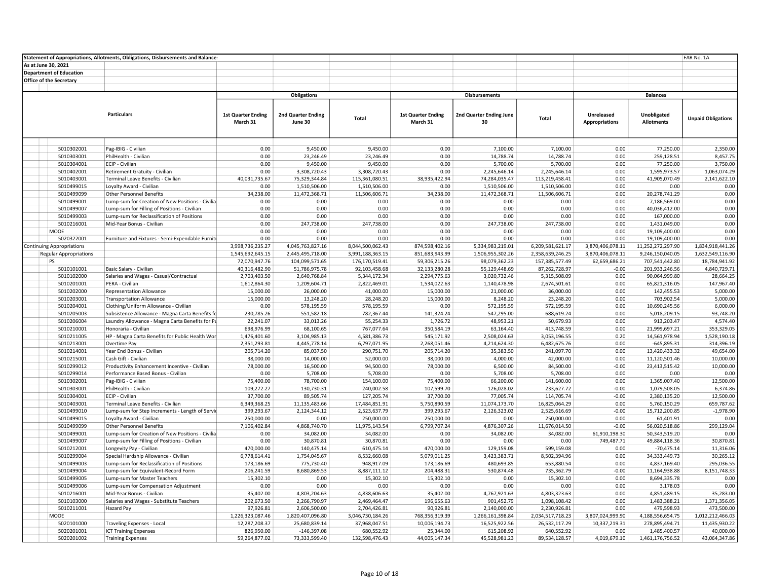**Statement of Appropriations, Allotments, Obligations, Disbursements and Balances**

**As at June 30, 2021**

**Department of Education**

**Office of the Secretary**

FAR No. 1A

| | Particulars | Obligations | | | Disbursements | | | Balances | | |
|---|---|---|---|---|---|---|---|---|---|---|
| | | 1st Quarter Ending March 31 | 2nd Quarter Ending June 30 | Total | 1st Quarter Ending March 31 | 2nd Quarter Ending June 30 | Total | Unreleased Appropriations | Unobligated Allotments | Unpaid Obligations |
| 5010302001 | Pag-IBIG - Civilian | 0.00 | 9,450.00 | 9,450.00 | 0.00 | 7,100.00 | 7,100.00 | 0.00 | 77,250.00 | 2,350.00 |
| 5010303001 | PhilHealth - Civilian | 0.00 | 23,246.49 | 23,246.49 | 0.00 | 14,788.74 | 14,788.74 | 0.00 | 259,128.51 | 8,457.75 |
| 5010304001 | ECIP - Civilian | 0.00 | 9,450.00 | 9,450.00 | 0.00 | 5,700.00 | 5,700.00 | 0.00 | 77,250.00 | 3,750.00 |
| 5010402001 | Retirement Gratuity - Civilian | 0.00 | 3,308,720.43 | 3,308,720.43 | 0.00 | 2,245,646.14 | 2,245,646.14 | 0.00 | 1,595,973.57 | 1,063,074.29 |
| 5010403001 | Terminal Leave Benefits - Civilian | 40,031,735.67 | 75,329,344.84 | 115,361,080.51 | 38,935,422.94 | 74,284,035.47 | 113,219,458.41 | 0.00 | 41,905,070.49 | 2,141,622.10 |
| 5010499015 | Loyalty Award - Civilian | 0.00 | 1,510,506.00 | 1,510,506.00 | 0.00 | 1,510,506.00 | 1,510,506.00 | 0.00 | 0.00 | 0.00 |
| 5010499099 | Other Personnel Benefits | 34,238.00 | 11,472,368.71 | 11,506,606.71 | 34,238.00 | 11,472,368.71 | 11,506,606.71 | 0.00 | 20,278,741.29 | 0.00 |
| 5010499001 | Lump-sum for Creation of New Positions - Civilia | 0.00 | 0.00 | 0.00 | 0.00 | 0.00 | 0.00 | 0.00 | 7,186,569.00 | 0.00 |
| 5010499007 | Lump-sum for Filling of Positions - Civilian | 0.00 | 0.00 | 0.00 | 0.00 | 0.00 | 0.00 | 0.00 | 40,036,412.00 | 0.00 |
| 5010499003 | Lump-sum for Reclassification of Positions | 0.00 | 0.00 | 0.00 | 0.00 | 0.00 | 0.00 | 0.00 | 167,000.00 | 0.00 |
| 5010216001 | Mid-Year Bonus - Civilian | 0.00 | 247,738.00 | 247,738.00 | 0.00 | 247,738.00 | 247,738.00 | 0.00 | 1,431,049.00 | 0.00 |
| MOOE | | 0.00 | 0.00 | 0.00 | 0.00 | 0.00 | 0.00 | 0.00 | 19,109,400.00 | 0.00 |
| 5020322001 | Furniture and Fixtures - Semi-Expendable Furnitu | 0.00 | 0.00 | 0.00 | 0.00 | 0.00 | 0.00 | 0.00 | 19,109,400.00 | 0.00 |
| Continuing Appropriations | | 3,998,736,235.27 | 4,045,763,827.16 | 8,044,500,062.43 | 874,598,402.16 | 5,334,983,219.01 | 6,209,581,621.17 | 3,870,406,078.11 | 11,252,272,297.90 | 1,834,918,441.26 |
| Regular Appropriations | | 1,545,692,645.15 | 2,445,495,718.00 | 3,991,188,363.15 | 851,683,943.99 | 1,506,955,302.26 | 2,358,639,246.25 | 3,870,406,078.11 | 9,246,150,040.05 | 1,632,549,116.90 |
| PS | | 72,070,947.76 | 104,099,571.65 | 176,170,519.41 | 59,306,215.26 | 98,079,362.23 | 157,385,577.49 | 62,659,686.21 | 707,541,442.80 | 18,784,941.92 |
| 5010101001 | Basic Salary - Civilian | 40,316,482.90 | 51,786,975.78 | 92,103,458.68 | 32,133,280.28 | 55,129,448.69 | 87,262,728.97 | -0.00 | 201,933,246.56 | 4,840,729.71 |
| 5010102000 | Salaries and Wages - Casual/Contractual | 2,703,403.50 | 2,640,768.84 | 5,344,172.34 | 2,294,775.63 | 3,020,732.46 | 5,315,508.09 | 0.00 | 90,064,999.80 | 28,664.25 |
| 5010201001 | PERA - Civilian | 1,612,864.30 | 1,209,604.71 | 2,822,469.01 | 1,534,022.63 | 1,140,478.98 | 2,674,501.61 | 0.00 | 65,821,316.05 | 147,967.40 |
| 5010202000 | Representation Allowance | 15,000.00 | 26,000.00 | 41,000.00 | 15,000.00 | 21,000.00 | 36,000.00 | 0.00 | 142,455.53 | 5,000.00 |
| 5010203001 | Transportation Allowance | 15,000.00 | 13,248.20 | 28,248.20 | 15,000.00 | 8,248.20 | 23,248.20 | 0.00 | 703,902.54 | 5,000.00 |
| 5010204001 | Clothing/Uniform Allowance - Civilian | 0.00 | 578,195.59 | 578,195.59 | 0.00 | 572,195.59 | 572,195.59 | 0.00 | 10,690,245.56 | 6,000.00 |
| 5010205003 | Subsistence Allowance - Magna Carta Benefits fo | 230,785.26 | 551,582.18 | 782,367.44 | 141,324.24 | 547,295.00 | 688,619.24 | 0.00 | 5,018,209.15 | 93,748.20 |
| 5010206004 | Laundry Allowance - Magna Carta Benefits for Pu | 22,241.07 | 33,013.26 | 55,254.33 | 1,726.72 | 48,953.21 | 50,679.93 | 0.00 | 913,203.47 | 4,574.40 |
| 5010210001 | Honoraria - Civilian | 698,976.99 | 68,100.65 | 767,077.64 | 350,584.19 | 63,164.40 | 413,748.59 | 0.00 | 21,999,697.21 | 353,329.05 |
| 5010211005 | HP - Magna Carta Benefits for Public Health Wor | 1,476,401.60 | 3,104,985.13 | 4,581,386.73 | 545,171.92 | 2,508,024.63 | 3,053,196.55 | 0.20 | 14,561,978.94 | 1,528,190.18 |
| 5010213001 | Overtime Pay | 2,351,293.81 | 4,445,778.14 | 6,797,071.95 | 2,268,051.46 | 4,214,624.30 | 6,482,675.76 | 0.00 | -645,895.31 | 314,396.19 |
| 5010214001 | Year End Bonus - Civilian | 205,714.20 | 85,037.50 | 290,751.70 | 205,714.20 | 35,383.50 | 241,097.70 | 0.00 | 13,420,433.32 | 49,654.00 |
| 5010215001 | Cash Gift - Civilian | 38,000.00 | 14,000.00 | 52,000.00 | 38,000.00 | 4,000.00 | 42,000.00 | 0.00 | 11,120,501.46 | 10,000.00 |
| 5010299012 | Productivity Enhancement Incentive - Civilian | 78,000.00 | 16,500.00 | 94,500.00 | 78,000.00 | 6,500.00 | 84,500.00 | -0.00 | 23,413,515.42 | 10,000.00 |
| 5010299014 | Performance Based Bonus - Civilian | 0.00 | 5,708.00 | 5,708.00 | 0.00 | 5,708.00 | 5,708.00 | 0.00 | 0.00 | 0.00 |
| 5010302001 | Pag-IBIG - Civilian | 75,400.00 | 78,700.00 | 154,100.00 | 75,400.00 | 66,200.00 | 141,600.00 | 0.00 | 1,365,007.40 | 12,500.00 |
| 5010303001 | PhilHealth - Civilian | 109,272.27 | 130,730.31 | 240,002.58 | 107,599.70 | 126,028.02 | 233,627.72 | -0.00 | 1,079,508.05 | 6,374.86 |
| 5010304001 | ECIP - Civilian | 37,700.00 | 89,505.74 | 127,205.74 | 37,700.00 | 77,005.74 | 114,705.74 | -0.00 | 2,380,135.20 | 12,500.00 |
| 5010403001 | Terminal Leave Benefits - Civilian | 6,349,368.25 | 11,135,483.66 | 17,484,851.91 | 5,750,890.59 | 11,074,173.70 | 16,825,064.29 | 0.00 | 5,760,150.29 | 659,787.62 |
| 5010499010 | Lump-sum for Step Increments - Length of Servic | 399,293.67 | 2,124,344.12 | 2,523,637.79 | 399,293.67 | 2,126,323.02 | 2,525,616.69 | -0.00 | 15,712,200.85 | -1,978.90 |
| 5010499015 | Loyalty Award - Civilian | 250,000.00 | 0.00 | 250,000.00 | 250,000.00 | 0.00 | 250,000.00 | 0.00 | 61,401.91 | 0.00 |
| 5010499099 | Other Personnel Benefits | 7,106,402.84 | 4,868,740.70 | 11,975,143.54 | 6,799,707.24 | 4,876,307.26 | 11,676,014.50 | -0.00 | 56,020,518.86 | 299,129.04 |
| 5010499001 | Lump-sum for Creation of New Positions - Civilia | 0.00 | 34,082.00 | 34,082.00 | 0.00 | 34,082.00 | 34,082.00 | 61,910,198.30 | 50,343,519.20 | 0.00 |
| 5010499007 | Lump-sum for Filling of Positions - Civilian | 0.00 | 30,870.81 | 30,870.81 | 0.00 | 0.00 | 0.00 | 749,487.71 | 49,884,118.36 | 30,870.81 |
| 5010212001 | Longevity Pay - Civilian | 470,000.00 | 140,475.14 | 610,475.14 | 470,000.00 | 129,159.08 | 599,159.08 | 0.00 | -70,475.14 | 11,316.06 |
| 5010299004 | Special Hardship Allowance - Civilian | 6,778,614.41 | 1,754,045.67 | 8,532,660.08 | 5,079,011.25 | 3,423,383.71 | 8,502,394.96 | 0.00 | 34,333,449.73 | 30,265.12 |
| 5010499003 | Lump-sum for Reclassification of Positions | 173,186.69 | 775,730.40 | 948,917.09 | 173,186.69 | 480,693.85 | 653,880.54 | 0.00 | 4,837,169.40 | 295,036.55 |
| 5010499004 | Lump-sum for Equivalent-Record Form | 206,241.59 | 8,680,869.53 | 8,887,111.12 | 204,488.31 | 530,874.48 | 735,362.79 | -0.00 | 11,164,938.88 | 8,151,748.33 |
| 5010499005 | Lump-sum for Master Teachers | 15,302.10 | 0.00 | 15,302.10 | 15,302.10 | 0.00 | 15,302.10 | 0.00 | 8,694,335.78 | 0.00 |
| 5010499006 | Lump-sum for Compensation Adjustment | 0.00 | 0.00 | 0.00 | 0.00 | 0.00 | 0.00 | 0.00 | 3,178.03 | 0.00 |
| 5010216001 | Mid-Year Bonus - Civilian | 35,402.00 | 4,803,204.63 | 4,838,606.63 | 35,402.00 | 4,767,921.63 | 4,803,323.63 | 0.00 | 4,851,489.15 | 35,283.00 |
| 5010103000 | Salaries and Wages - Substitute Teachers | 202,673.50 | 2,266,790.97 | 2,469,464.47 | 196,655.63 | 901,452.79 | 1,098,108.42 | 0.00 | 1,483,388.21 | 1,371,356.05 |
| 5010211001 | Hazard Pay | 97,926.81 | 2,606,500.00 | 2,704,426.81 | 90,926.81 | 2,140,000.00 | 2,230,926.81 | 0.00 | 479,598.93 | 473,500.00 |
| MOOE | | 1,226,323,087.46 | 1,820,407,096.80 | 3,046,730,184.26 | 768,356,319.39 | 1,266,161,398.84 | 2,034,517,718.23 | 3,807,024,999.90 | 4,188,556,654.75 | 1,012,212,466.03 |
| 5020101000 | Traveling Expenses - Local | 12,287,208.37 | 25,680,839.14 | 37,968,047.51 | 10,006,194.73 | 16,525,922.56 | 26,532,117.29 | 10,337,219.31 | 278,895,494.71 | 11,435,930.22 |
| 5020201001 | ICT Training Expenses | 826,950.00 | -146,397.08 | 680,552.92 | 25,344.00 | 615,208.92 | 640,552.92 | 0.00 | 1,485,400.57 | 40,000.00 |
| 5020201002 | Training Expenses | 59,264,877.02 | 73,333,599.40 | 132,598,476.43 | 44,005,147.34 | 45,528,981.23 | 89,534,128.57 | 4,019,679.10 | 1,461,176,756.52 | 43,064,347.86 |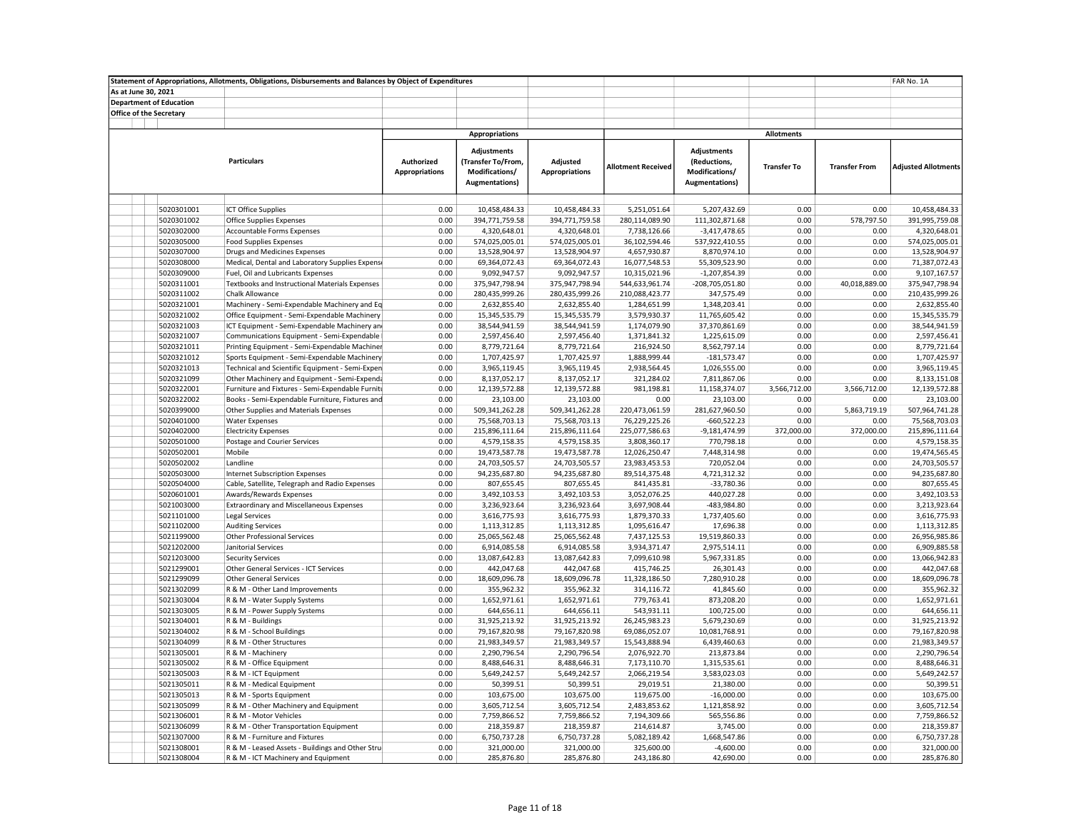Statement of Appropriations, Allotments, Obligations, Disbursements and Balances by Object of Expenditures

FAR No. 1A

As at June 30, 2021

Department of Education

Office of the Secretary

| | Particulars | Appropriations | | | Allotments | | | | |
|---|---|---|---|---|---|---|---|---|---|
| | | Authorized Appropriations | Adjustments (Transfer To/From, Modifications/ Augmentations) | Adjusted Appropriations | Allotment Received | Adjustments (Reductions, Modifications/ Augmentations) | Transfer To | Transfer From | Adjusted Allotments |
| 5020301001 | ICT Office Supplies | 0.00 | 10,458,484.33 | 10,458,484.33 | 5,251,051.64 | 5,207,432.69 | 0.00 | 0.00 | 10,458,484.33 |
| 5020301002 | Office Supplies Expenses | 0.00 | 394,771,759.58 | 394,771,759.58 | 280,114,089.90 | 111,302,871.68 | 0.00 | 578,797.50 | 391,995,759.08 |
| 5020302000 | Accountable Forms Expenses | 0.00 | 4,320,648.01 | 4,320,648.01 | 7,738,126.66 | -3,417,478.65 | 0.00 | 0.00 | 4,320,648.01 |
| 5020305000 | Food Supplies Expenses | 0.00 | 574,025,005.01 | 574,025,005.01 | 36,102,594.46 | 537,922,410.55 | 0.00 | 0.00 | 574,025,005.01 |
| 5020307000 | Drugs and Medicines Expenses | 0.00 | 13,528,904.97 | 13,528,904.97 | 4,657,930.87 | 8,870,974.10 | 0.00 | 0.00 | 13,528,904.97 |
| 5020308000 | Medical, Dental and Laboratory Supplies Expens | 0.00 | 69,364,072.43 | 69,364,072.43 | 16,077,548.53 | 55,309,523.90 | 0.00 | 0.00 | 71,387,072.43 |
| 5020309000 | Fuel, Oil and Lubricants Expenses | 0.00 | 9,092,947.57 | 9,092,947.57 | 10,315,021.96 | -1,207,854.39 | 0.00 | 0.00 | 9,107,167.57 |
| 5020311001 | Textbooks and Instructional Materials Expenses | 0.00 | 375,947,798.94 | 375,947,798.94 | 544,633,961.74 | -208,705,051.80 | 0.00 | 40,018,889.00 | 375,947,798.94 |
| 5020311002 | Chalk Allowance | 0.00 | 280,435,999.26 | 280,435,999.26 | 210,088,423.77 | 347,575.49 | 0.00 | 0.00 | 210,435,999.26 |
| 5020321001 | Machinery - Semi-Expendable Machinery and Eq | 0.00 | 2,632,855.40 | 2,632,855.40 | 1,284,651.99 | 1,348,203.41 | 0.00 | 0.00 | 2,632,855.40 |
| 5020321002 | Office Equipment - Semi-Expendable Machinery | 0.00 | 15,345,535.79 | 15,345,535.79 | 3,579,930.37 | 11,765,605.42 | 0.00 | 0.00 | 15,345,535.79 |
| 5020321003 | ICT Equipment - Semi-Expendable Machinery an | 0.00 | 38,544,941.59 | 38,544,941.59 | 1,174,079.90 | 37,370,861.69 | 0.00 | 0.00 | 38,544,941.59 |
| 5020321007 | Communications Equipment - Semi-Expendable | 0.00 | 2,597,456.40 | 2,597,456.40 | 1,371,841.32 | 1,225,615.09 | 0.00 | 0.00 | 2,597,456.41 |
| 5020321011 | Printing Equipment - Semi-Expendable Machiner | 0.00 | 8,779,721.64 | 8,779,721.64 | 216,924.50 | 8,562,797.14 | 0.00 | 0.00 | 8,779,721.64 |
| 5020321012 | Sports Equipment - Semi-Expendable Machinery | 0.00 | 1,707,425.97 | 1,707,425.97 | 1,888,999.44 | -181,573.47 | 0.00 | 0.00 | 1,707,425.97 |
| 5020321013 | Technical and Scientific Equipment - Semi-Expen | 0.00 | 3,965,119.45 | 3,965,119.45 | 2,938,564.45 | 1,026,555.00 | 0.00 | 0.00 | 3,965,119.45 |
| 5020321099 | Other Machinery and Equipment - Semi-Expenda | 0.00 | 8,137,052.17 | 8,137,052.17 | 321,284.02 | 7,811,867.06 | 0.00 | 0.00 | 8,133,151.08 |
| 5020322001 | Furniture and Fixtures - Semi-Expendable Furnitu | 0.00 | 12,139,572.88 | 12,139,572.88 | 981,198.81 | 11,158,374.07 | 3,566,712.00 | 3,566,712.00 | 12,139,572.88 |
| 5020322002 | Books - Semi-Expendable Furniture, Fixtures and | 0.00 | 23,103.00 | 23,103.00 | 0.00 | 23,103.00 | 0.00 | 0.00 | 23,103.00 |
| 5020399000 | Other Supplies and Materials Expenses | 0.00 | 509,341,262.28 | 509,341,262.28 | 220,473,061.59 | 281,627,960.50 | 0.00 | 5,863,719.19 | 507,964,741.28 |
| 5020401000 | Water Expenses | 0.00 | 75,568,703.13 | 75,568,703.13 | 76,229,225.26 | -660,522.23 | 0.00 | 0.00 | 75,568,703.03 |
| 5020402000 | Electricity Expenses | 0.00 | 215,896,111.64 | 215,896,111.64 | 225,077,586.63 | -9,181,474.99 | 372,000.00 | 372,000.00 | 215,896,111.64 |
| 5020501000 | Postage and Courier Services | 0.00 | 4,579,158.35 | 4,579,158.35 | 3,808,360.17 | 770,798.18 | 0.00 | 0.00 | 4,579,158.35 |
| 5020502001 | Mobile | 0.00 | 19,473,587.78 | 19,473,587.78 | 12,026,250.47 | 7,448,314.98 | 0.00 | 0.00 | 19,474,565.45 |
| 5020502002 | Landline | 0.00 | 24,703,505.57 | 24,703,505.57 | 23,983,453.53 | 720,052.04 | 0.00 | 0.00 | 24,703,505.57 |
| 5020503000 | Internet Subscription Expenses | 0.00 | 94,235,687.80 | 94,235,687.80 | 89,514,375.48 | 4,721,312.32 | 0.00 | 0.00 | 94,235,687.80 |
| 5020504000 | Cable, Satellite, Telegraph and Radio Expenses | 0.00 | 807,655.45 | 807,655.45 | 841,435.81 | -33,780.36 | 0.00 | 0.00 | 807,655.45 |
| 5020601001 | Awards/Rewards Expenses | 0.00 | 3,492,103.53 | 3,492,103.53 | 3,052,076.25 | 440,027.28 | 0.00 | 0.00 | 3,492,103.53 |
| 5021003000 | Extraordinary and Miscellaneous Expenses | 0.00 | 3,236,923.64 | 3,236,923.64 | 3,697,908.44 | -483,984.80 | 0.00 | 0.00 | 3,213,923.64 |
| 5021101000 | Legal Services | 0.00 | 3,616,775.93 | 3,616,775.93 | 1,879,370.33 | 1,737,405.60 | 0.00 | 0.00 | 3,616,775.93 |
| 5021102000 | Auditing Services | 0.00 | 1,113,312.85 | 1,113,312.85 | 1,095,616.47 | 17,696.38 | 0.00 | 0.00 | 1,113,312.85 |
| 5021199000 | Other Professional Services | 0.00 | 25,065,562.48 | 25,065,562.48 | 7,437,125.53 | 19,519,860.33 | 0.00 | 0.00 | 26,956,985.86 |
| 5021202000 | Janitorial Services | 0.00 | 6,914,085.58 | 6,914,085.58 | 3,934,371.47 | 2,975,514.11 | 0.00 | 0.00 | 6,909,885.58 |
| 5021203000 | Security Services | 0.00 | 13,087,642.83 | 13,087,642.83 | 7,099,610.98 | 5,967,331.85 | 0.00 | 0.00 | 13,066,942.83 |
| 5021299001 | Other General Services - ICT Services | 0.00 | 442,047.68 | 442,047.68 | 415,746.25 | 26,301.43 | 0.00 | 0.00 | 442,047.68 |
| 5021299099 | Other General Services | 0.00 | 18,609,096.78 | 18,609,096.78 | 11,328,186.50 | 7,280,910.28 | 0.00 | 0.00 | 18,609,096.78 |
| 5021302099 | R & M - Other Land Improvements | 0.00 | 355,962.32 | 355,962.32 | 314,116.72 | 41,845.60 | 0.00 | 0.00 | 355,962.32 |
| 5021303004 | R & M - Water Supply Systems | 0.00 | 1,652,971.61 | 1,652,971.61 | 779,763.41 | 873,208.20 | 0.00 | 0.00 | 1,652,971.61 |
| 5021303005 | R & M - Power Supply Systems | 0.00 | 644,656.11 | 644,656.11 | 543,931.11 | 100,725.00 | 0.00 | 0.00 | 644,656.11 |
| 5021304001 | R & M - Buildings | 0.00 | 31,925,213.92 | 31,925,213.92 | 26,245,983.23 | 5,679,230.69 | 0.00 | 0.00 | 31,925,213.92 |
| 5021304002 | R & M - School Buildings | 0.00 | 79,167,820.98 | 79,167,820.98 | 69,086,052.07 | 10,081,768.91 | 0.00 | 0.00 | 79,167,820.98 |
| 5021304099 | R & M - Other Structures | 0.00 | 21,983,349.57 | 21,983,349.57 | 15,543,888.94 | 6,439,460.63 | 0.00 | 0.00 | 21,983,349.57 |
| 5021305001 | R & M - Machinery | 0.00 | 2,290,796.54 | 2,290,796.54 | 2,076,922.70 | 213,873.84 | 0.00 | 0.00 | 2,290,796.54 |
| 5021305002 | R & M - Office Equipment | 0.00 | 8,488,646.31 | 8,488,646.31 | 7,173,110.70 | 1,315,535.61 | 0.00 | 0.00 | 8,488,646.31 |
| 5021305003 | R & M - ICT Equipment | 0.00 | 5,649,242.57 | 5,649,242.57 | 2,066,219.54 | 3,583,023.03 | 0.00 | 0.00 | 5,649,242.57 |
| 5021305011 | R & M - Medical Equipment | 0.00 | 50,399.51 | 50,399.51 | 29,019.51 | 21,380.00 | 0.00 | 0.00 | 50,399.51 |
| 5021305013 | R & M - Sports Equipment | 0.00 | 103,675.00 | 103,675.00 | 119,675.00 | -16,000.00 | 0.00 | 0.00 | 103,675.00 |
| 5021305099 | R & M - Other Machinery and Equipment | 0.00 | 3,605,712.54 | 3,605,712.54 | 2,483,853.62 | 1,121,858.92 | 0.00 | 0.00 | 3,605,712.54 |
| 5021306001 | R & M - Motor Vehicles | 0.00 | 7,759,866.52 | 7,759,866.52 | 7,194,309.66 | 565,556.86 | 0.00 | 0.00 | 7,759,866.52 |
| 5021306099 | R & M - Other Transportation Equipment | 0.00 | 218,359.87 | 218,359.87 | 214,614.87 | 3,745.00 | 0.00 | 0.00 | 218,359.87 |
| 5021307000 | R & M - Furniture and Fixtures | 0.00 | 6,750,737.28 | 6,750,737.28 | 5,082,189.42 | 1,668,547.86 | 0.00 | 0.00 | 6,750,737.28 |
| 5021308001 | R & M - Leased Assets - Buildings and Other Stru | 0.00 | 321,000.00 | 321,000.00 | 325,600.00 | -4,600.00 | 0.00 | 0.00 | 321,000.00 |
| 5021308004 | R & M - ICT Machinery and Equipment | 0.00 | 285,876.80 | 285,876.80 | 243,186.80 | 42,690.00 | 0.00 | 0.00 | 285,876.80 |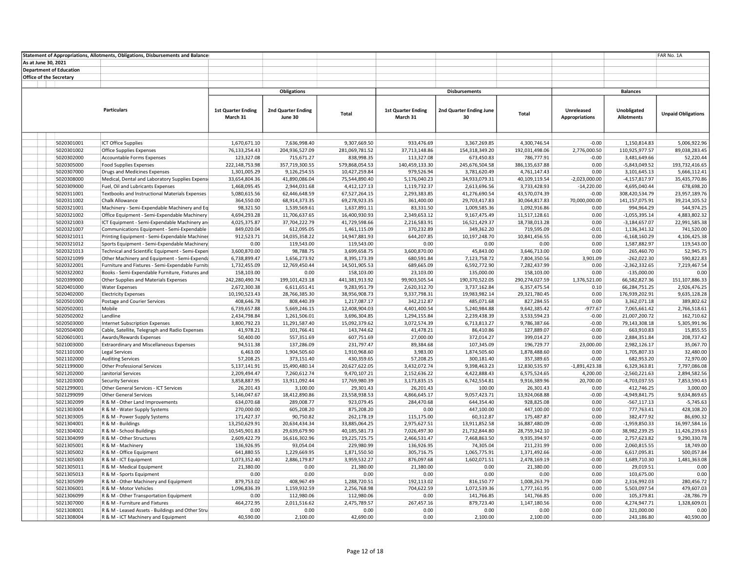Statement of Appropriations, Allotments, Obligations, Disbursements and Balances

As at June 30, 2021

Department of Education

Office of the Secretary

FAR No. 1A

| | Particulars | Obligations | | | Disbursements | | | Balances | | |
|---|---|---|---|---|---|---|---|---|---|---|
| | | 1st Quarter Ending March 31 | 2nd Quarter Ending June 30 | Total | 1st Quarter Ending March 31 | 2nd Quarter Ending June 30 | Total | Unreleased Appropriations | Unobligated Allotments | Unpaid Obligations |
| 5020301001 | ICT Office Supplies | 1,670,671.10 | 7,636,998.40 | 9,307,669.50 | 933,476.69 | 3,367,269.85 | 4,300,746.54 | -0.00 | 1,150,814.83 | 5,006,922.96 |
| 5020301002 | Office Supplies Expenses | 76,133,254.43 | 204,936,527.09 | 281,069,781.52 | 37,713,148.86 | 154,318,349.20 | 192,031,498.06 | 2,776,000.50 | 110,925,977.57 | 89,038,283.45 |
| 5020302000 | Accountable Forms Expenses | 123,327.08 | 715,671.27 | 838,998.35 | 113,327.08 | 673,450.83 | 786,777.91 | -0.00 | 3,481,649.66 | 52,220.44 |
| 5020305000 | Food Supplies Expenses | 222,148,753.98 | 357,719,300.55 | 579,868,054.53 | 140,459,133.30 | 245,676,504.58 | 386,135,637.88 | 0.00 | -5,843,049.52 | 193,732,416.65 |
| 5020307000 | Drugs and Medicines Expenses | 1,301,005.29 | 9,126,254.55 | 10,427,259.84 | 979,526.94 | 3,781,620.49 | 4,761,147.43 | 0.00 | 3,101,645.13 | 5,666,112.41 |
| 5020308000 | Medical, Dental and Laboratory Supplies Expens | 33,654,804.36 | 41,890,086.04 | 75,544,890.40 | 5,176,040.23 | 34,933,079.31 | 40,109,119.54 | -2,023,000.00 | -4,157,817.97 | 35,435,770.86 |
| 5020309000 | Fuel, Oil and Lubricants Expenses | 1,468,095.45 | 2,944,031.68 | 4,412,127.13 | 1,119,732.37 | 2,613,696.56 | 3,733,428.93 | -14,220.00 | 4,695,040.44 | 678,698.20 |
| 5020311001 | Textbooks and Instructional Materials Expenses | 5,080,615.56 | 62,446,648.59 | 67,527,264.15 | 2,293,383.85 | 41,276,690.54 | 43,570,074.39 | -0.00 | 308,420,534.79 | 23,957,189.76 |
| 5020311002 | Chalk Allowance | 364,550.00 | 68,914,373.35 | 69,278,923.35 | 361,400.00 | 29,703,417.83 | 30,064,817.83 | 70,000,000.00 | 141,157,075.91 | 39,214,105.52 |
| 5020321001 | Machinery - Semi-Expendable Machinery and Eq | 98,321.50 | 1,539,569.61 | 1,637,891.11 | 83,331.50 | 1,009,585.36 | 1,092,916.86 | 0.00 | 994,964.29 | 544,974.25 |
| 5020321002 | Office Equipment - Semi-Expendable Machinery | 4,694,293.28 | 11,706,637.65 | 16,400,930.93 | 2,349,653.12 | 9,167,475.49 | 11,517,128.61 | 0.00 | -1,055,395.14 | 4,883,802.32 |
| 5020321003 | ICT Equipment - Semi-Expendable Machinery an | 4,025,375.87 | 37,704,222.79 | 41,729,598.66 | 2,216,583.91 | 16,521,429.37 | 18,738,013.28 | 0.00 | -3,184,657.07 | 22,991,585.38 |
| 5020321007 | Communications Equipment - Semi-Expendable | 849,020.04 | 612,095.05 | 1,461,115.09 | 370,232.89 | 349,362.20 | 719,595.09 | -0.01 | 1,136,341.32 | 741,520.00 |
| 5020321011 | Printing Equipment - Semi-Expendable Machiner | 912,523.71 | 14,035,358.22 | 14,947,881.93 | 644,207.85 | 10,197,248.70 | 10,841,456.55 | 0.00 | -6,168,160.29 | 4,106,425.38 |
| 5020321012 | Sports Equipment - Semi-Expendable Machinery | 0.00 | 119,543.00 | 119,543.00 | 0.00 | 0.00 | 0.00 | 0.00 | 1,587,882.97 | 119,543.00 |
| 5020321013 | Technical and Scientific Equipment - Semi-Expen | 3,600,870.00 | 98,788.75 | 3,699,658.75 | 3,600,870.00 | 45,843.00 | 3,646,713.00 | 0.00 | 265,460.70 | 52,945.75 |
| 5020321099 | Other Machinery and Equipment - Semi-Expenda | 6,738,899.47 | 1,656,273.92 | 8,395,173.39 | 680,591.84 | 7,123,758.72 | 7,804,350.56 | 3,901.09 | -262,022.30 | 590,822.83 |
| 5020322001 | Furniture and Fixtures - Semi-Expendable Furnitu | 1,732,455.09 | 12,769,450.44 | 14,501,905.53 | 689,665.09 | 6,592,772.90 | 7,282,437.99 | 0.00 | -2,362,332.65 | 7,219,467.54 |
| 5020322002 | Books - Semi-Expendable Furniture, Fixtures and | 158,103.00 | 0.00 | 158,103.00 | 23,103.00 | 135,000.00 | 158,103.00 | 0.00 | -135,000.00 | 0.00 |
| 5020399000 | Other Supplies and Materials Expenses | 242,280,490.74 | 199,101,423.18 | 441,381,913.92 | 99,903,505.54 | 190,370,522.05 | 290,274,027.59 | 1,376,521.00 | 66,582,827.36 | 151,107,886.33 |
| 5020401000 | Water Expenses | 2,672,300.38 | 6,611,651.41 | 9,283,951.79 | 2,620,312.70 | 3,737,162.84 | 6,357,475.54 | 0.10 | 66,284,751.25 | 2,926,476.25 |
| 5020402000 | Electricity Expenses | 10,190,523.43 | 28,766,385.30 | 38,956,908.73 | 9,337,798.31 | 19,983,982.14 | 29,321,780.45 | 0.00 | 176,939,202.91 | 9,635,128.28 |
| 5020501000 | Postage and Courier Services | 408,646.78 | 808,440.39 | 1,217,087.17 | 342,212.87 | 485,071.68 | 827,284.55 | 0.00 | 3,362,071.18 | 389,802.62 |
| 5020502001 | Mobile | 6,739,657.88 | 5,669,246.15 | 12,408,904.03 | 4,401,400.54 | 5,240,984.88 | 9,642,385.42 | -977.67 | 7,065,661.42 | 2,766,518.61 |
| 5020502002 | Landline | 2,434,798.84 | 1,261,506.01 | 3,696,304.85 | 1,294,155.84 | 2,239,438.39 | 3,533,594.23 | -0.00 | 21,007,200.72 | 162,710.62 |
| 5020503000 | Internet Subscription Expenses | 3,800,792.23 | 11,291,587.40 | 15,092,379.62 | 3,072,574.39 | 6,713,813.27 | 9,786,387.66 | -0.00 | 79,143,308.18 | 5,305,991.96 |
| 5020504000 | Cable, Satellite, Telegraph and Radio Expenses | 41,978.21 | 101,766.41 | 143,744.62 | 41,478.21 | 86,410.86 | 127,889.07 | -0.00 | 663,910.83 | 15,855.55 |
| 5020601001 | Awards/Rewards Expenses | 50,400.00 | 557,351.69 | 607,751.69 | 27,000.00 | 372,014.27 | 399,014.27 | 0.00 | 2,884,351.84 | 208,737.42 |
| 5021003000 | Extraordinary and Miscellaneous Expenses | 94,511.38 | 137,286.09 | 231,797.47 | 89,384.68 | 107,345.09 | 196,729.77 | 23,000.00 | 2,982,126.17 | 35,067.70 |
| 5021101000 | Legal Services | 6,463.00 | 1,904,505.60 | 1,910,968.60 | 3,983.00 | 1,874,505.60 | 1,878,488.60 | 0.00 | 1,705,807.33 | 32,480.00 |
| 5021102000 | Auditing Services | 57,208.25 | 373,151.40 | 430,359.65 | 57,208.25 | 300,181.40 | 357,389.65 | -0.00 | 682,953.20 | 72,970.00 |
| 5021199000 | Other Professional Services | 5,137,141.91 | 15,490,480.14 | 20,627,622.05 | 3,432,072.74 | 9,398,463.23 | 12,830,535.97 | -1,891,423.38 | 6,329,363.81 | 7,797,086.08 |
| 5021202000 | Janitorial Services | 2,209,494.47 | 7,260,612.74 | 9,470,107.21 | 2,152,636.22 | 4,422,888.43 | 6,575,524.65 | 4,200.00 | -2,560,221.63 | 2,894,582.56 |
| 5021203000 | Security Services | 3,858,887.95 | 13,911,092.44 | 17,769,980.39 | 3,173,835.15 | 6,742,554.81 | 9,916,389.96 | 20,700.00 | -4,703,037.55 | 7,853,590.43 |
| 5021299001 | Other General Services - ICT Services | 26,201.43 | 3,100.00 | 29,301.43 | 26,201.43 | 100.00 | 26,301.43 | 0.00 | 412,746.25 | 3,000.00 |
| 5021299099 | Other General Services | 5,146,047.67 | 18,412,890.86 | 23,558,938.53 | 4,866,645.17 | 9,057,423.71 | 13,924,068.88 | -0.00 | -4,949,841.75 | 9,634,869.65 |
| 5021302099 | R & M - Other Land Improvements | 634,070.68 | 289,008.77 | 923,079.45 | 284,470.68 | 644,354.40 | 928,825.08 | 0.00 | -567,117.13 | -5,745.63 |
| 5021303004 | R & M - Water Supply Systems | 270,000.00 | 605,208.20 | 875,208.20 | 0.00 | 447,100.00 | 447,100.00 | 0.00 | 777,763.41 | 428,108.20 |
| 5021303005 | R & M - Power Supply Systems | 171,427.37 | 90,750.82 | 262,178.19 | 115,175.00 | 60,312.87 | 175,487.87 | 0.00 | 382,477.92 | 86,690.32 |
| 5021304001 | R & M - Buildings | 13,250,629.91 | 20,634,434.34 | 33,885,064.25 | 2,975,627.51 | 13,911,852.58 | 16,887,480.09 | -0.00 | -1,959,850.33 | 16,997,584.16 |
| 5021304002 | R & M - School Buildings | 10,545,901.83 | 29,639,679.90 | 40,185,581.73 | 7,026,497.30 | 21,732,844.80 | 28,759,342.10 | -0.00 | 38,982,239.25 | 11,426,239.63 |
| 5021304099 | R & M - Other Structures | 2,609,422.79 | 16,616,302.96 | 19,225,725.75 | 2,466,531.47 | 7,468,863.50 | 9,935,394.97 | -0.00 | 2,757,623.82 | 9,290,330.78 |
| 5021305001 | R & M - Machinery | 136,926.95 | 93,054.04 | 229,980.99 | 136,926.95 | 74,305.04 | 211,231.99 | 0.00 | 2,060,815.55 | 18,749.00 |
| 5021305002 | R & M - Office Equipment | 641,880.55 | 1,229,669.95 | 1,871,550.50 | 305,716.75 | 1,065,775.91 | 1,371,492.66 | -0.00 | 6,617,095.81 | 500,057.84 |
| 5021305003 | R & M - ICT Equipment | 1,073,352.40 | 2,886,179.87 | 3,959,532.27 | 876,097.68 | 1,602,071.51 | 2,478,169.19 | -0.00 | 1,689,710.30 | 1,481,363.08 |
| 5021305011 | R & M - Medical Equipment | 21,380.00 | 0.00 | 21,380.00 | 21,380.00 | 0.00 | 21,380.00 | 0.00 | 29,019.51 | 0.00 |
| 5021305013 | R & M - Sports Equipment | 0.00 | 0.00 | 0.00 | 0.00 | 0.00 | 0.00 | 0.00 | 103,675.00 | 0.00 |
| 5021305099 | R & M - Other Machinery and Equipment | 879,753.02 | 408,967.49 | 1,288,720.51 | 192,113.02 | 816,150.77 | 1,008,263.79 | 0.00 | 2,316,992.03 | 280,456.72 |
| 5021306001 | R & M - Motor Vehicles | 1,096,836.39 | 1,159,932.59 | 2,256,768.98 | 704,622.59 | 1,072,539.36 | 1,777,161.95 | 0.00 | 5,503,097.54 | 479,607.03 |
| 5021306099 | R & M - Other Transportation Equipment | 0.00 | 112,980.06 | 112,980.06 | 0.00 | 141,766.85 | 141,766.85 | 0.00 | 105,379.81 | -28,786.79 |
| 5021307000 | R & M - Furniture and Fixtures | 464,272.95 | 2,011,516.62 | 2,475,789.57 | 267,457.16 | 879,723.40 | 1,147,180.56 | 0.00 | 4,274,947.71 | 1,328,609.01 |
| 5021308001 | R & M - Leased Assets - Buildings and Other Stru | 0.00 | 0.00 | 0.00 | 0.00 | 0.00 | 0.00 | 0.00 | 321,000.00 | 0.00 |
| 5021308004 | R & M - ICT Machinery and Equipment | 40,590.00 | 2,100.00 | 42,690.00 | 0.00 | 2,100.00 | 2,100.00 | 0.00 | 243,186.80 | 40,590.00 |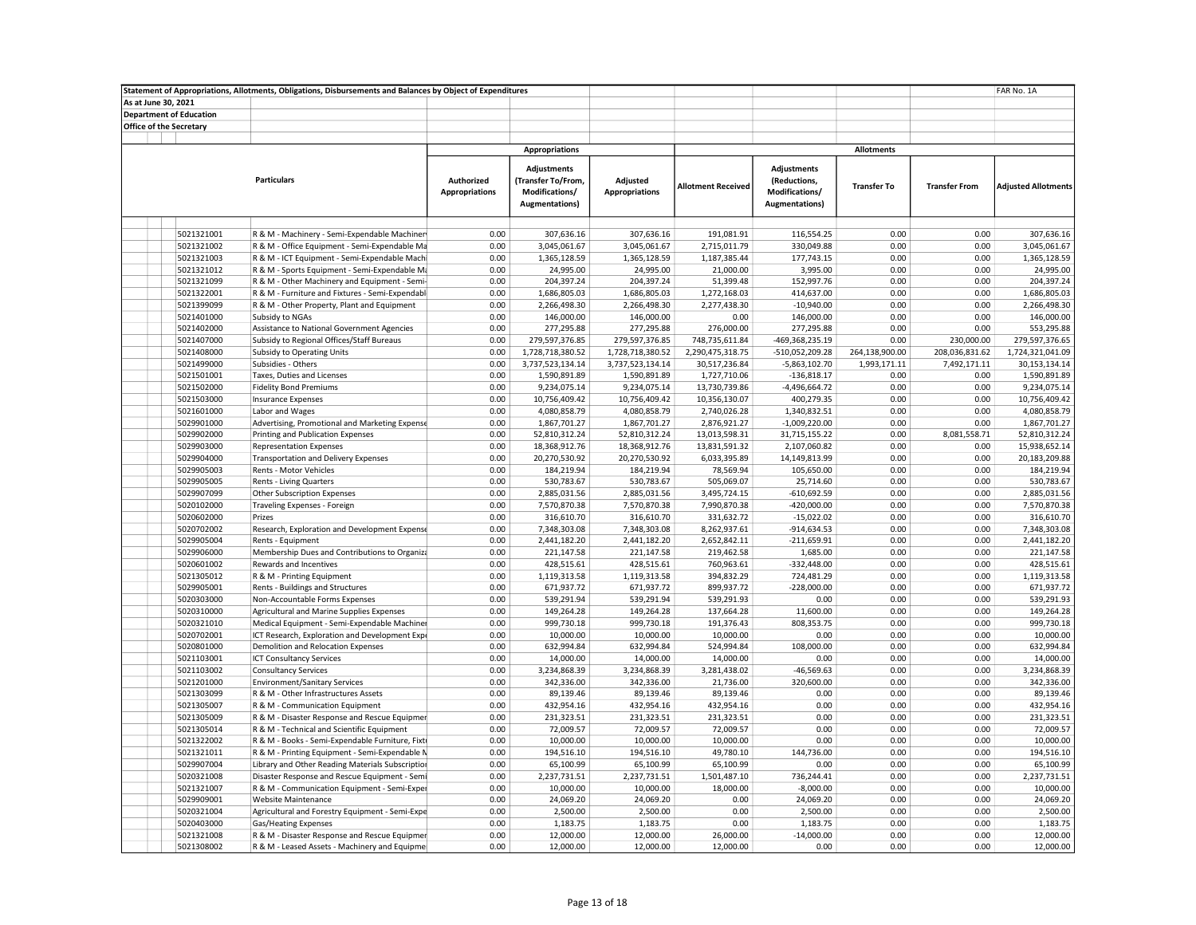Statement of Appropriations, Allotments, Obligations, Disbursements and Balances by Object of Expenditures

FAR No. 1A

As at June 30, 2021

Department of Education

Office of the Secretary

| | Particulars | Appropriations | | | Allotments | | | | |
|---|---|---|---|---|---|---|---|---|---|
| | | Authorized Appropriations | Adjustments (Transfer To/From, Modifications/ Augmentations) | Adjusted Appropriations | Allotment Received | Adjustments (Reductions, Modifications/ Augmentations) | Transfer To | Transfer From | Adjusted Allotments |
| 5021321001 | R & M - Machinery - Semi-Expendable Machiner | 0.00 | 307,636.16 | 307,636.16 | 191,081.91 | 116,554.25 | 0.00 | 0.00 | 307,636.16 |
| 5021321002 | R & M - Office Equipment - Semi-Expendable Ma | 0.00 | 3,045,061.67 | 3,045,061.67 | 2,715,011.79 | 330,049.88 | 0.00 | 0.00 | 3,045,061.67 |
| 5021321003 | R & M - ICT Equipment - Semi-Expendable Machi | 0.00 | 1,365,128.59 | 1,365,128.59 | 1,187,385.44 | 177,743.15 | 0.00 | 0.00 | 1,365,128.59 |
| 5021321012 | R & M - Sports Equipment - Semi-Expendable Ma | 0.00 | 24,995.00 | 24,995.00 | 21,000.00 | 3,995.00 | 0.00 | 0.00 | 24,995.00 |
| 5021321099 | R & M - Other Machinery and Equipment - Semi- | 0.00 | 204,397.24 | 204,397.24 | 51,399.48 | 152,997.76 | 0.00 | 0.00 | 204,397.24 |
| 5021322001 | R & M - Furniture and Fixtures - Semi-Expendabl | 0.00 | 1,686,805.03 | 1,686,805.03 | 1,272,168.03 | 414,637.00 | 0.00 | 0.00 | 1,686,805.03 |
| 5021399099 | R & M - Other Property, Plant and Equipment | 0.00 | 2,266,498.30 | 2,266,498.30 | 2,277,438.30 | -10,940.00 | 0.00 | 0.00 | 2,266,498.30 |
| 5021401000 | Subsidy to NGAs | 0.00 | 146,000.00 | 146,000.00 | 0.00 | 146,000.00 | 0.00 | 0.00 | 146,000.00 |
| 5021402000 | Assistance to National Government Agencies | 0.00 | 277,295.88 | 277,295.88 | 276,000.00 | 277,295.88 | 0.00 | 0.00 | 553,295.88 |
| 5021407000 | Subsidy to Regional Offices/Staff Bureaus | 0.00 | 279,597,376.85 | 279,597,376.85 | 748,735,611.84 | -469,368,235.19 | 0.00 | 230,000.00 | 279,597,376.65 |
| 5021408000 | Subsidy to Operating Units | 0.00 | 1,728,718,380.52 | 1,728,718,380.52 | 2,290,475,318.75 | -510,052,209.28 | 264,138,900.00 | 208,036,831.62 | 1,724,321,041.09 |
| 5021499000 | Subsidies - Others | 0.00 | 3,737,523,134.14 | 3,737,523,134.14 | 30,517,236.84 | -5,863,102.70 | 1,993,171.11 | 7,492,171.11 | 30,153,134.14 |
| 5021501001 | Taxes, Duties and Licenses | 0.00 | 1,590,891.89 | 1,590,891.89 | 1,727,710.06 | -136,818.17 | 0.00 | 0.00 | 1,590,891.89 |
| 5021502000 | Fidelity Bond Premiums | 0.00 | 9,234,075.14 | 9,234,075.14 | 13,730,739.86 | -4,496,664.72 | 0.00 | 0.00 | 9,234,075.14 |
| 5021503000 | Insurance Expenses | 0.00 | 10,756,409.42 | 10,756,409.42 | 10,356,130.07 | 400,279.35 | 0.00 | 0.00 | 10,756,409.42 |
| 5021601000 | Labor and Wages | 0.00 | 4,080,858.79 | 4,080,858.79 | 2,740,026.28 | 1,340,832.51 | 0.00 | 0.00 | 4,080,858.79 |
| 5029901000 | Advertising, Promotional and Marketing Expense | 0.00 | 1,867,701.27 | 1,867,701.27 | 2,876,921.27 | -1,009,220.00 | 0.00 | 0.00 | 1,867,701.27 |
| 5029902000 | Printing and Publication Expenses | 0.00 | 52,810,312.24 | 52,810,312.24 | 13,013,598.31 | 31,715,155.22 | 0.00 | 8,081,558.71 | 52,810,312.24 |
| 5029903000 | Representation Expenses | 0.00 | 18,368,912.76 | 18,368,912.76 | 13,831,591.32 | 2,107,060.82 | 0.00 | 0.00 | 15,938,652.14 |
| 5029904000 | Transportation and Delivery Expenses | 0.00 | 20,270,530.92 | 20,270,530.92 | 6,033,395.89 | 14,149,813.99 | 0.00 | 0.00 | 20,183,209.88 |
| 5029905003 | Rents - Motor Vehicles | 0.00 | 184,219.94 | 184,219.94 | 78,569.94 | 105,650.00 | 0.00 | 0.00 | 184,219.94 |
| 5029905005 | Rents - Living Quarters | 0.00 | 530,783.67 | 530,783.67 | 505,069.07 | 25,714.60 | 0.00 | 0.00 | 530,783.67 |
| 5029907099 | Other Subscription Expenses | 0.00 | 2,885,031.56 | 2,885,031.56 | 3,495,724.15 | -610,692.59 | 0.00 | 0.00 | 2,885,031.56 |
| 5020102000 | Traveling Expenses - Foreign | 0.00 | 7,570,870.38 | 7,570,870.38 | 7,990,870.38 | -420,000.00 | 0.00 | 0.00 | 7,570,870.38 |
| 5020602000 | Prizes | 0.00 | 316,610.70 | 316,610.70 | 331,632.72 | -15,022.02 | 0.00 | 0.00 | 316,610.70 |
| 5020702002 | Research, Exploration and Development Expense | 0.00 | 7,348,303.08 | 7,348,303.08 | 8,262,937.61 | -914,634.53 | 0.00 | 0.00 | 7,348,303.08 |
| 5029905004 | Rents - Equipment | 0.00 | 2,441,182.20 | 2,441,182.20 | 2,652,842.11 | -211,659.91 | 0.00 | 0.00 | 2,441,182.20 |
| 5029906000 | Membership Dues and Contributions to Organiza | 0.00 | 221,147.58 | 221,147.58 | 219,462.58 | 1,685.00 | 0.00 | 0.00 | 221,147.58 |
| 5020601002 | Rewards and Incentives | 0.00 | 428,515.61 | 428,515.61 | 760,963.61 | -332,448.00 | 0.00 | 0.00 | 428,515.61 |
| 5021305012 | R & M - Printing Equipment | 0.00 | 1,119,313.58 | 1,119,313.58 | 394,832.29 | 724,481.29 | 0.00 | 0.00 | 1,119,313.58 |
| 5029905001 | Rents - Buildings and Structures | 0.00 | 671,937.72 | 671,937.72 | 899,937.72 | -228,000.00 | 0.00 | 0.00 | 671,937.72 |
| 5020303000 | Non-Accountable Forms Expenses | 0.00 | 539,291.94 | 539,291.94 | 539,291.93 | 0.00 | 0.00 | 0.00 | 539,291.93 |
| 5020310000 | Agricultural and Marine Supplies Expenses | 0.00 | 149,264.28 | 149,264.28 | 137,664.28 | 11,600.00 | 0.00 | 0.00 | 149,264.28 |
| 5020321010 | Medical Equipment - Semi-Expendable Machiner | 0.00 | 999,730.18 | 999,730.18 | 191,376.43 | 808,353.75 | 0.00 | 0.00 | 999,730.18 |
| 5020702001 | ICT Research, Exploration and Development Exp | 0.00 | 10,000.00 | 10,000.00 | 10,000.00 | 0.00 | 0.00 | 0.00 | 10,000.00 |
| 5020801000 | Demolition and Relocation Expenses | 0.00 | 632,994.84 | 632,994.84 | 524,994.84 | 108,000.00 | 0.00 | 0.00 | 632,994.84 |
| 5021103001 | ICT Consultancy Services | 0.00 | 14,000.00 | 14,000.00 | 14,000.00 | 0.00 | 0.00 | 0.00 | 14,000.00 |
| 5021103002 | Consultancy Services | 0.00 | 3,234,868.39 | 3,234,868.39 | 3,281,438.02 | -46,569.63 | 0.00 | 0.00 | 3,234,868.39 |
| 5021201000 | Environment/Sanitary Services | 0.00 | 342,336.00 | 342,336.00 | 21,736.00 | 320,600.00 | 0.00 | 0.00 | 342,336.00 |
| 5021303099 | R & M - Other Infrastructures Assets | 0.00 | 89,139.46 | 89,139.46 | 89,139.46 | 0.00 | 0.00 | 0.00 | 89,139.46 |
| 5021305007 | R & M - Communication Equipment | 0.00 | 432,954.16 | 432,954.16 | 432,954.16 | 0.00 | 0.00 | 0.00 | 432,954.16 |
| 5021305009 | R & M - Disaster Response and Rescue Equipmer | 0.00 | 231,323.51 | 231,323.51 | 231,323.51 | 0.00 | 0.00 | 0.00 | 231,323.51 |
| 5021305014 | R & M - Technical and Scientific Equipment | 0.00 | 72,009.57 | 72,009.57 | 72,009.57 | 0.00 | 0.00 | 0.00 | 72,009.57 |
| 5021322002 | R & M - Books - Semi-Expendable Furniture, Fixt | 0.00 | 10,000.00 | 10,000.00 | 10,000.00 | 0.00 | 0.00 | 0.00 | 10,000.00 |
| 5021321011 | R & M - Printing Equipment - Semi-Expendable M | 0.00 | 194,516.10 | 194,516.10 | 49,780.10 | 144,736.00 | 0.00 | 0.00 | 194,516.10 |
| 5029907004 | Library and Other Reading Materials Subscriptio | 0.00 | 65,100.99 | 65,100.99 | 65,100.99 | 0.00 | 0.00 | 0.00 | 65,100.99 |
| 5020321008 | Disaster Response and Rescue Equipment - Semi | 0.00 | 2,237,731.51 | 2,237,731.51 | 1,501,487.10 | 736,244.41 | 0.00 | 0.00 | 2,237,731.51 |
| 5021321007 | R & M - Communication Equipment - Semi-Exper | 0.00 | 10,000.00 | 10,000.00 | 18,000.00 | -8,000.00 | 0.00 | 0.00 | 10,000.00 |
| 5029909001 | Website Maintenance | 0.00 | 24,069.20 | 24,069.20 | 0.00 | 24,069.20 | 0.00 | 0.00 | 24,069.20 |
| 5020321004 | Agricultural and Forestry Equipment - Semi-Expe | 0.00 | 2,500.00 | 2,500.00 | 0.00 | 2,500.00 | 0.00 | 0.00 | 2,500.00 |
| 5020403000 | Gas/Heating Expenses | 0.00 | 1,183.75 | 1,183.75 | 0.00 | 1,183.75 | 0.00 | 0.00 | 1,183.75 |
| 5021321008 | R & M - Disaster Response and Rescue Equipmer | 0.00 | 12,000.00 | 12,000.00 | 26,000.00 | -14,000.00 | 0.00 | 0.00 | 12,000.00 |
| 5021308002 | R & M - Leased Assets - Machinery and Equipme | 0.00 | 12,000.00 | 12,000.00 | 12,000.00 | 0.00 | 0.00 | 0.00 | 12,000.00 |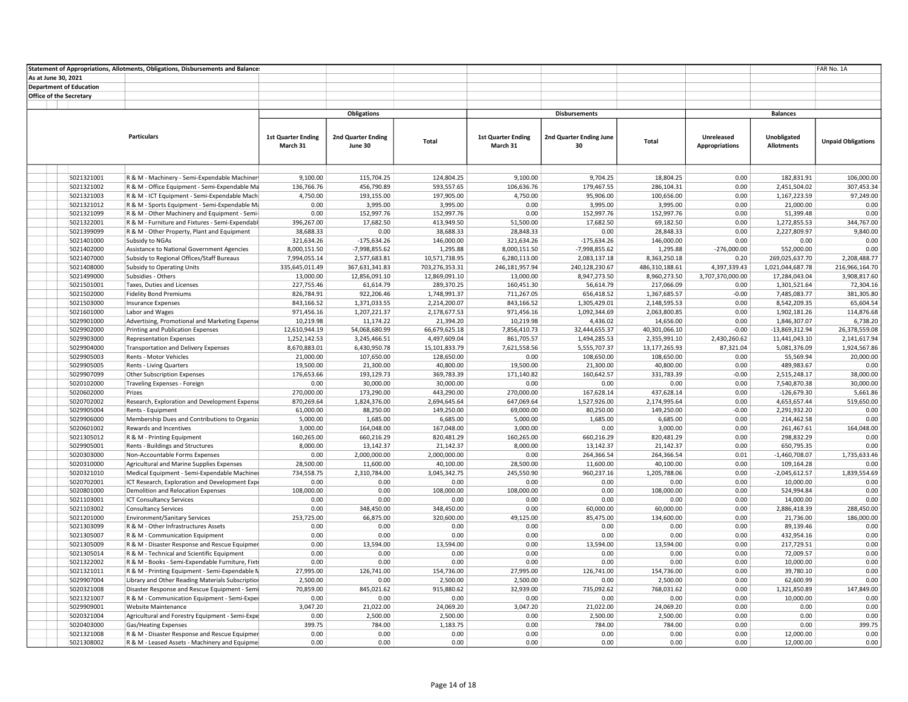Statement of Appropriations, Allotments, Obligations, Disbursements and Balances

As at June 30, 2021

Department of Education

Office of the Secretary

FAR No. 1A

| | Particulars | Obligations | | | Disbursements | | | Balances | | |
|---|---|---|---|---|---|---|---|---|---|---|
| | | 1st Quarter Ending March 31 | 2nd Quarter Ending June 30 | Total | 1st Quarter Ending March 31 | 2nd Quarter Ending June 30 | Total | Unreleased Appropriations | Unobligated Allotments | Unpaid Obligations |
| 5021321001 | R & M - Machinery - Semi-Expendable Machinery | 9,100.00 | 115,704.25 | 124,804.25 | 9,100.00 | 9,704.25 | 18,804.25 | 0.00 | 182,831.91 | 106,000.00 |
| 5021321002 | R & M - Office Equipment - Semi-Expendable Ma | 136,766.76 | 456,790.89 | 593,557.65 | 106,636.76 | 179,467.55 | 286,104.31 | 0.00 | 2,451,504.02 | 307,453.34 |
| 5021321003 | R & M - ICT Equipment - Semi-Expendable Mach | 4,750.00 | 193,155.00 | 197,905.00 | 4,750.00 | 95,906.00 | 100,656.00 | 0.00 | 1,167,223.59 | 97,249.00 |
| 5021321012 | R & M - Sports Equipment - Semi-Expendable Ma | 0.00 | 3,995.00 | 3,995.00 | 0.00 | 3,995.00 | 3,995.00 | 0.00 | 21,000.00 | 0.00 |
| 5021321099 | R & M - Other Machinery and Equipment - Semi- | 0.00 | 152,997.76 | 152,997.76 | 0.00 | 152,997.76 | 152,997.76 | 0.00 | 51,399.48 | 0.00 |
| 5021322001 | R & M - Furniture and Fixtures - Semi-Expendabl | 396,267.00 | 17,682.50 | 413,949.50 | 51,500.00 | 17,682.50 | 69,182.50 | 0.00 | 1,272,855.53 | 344,767.00 |
| 5021399099 | R & M - Other Property, Plant and Equipment | 38,688.33 | 0.00 | 38,688.33 | 28,848.33 | 0.00 | 28,848.33 | 0.00 | 2,227,809.97 | 9,840.00 |
| 5021401000 | Subsidy to NGAs | 321,634.26 | -175,634.26 | 146,000.00 | 321,634.26 | -175,634.26 | 146,000.00 | 0.00 | 0.00 | 0.00 |
| 5021402000 | Assistance to National Government Agencies | 8,000,151.50 | -7,998,855.62 | 1,295.88 | 8,000,151.50 | -7,998,855.62 | 1,295.88 | -276,000.00 | 552,000.00 | 0.00 |
| 5021407000 | Subsidy to Regional Offices/Staff Bureaus | 7,994,055.14 | 2,577,683.81 | 10,571,738.95 | 6,280,113.00 | 2,083,137.18 | 8,363,250.18 | 0.20 | 269,025,637.70 | 2,208,488.77 |
| 5021408000 | Subsidy to Operating Units | 335,645,011.49 | 367,631,341.83 | 703,276,353.31 | 246,181,957.94 | 240,128,230.67 | 486,310,188.61 | 4,397,339.43 | 1,021,044,687.78 | 216,966,164.70 |
| 5021499000 | Subsidies - Others | 13,000.00 | 12,856,091.10 | 12,869,091.10 | 13,000.00 | 8,947,273.50 | 8,960,273.50 | 3,707,370,000.00 | 17,284,043.04 | 3,908,817.60 |
| 5021501001 | Taxes, Duties and Licenses | 227,755.46 | 61,614.79 | 289,370.25 | 160,451.30 | 56,614.79 | 217,066.09 | 0.00 | 1,301,521.64 | 72,304.16 |
| 5021502000 | Fidelity Bond Premiums | 826,784.91 | 922,206.46 | 1,748,991.37 | 711,267.05 | 656,418.52 | 1,367,685.57 | -0.00 | 7,485,083.77 | 381,305.80 |
| 5021503000 | Insurance Expenses | 843,166.52 | 1,371,033.55 | 2,214,200.07 | 843,166.52 | 1,305,429.01 | 2,148,595.53 | 0.00 | 8,542,209.35 | 65,604.54 |
| 5021601000 | Labor and Wages | 971,456.16 | 1,207,221.37 | 2,178,677.53 | 971,456.16 | 1,092,344.69 | 2,063,800.85 | 0.00 | 1,902,181.26 | 114,876.68 |
| 5029901000 | Advertising, Promotional and Marketing Expense | 10,219.98 | 11,174.22 | 21,394.20 | 10,219.98 | 4,436.02 | 14,656.00 | 0.00 | 1,846,307.07 | 6,738.20 |
| 5029902000 | Printing and Publication Expenses | 12,610,944.19 | 54,068,680.99 | 66,679,625.18 | 7,856,410.73 | 32,444,655.37 | 40,301,066.10 | -0.00 | -13,869,312.94 | 26,378,559.08 |
| 5029903000 | Representation Expenses | 1,252,142.53 | 3,245,466.51 | 4,497,609.04 | 861,705.57 | 1,494,285.53 | 2,355,991.10 | 2,430,260.62 | 11,441,043.10 | 2,141,617.94 |
| 5029904000 | Transportation and Delivery Expenses | 8,670,883.01 | 6,430,950.78 | 15,101,833.79 | 7,621,558.56 | 5,555,707.37 | 13,177,265.93 | 87,321.04 | 5,081,376.09 | 1,924,567.86 |
| 5029905003 | Rents - Motor Vehicles | 21,000.00 | 107,650.00 | 128,650.00 | 0.00 | 108,650.00 | 108,650.00 | 0.00 | 55,569.94 | 20,000.00 |
| 5029905005 | Rents - Living Quarters | 19,500.00 | 21,300.00 | 40,800.00 | 19,500.00 | 21,300.00 | 40,800.00 | 0.00 | 489,983.67 | 0.00 |
| 5029907099 | Other Subscription Expenses | 176,653.66 | 193,129.73 | 369,783.39 | 171,140.82 | 160,642.57 | 331,783.39 | -0.00 | 2,515,248.17 | 38,000.00 |
| 5020102000 | Traveling Expenses - Foreign | 0.00 | 30,000.00 | 30,000.00 | 0.00 | 0.00 | 0.00 | 0.00 | 7,540,870.38 | 30,000.00 |
| 5020602000 | Prizes | 270,000.00 | 173,290.00 | 443,290.00 | 270,000.00 | 167,628.14 | 437,628.14 | 0.00 | -126,679.30 | 5,661.86 |
| 5020702002 | Research, Exploration and Development Expense | 870,269.64 | 1,824,376.00 | 2,694,645.64 | 647,069.64 | 1,527,926.00 | 2,174,995.64 | 0.00 | 4,653,657.44 | 519,650.00 |
| 5029905004 | Rents - Equipment | 61,000.00 | 88,250.00 | 149,250.00 | 69,000.00 | 80,250.00 | 149,250.00 | -0.00 | 2,291,932.20 | 0.00 |
| 5029906000 | Membership Dues and Contributions to Organiza | 5,000.00 | 1,685.00 | 6,685.00 | 5,000.00 | 1,685.00 | 6,685.00 | 0.00 | 214,462.58 | 0.00 |
| 5020601002 | Rewards and Incentives | 3,000.00 | 164,048.00 | 167,048.00 | 3,000.00 | 0.00 | 3,000.00 | 0.00 | 261,467.61 | 164,048.00 |
| 5021305012 | R & M - Printing Equipment | 160,265.00 | 660,216.29 | 820,481.29 | 160,265.00 | 660,216.29 | 820,481.29 | 0.00 | 298,832.29 | 0.00 |
| 5029905001 | Rents - Buildings and Structures | 8,000.00 | 13,142.37 | 21,142.37 | 8,000.00 | 13,142.37 | 21,142.37 | 0.00 | 650,795.35 | 0.00 |
| 5020303000 | Non-Accountable Forms Expenses | 0.00 | 2,000,000.00 | 2,000,000.00 | 0.00 | 264,366.54 | 264,366.54 | 0.01 | -1,460,708.07 | 1,735,633.46 |
| 5020310000 | Agricultural and Marine Supplies Expenses | 28,500.00 | 11,600.00 | 40,100.00 | 28,500.00 | 11,600.00 | 40,100.00 | 0.00 | 109,164.28 | 0.00 |
| 5020321010 | Medical Equipment - Semi-Expendable Machiner | 734,558.75 | 2,310,784.00 | 3,045,342.75 | 245,550.90 | 960,237.16 | 1,205,788.06 | 0.00 | -2,045,612.57 | 1,839,554.69 |
| 5020702001 | ICT Research, Exploration and Development Exp | 0.00 | 0.00 | 0.00 | 0.00 | 0.00 | 0.00 | 0.00 | 10,000.00 | 0.00 |
| 5020801000 | Demolition and Relocation Expenses | 108,000.00 | 0.00 | 108,000.00 | 108,000.00 | 0.00 | 108,000.00 | 0.00 | 524,994.84 | 0.00 |
| 5021103001 | ICT Consultancy Services | 0.00 | 0.00 | 0.00 | 0.00 | 0.00 | 0.00 | 0.00 | 14,000.00 | 0.00 |
| 5021103002 | Consultancy Services | 0.00 | 348,450.00 | 348,450.00 | 0.00 | 60,000.00 | 60,000.00 | 0.00 | 2,886,418.39 | 288,450.00 |
| 5021201000 | Environment/Sanitary Services | 253,725.00 | 66,875.00 | 320,600.00 | 49,125.00 | 85,475.00 | 134,600.00 | 0.00 | 21,736.00 | 186,000.00 |
| 5021303099 | R & M - Other Infrastructures Assets | 0.00 | 0.00 | 0.00 | 0.00 | 0.00 | 0.00 | 0.00 | 89,139.46 | 0.00 |
| 5021305007 | R & M - Communication Equipment | 0.00 | 0.00 | 0.00 | 0.00 | 0.00 | 0.00 | 0.00 | 432,954.16 | 0.00 |
| 5021305009 | R & M - Disaster Response and Rescue Equipmer | 0.00 | 13,594.00 | 13,594.00 | 0.00 | 13,594.00 | 13,594.00 | 0.00 | 217,729.51 | 0.00 |
| 5021305014 | R & M - Technical and Scientific Equipment | 0.00 | 0.00 | 0.00 | 0.00 | 0.00 | 0.00 | 0.00 | 72,009.57 | 0.00 |
| 5021322002 | R & M - Books - Semi-Expendable Furniture, Fixt | 0.00 | 0.00 | 0.00 | 0.00 | 0.00 | 0.00 | 0.00 | 10,000.00 | 0.00 |
| 5021321011 | R & M - Printing Equipment - Semi-Expendable M | 27,995.00 | 126,741.00 | 154,736.00 | 27,995.00 | 126,741.00 | 154,736.00 | 0.00 | 39,780.10 | 0.00 |
| 5029907004 | Library and Other Reading Materials Subscriptio | 2,500.00 | 0.00 | 2,500.00 | 2,500.00 | 0.00 | 2,500.00 | 0.00 | 62,600.99 | 0.00 |
| 5020321008 | Disaster Response and Rescue Equipment - Semi | 70,859.00 | 845,021.62 | 915,880.62 | 32,939.00 | 735,092.62 | 768,031.62 | 0.00 | 1,321,850.89 | 147,849.00 |
| 5021321007 | R & M - Communication Equipment - Semi-Exper | 0.00 | 0.00 | 0.00 | 0.00 | 0.00 | 0.00 | 0.00 | 10,000.00 | 0.00 |
| 5029909001 | Website Maintenance | 3,047.20 | 21,022.00 | 24,069.20 | 3,047.20 | 21,022.00 | 24,069.20 | 0.00 | 0.00 | 0.00 |
| 5020321004 | Agricultural and Forestry Equipment - Semi-Expe | 0.00 | 2,500.00 | 2,500.00 | 0.00 | 2,500.00 | 2,500.00 | 0.00 | 0.00 | 0.00 |
| 5020403000 | Gas/Heating Expenses | 399.75 | 784.00 | 1,183.75 | 0.00 | 784.00 | 784.00 | 0.00 | 0.00 | 399.75 |
| 5021321008 | R & M - Disaster Response and Rescue Equipmer | 0.00 | 0.00 | 0.00 | 0.00 | 0.00 | 0.00 | 0.00 | 12,000.00 | 0.00 |
| 5021308002 | R & M - Leased Assets - Machinery and Equipme | 0.00 | 0.00 | 0.00 | 0.00 | 0.00 | 0.00 | 0.00 | 12,000.00 | 0.00 |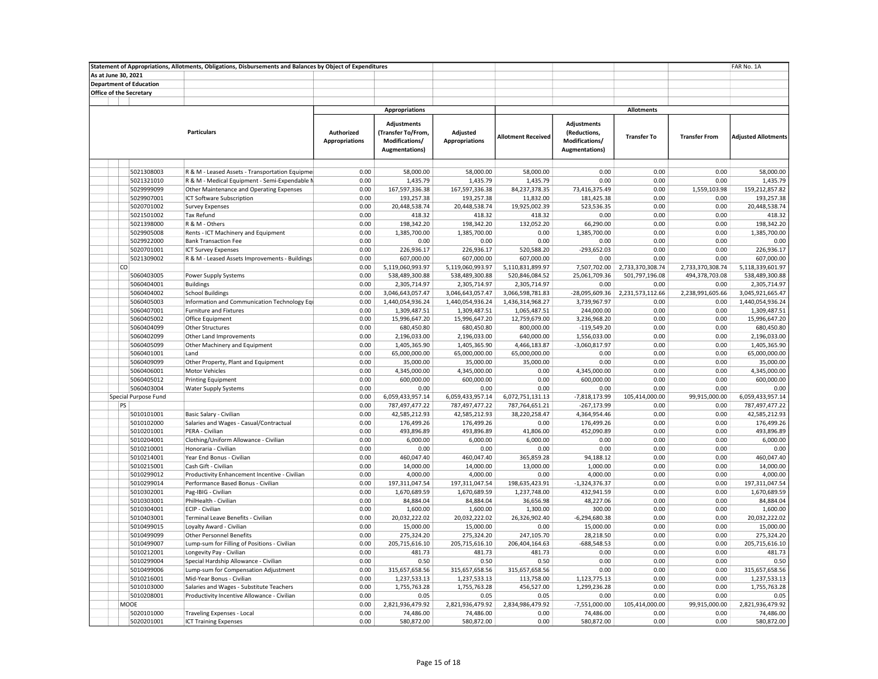Statement of Appropriations, Allotments, Obligations, Disbursements and Balances by Object of Expenditures — FAR No. 1A

As at June 30, 2021

Department of Education

Office of the Secretary

| | | Particulars | Appropriations | | | Allotments | | | | |
|---|---|---|---|---|---|---|---|---|---|---|
| | | | Authorized Appropriations | Adjustments (Transfer To/From, Modifications/ Augmentations) | Adjusted Appropriations | Allotment Received | Adjustments (Reductions, Modifications/ Augmentations) | Transfer To | Transfer From | Adjusted Allotments |
| | 5021308003 | R & M - Leased Assets - Transportation Equipme | 0.00 | 58,000.00 | 58,000.00 | 58,000.00 | 0.00 | 0.00 | 0.00 | 58,000.00 |
| | 5021321010 | R & M - Medical Equipment - Semi-Expendable M | 0.00 | 1,435.79 | 1,435.79 | 1,435.79 | 0.00 | 0.00 | 0.00 | 1,435.79 |
| | 5029999099 | Other Maintenance and Operating Expenses | 0.00 | 167,597,336.38 | 167,597,336.38 | 84,237,378.35 | 73,416,375.49 | 0.00 | 1,559,103.98 | 159,212,857.82 |
| | 5029907001 | ICT Software Subscription | 0.00 | 193,257.38 | 193,257.38 | 11,832.00 | 181,425.38 | 0.00 | 0.00 | 193,257.38 |
| | 5020701002 | Survey Expenses | 0.00 | 20,448,538.74 | 20,448,538.74 | 19,925,002.39 | 523,536.35 | 0.00 | 0.00 | 20,448,538.74 |
| | 5021501002 | Tax Refund | 0.00 | 418.32 | 418.32 | 418.32 | 0.00 | 0.00 | 0.00 | 418.32 |
| | 5021398000 | R & M - Others | 0.00 | 198,342.20 | 198,342.20 | 132,052.20 | 66,290.00 | 0.00 | 0.00 | 198,342.20 |
| | 5029905008 | Rents - ICT Machinery and Equipment | 0.00 | 1,385,700.00 | 1,385,700.00 | 0.00 | 1,385,700.00 | 0.00 | 0.00 | 1,385,700.00 |
| | 5029922000 | Bank Transaction Fee | 0.00 | 0.00 | 0.00 | 0.00 | 0.00 | 0.00 | 0.00 | 0.00 |
| | 5020701001 | ICT Survey Expenses | 0.00 | 226,936.17 | 226,936.17 | 520,588.20 | -293,652.03 | 0.00 | 0.00 | 226,936.17 |
| | 5021309002 | R & M - Leased Assets Improvements - Buildings | 0.00 | 607,000.00 | 607,000.00 | 607,000.00 | 0.00 | 0.00 | 0.00 | 607,000.00 |
| CO | | | 0.00 | 5,119,060,993.97 | 5,119,060,993.97 | 5,110,831,899.97 | 7,507,702.00 | 2,733,370,308.74 | 2,733,370,308.74 | 5,118,339,601.97 |
| | 5060403005 | Power Supply Systems | 0.00 | 538,489,300.88 | 538,489,300.88 | 520,846,084.52 | 25,061,709.36 | 501,797,196.08 | 494,378,703.08 | 538,489,300.88 |
| | 5060404001 | Buildings | 0.00 | 2,305,714.97 | 2,305,714.97 | 2,305,714.97 | 0.00 | 0.00 | 0.00 | 2,305,714.97 |
| | 5060404002 | School Buildings | 0.00 | 3,046,643,057.47 | 3,046,643,057.47 | 3,066,598,781.83 | -28,095,609.36 | 2,231,573,112.66 | 2,238,991,605.66 | 3,045,921,665.47 |
| | 5060405003 | Information and Communication Technology Equ | 0.00 | 1,440,054,936.24 | 1,440,054,936.24 | 1,436,314,968.27 | 3,739,967.97 | 0.00 | 0.00 | 1,440,054,936.24 |
| | 5060407001 | Furniture and Fixtures | 0.00 | 1,309,487.51 | 1,309,487.51 | 1,065,487.51 | 244,000.00 | 0.00 | 0.00 | 1,309,487.51 |
| | 5060405002 | Office Equipment | 0.00 | 15,996,647.20 | 15,996,647.20 | 12,759,679.00 | 3,236,968.20 | 0.00 | 0.00 | 15,996,647.20 |
| | 5060404099 | Other Structures | 0.00 | 680,450.80 | 680,450.80 | 800,000.00 | -119,549.20 | 0.00 | 0.00 | 680,450.80 |
| | 5060402099 | Other Land Improvements | 0.00 | 2,196,033.00 | 2,196,033.00 | 640,000.00 | 1,556,033.00 | 0.00 | 0.00 | 2,196,033.00 |
| | 5060405099 | Other Machinery and Equipment | 0.00 | 1,405,365.90 | 1,405,365.90 | 4,466,183.87 | -3,060,817.97 | 0.00 | 0.00 | 1,405,365.90 |
| | 5060401001 | Land | 0.00 | 65,000,000.00 | 65,000,000.00 | 65,000,000.00 | 0.00 | 0.00 | 0.00 | 65,000,000.00 |
| | 5060409099 | Other Property, Plant and Equipment | 0.00 | 35,000.00 | 35,000.00 | 35,000.00 | 0.00 | 0.00 | 0.00 | 35,000.00 |
| | 5060406001 | Motor Vehicles | 0.00 | 4,345,000.00 | 4,345,000.00 | 0.00 | 4,345,000.00 | 0.00 | 0.00 | 4,345,000.00 |
| | 5060405012 | Printing Equipment | 0.00 | 600,000.00 | 600,000.00 | 0.00 | 600,000.00 | 0.00 | 0.00 | 600,000.00 |
| | 5060403004 | Water Supply Systems | 0.00 | 0.00 | 0.00 | 0.00 | 0.00 | 0.00 | 0.00 | 0.00 |
| Special Purpose Fund | | | 0.00 | 6,059,433,957.14 | 6,059,433,957.14 | 6,072,751,131.13 | -7,818,173.99 | 105,414,000.00 | 99,915,000.00 | 6,059,433,957.14 |
| PS | | | 0.00 | 787,497,477.22 | 787,497,477.22 | 787,764,651.21 | -267,173.99 | 0.00 | 0.00 | 787,497,477.22 |
| | 5010101001 | Basic Salary - Civilian | 0.00 | 42,585,212.93 | 42,585,212.93 | 38,220,258.47 | 4,364,954.46 | 0.00 | 0.00 | 42,585,212.93 |
| | 5010102000 | Salaries and Wages - Casual/Contractual | 0.00 | 176,499.26 | 176,499.26 | 0.00 | 176,499.26 | 0.00 | 0.00 | 176,499.26 |
| | 5010201001 | PERA - Civilian | 0.00 | 493,896.89 | 493,896.89 | 41,806.00 | 452,090.89 | 0.00 | 0.00 | 493,896.89 |
| | 5010204001 | Clothing/Uniform Allowance - Civilian | 0.00 | 6,000.00 | 6,000.00 | 6,000.00 | 0.00 | 0.00 | 0.00 | 6,000.00 |
| | 5010210001 | Honoraria - Civilian | 0.00 | 0.00 | 0.00 | 0.00 | 0.00 | 0.00 | 0.00 | 0.00 |
| | 5010214001 | Year End Bonus - Civilian | 0.00 | 460,047.40 | 460,047.40 | 365,859.28 | 94,188.12 | 0.00 | 0.00 | 460,047.40 |
| | 5010215001 | Cash Gift - Civilian | 0.00 | 14,000.00 | 14,000.00 | 13,000.00 | 1,000.00 | 0.00 | 0.00 | 14,000.00 |
| | 5010299012 | Productivity Enhancement Incentive - Civilian | 0.00 | 4,000.00 | 4,000.00 | 0.00 | 4,000.00 | 0.00 | 0.00 | 4,000.00 |
| | 5010299014 | Performance Based Bonus - Civilian | 0.00 | 197,311,047.54 | 197,311,047.54 | 198,635,423.91 | -1,324,376.37 | 0.00 | 0.00 | 197,311,047.54 |
| | 5010302001 | Pag-IBIG - Civilian | 0.00 | 1,670,689.59 | 1,670,689.59 | 1,237,748.00 | 432,941.59 | 0.00 | 0.00 | 1,670,689.59 |
| | 5010303001 | PhilHealth - Civilian | 0.00 | 84,884.04 | 84,884.04 | 36,656.98 | 48,227.06 | 0.00 | 0.00 | 84,884.04 |
| | 5010304001 | ECIP - Civilian | 0.00 | 1,600.00 | 1,600.00 | 1,300.00 | 300.00 | 0.00 | 0.00 | 1,600.00 |
| | 5010403001 | Terminal Leave Benefits - Civilian | 0.00 | 20,032,222.02 | 20,032,222.02 | 26,326,902.40 | -6,294,680.38 | 0.00 | 0.00 | 20,032,222.02 |
| | 5010499015 | Loyalty Award - Civilian | 0.00 | 15,000.00 | 15,000.00 | 0.00 | 15,000.00 | 0.00 | 0.00 | 15,000.00 |
| | 5010499099 | Other Personnel Benefits | 0.00 | 275,324.20 | 275,324.20 | 247,105.70 | 28,218.50 | 0.00 | 0.00 | 275,324.20 |
| | 5010499007 | Lump-sum for Filling of Positions - Civilian | 0.00 | 205,715,616.10 | 205,715,616.10 | 206,404,164.63 | -688,548.53 | 0.00 | 0.00 | 205,715,616.10 |
| | 5010212001 | Longevity Pay - Civilian | 0.00 | 481.73 | 481.73 | 481.73 | 0.00 | 0.00 | 0.00 | 481.73 |
| | 5010299004 | Special Hardship Allowance - Civilian | 0.00 | 0.50 | 0.50 | 0.50 | 0.00 | 0.00 | 0.00 | 0.50 |
| | 5010499006 | Lump-sum for Compensation Adjustment | 0.00 | 315,657,658.56 | 315,657,658.56 | 315,657,658.56 | 0.00 | 0.00 | 0.00 | 315,657,658.56 |
| | 5010216001 | Mid-Year Bonus - Civilian | 0.00 | 1,237,533.13 | 1,237,533.13 | 113,758.00 | 1,123,775.13 | 0.00 | 0.00 | 1,237,533.13 |
| | 5010103000 | Salaries and Wages - Substitute Teachers | 0.00 | 1,755,763.28 | 1,755,763.28 | 456,527.00 | 1,299,236.28 | 0.00 | 0.00 | 1,755,763.28 |
| | 5010208001 | Productivity Incentive Allowance - Civilian | 0.00 | 0.05 | 0.05 | 0.05 | 0.00 | 0.00 | 0.00 | 0.05 |
| MOOE | | | 0.00 | 2,821,936,479.92 | 2,821,936,479.92 | 2,834,986,479.92 | -7,551,000.00 | 105,414,000.00 | 99,915,000.00 | 2,821,936,479.92 |
| | 5020101000 | Traveling Expenses - Local | 0.00 | 74,486.00 | 74,486.00 | 0.00 | 74,486.00 | 0.00 | 0.00 | 74,486.00 |
| | 5020201001 | ICT Training Expenses | 0.00 | 580,872.00 | 580,872.00 | 0.00 | 580,872.00 | 0.00 | 0.00 | 580,872.00 |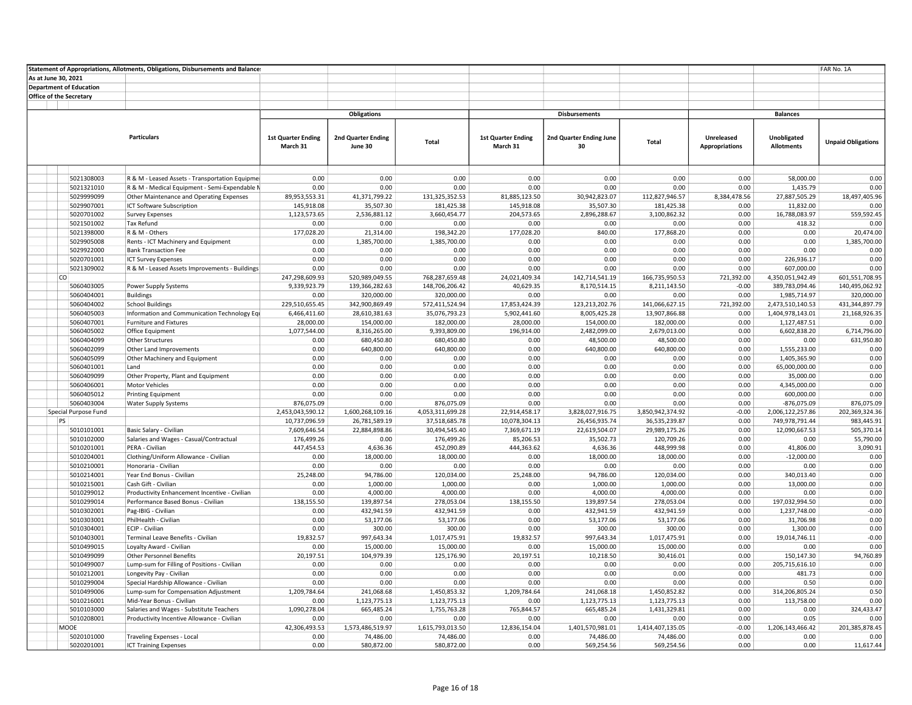Statement of Appropriations, Allotments, Obligations, Disbursements and Balances

As at June 30, 2021

Department of Education

Office of the Secretary

FAR No. 1A

| | Particulars | Obligations | | | Disbursements | | | Balances | | |
|---|---|---|---|---|---|---|---|---|---|---|
| | | 1st Quarter Ending March 31 | 2nd Quarter Ending June 30 | Total | 1st Quarter Ending March 31 | 2nd Quarter Ending June 30 | Total | Unreleased Appropriations | Unobligated Allotments | Unpaid Obligations |
| 5021308003 | R & M - Leased Assets - Transportation Equipme | 0.00 | 0.00 | 0.00 | 0.00 | 0.00 | 0.00 | 0.00 | 58,000.00 | 0.00 |
| 5021321010 | R & M - Medical Equipment - Semi-Expendable M | 0.00 | 0.00 | 0.00 | 0.00 | 0.00 | 0.00 | 0.00 | 1,435.79 | 0.00 |
| 5029999099 | Other Maintenance and Operating Expenses | 89,953,553.31 | 41,371,799.22 | 131,325,352.53 | 81,885,123.50 | 30,942,823.07 | 112,827,946.57 | 8,384,478.56 | 27,887,505.29 | 18,497,405.96 |
| 5029907001 | ICT Software Subscription | 145,918.08 | 35,507.30 | 181,425.38 | 145,918.08 | 35,507.30 | 181,425.38 | 0.00 | 11,832.00 | 0.00 |
| 5020701002 | Survey Expenses | 1,123,573.65 | 2,536,881.12 | 3,660,454.77 | 204,573.65 | 2,896,288.67 | 3,100,862.32 | 0.00 | 16,788,083.97 | 559,592.45 |
| 5021501002 | Tax Refund | 0.00 | 0.00 | 0.00 | 0.00 | 0.00 | 0.00 | 0.00 | 418.32 | 0.00 |
| 5021398000 | R & M - Others | 177,028.20 | 21,314.00 | 198,342.20 | 177,028.20 | 840.00 | 177,868.20 | 0.00 | 0.00 | 20,474.00 |
| 5029905008 | Rents - ICT Machinery and Equipment | 0.00 | 1,385,700.00 | 1,385,700.00 | 0.00 | 0.00 | 0.00 | 0.00 | 0.00 | 1,385,700.00 |
| 5029922000 | Bank Transaction Fee | 0.00 | 0.00 | 0.00 | 0.00 | 0.00 | 0.00 | 0.00 | 0.00 | 0.00 |
| 5020701001 | ICT Survey Expenses | 0.00 | 0.00 | 0.00 | 0.00 | 0.00 | 0.00 | 0.00 | 226,936.17 | 0.00 |
| 5021309002 | R & M - Leased Assets Improvements - Buildings | 0.00 | 0.00 | 0.00 | 0.00 | 0.00 | 0.00 | 0.00 | 607,000.00 | 0.00 |
| CO | | 247,298,609.93 | 520,989,049.55 | 768,287,659.48 | 24,021,409.34 | 142,714,541.19 | 166,735,950.53 | 721,392.00 | 4,350,051,942.49 | 601,551,708.95 |
| 5060403005 | Power Supply Systems | 9,339,923.79 | 139,366,282.63 | 148,706,206.42 | 40,629.35 | 8,170,514.15 | 8,211,143.50 | -0.00 | 389,783,094.46 | 140,495,062.92 |
| 5060404001 | Buildings | 0.00 | 320,000.00 | 320,000.00 | 0.00 | 0.00 | 0.00 | 0.00 | 1,985,714.97 | 320,000.00 |
| 5060404002 | School Buildings | 229,510,655.45 | 342,900,869.49 | 572,411,524.94 | 17,853,424.39 | 123,213,202.76 | 141,066,627.15 | 721,392.00 | 2,473,510,140.53 | 431,344,897.79 |
| 5060405003 | Information and Communication Technology Eq | 6,466,411.60 | 28,610,381.63 | 35,076,793.23 | 5,902,441.60 | 8,005,425.28 | 13,907,866.88 | 0.00 | 1,404,978,143.01 | 21,168,926.35 |
| 5060407001 | Furniture and Fixtures | 28,000.00 | 154,000.00 | 182,000.00 | 28,000.00 | 154,000.00 | 182,000.00 | 0.00 | 1,127,487.51 | 0.00 |
| 5060405002 | Office Equipment | 1,077,544.00 | 8,316,265.00 | 9,393,809.00 | 196,914.00 | 2,482,099.00 | 2,679,013.00 | 0.00 | 6,602,838.20 | 6,714,796.00 |
| 5060404099 | Other Structures | 0.00 | 680,450.80 | 680,450.80 | 0.00 | 48,500.00 | 48,500.00 | 0.00 | 0.00 | 631,950.80 |
| 5060402099 | Other Land Improvements | 0.00 | 640,800.00 | 640,800.00 | 0.00 | 640,800.00 | 640,800.00 | 0.00 | 1,555,233.00 | 0.00 |
| 5060405099 | Other Machinery and Equipment | 0.00 | 0.00 | 0.00 | 0.00 | 0.00 | 0.00 | 0.00 | 1,405,365.90 | 0.00 |
| 5060401001 | Land | 0.00 | 0.00 | 0.00 | 0.00 | 0.00 | 0.00 | 0.00 | 65,000,000.00 | 0.00 |
| 5060409099 | Other Property, Plant and Equipment | 0.00 | 0.00 | 0.00 | 0.00 | 0.00 | 0.00 | 0.00 | 35,000.00 | 0.00 |
| 5060406001 | Motor Vehicles | 0.00 | 0.00 | 0.00 | 0.00 | 0.00 | 0.00 | 0.00 | 4,345,000.00 | 0.00 |
| 5060405012 | Printing Equipment | 0.00 | 0.00 | 0.00 | 0.00 | 0.00 | 0.00 | 0.00 | 600,000.00 | 0.00 |
| 5060403004 | Water Supply Systems | 876,075.09 | 0.00 | 876,075.09 | 0.00 | 0.00 | 0.00 | 0.00 | -876,075.09 | 876,075.09 |
| Special Purpose Fund | | 2,453,043,590.12 | 1,600,268,109.16 | 4,053,311,699.28 | 22,914,458.17 | 3,828,027,916.75 | 3,850,942,374.92 | -0.00 | 2,006,122,257.86 | 202,369,324.36 |
| PS | | 10,737,096.59 | 26,781,589.19 | 37,518,685.78 | 10,078,304.13 | 26,456,935.74 | 36,535,239.87 | 0.00 | 749,978,791.44 | 983,445.91 |
| 5010101001 | Basic Salary - Civilian | 7,609,646.54 | 22,884,898.86 | 30,494,545.40 | 7,369,671.19 | 22,619,504.07 | 29,989,175.26 | 0.00 | 12,090,667.53 | 505,370.14 |
| 5010102000 | Salaries and Wages - Casual/Contractual | 176,499.26 | 0.00 | 176,499.26 | 85,206.53 | 35,502.73 | 120,709.26 | 0.00 | 0.00 | 55,790.00 |
| 5010201001 | PERA - Civilian | 447,454.53 | 4,636.36 | 452,090.89 | 444,363.62 | 4,636.36 | 448,999.98 | 0.00 | 41,806.00 | 3,090.91 |
| 5010204001 | Clothing/Uniform Allowance - Civilian | 0.00 | 18,000.00 | 18,000.00 | 0.00 | 18,000.00 | 18,000.00 | 0.00 | -12,000.00 | 0.00 |
| 5010210001 | Honoraria - Civilian | 0.00 | 0.00 | 0.00 | 0.00 | 0.00 | 0.00 | 0.00 | 0.00 | 0.00 |
| 5010214001 | Year End Bonus - Civilian | 25,248.00 | 94,786.00 | 120,034.00 | 25,248.00 | 94,786.00 | 120,034.00 | 0.00 | 340,013.40 | 0.00 |
| 5010215001 | Cash Gift - Civilian | 0.00 | 1,000.00 | 1,000.00 | 0.00 | 1,000.00 | 1,000.00 | 0.00 | 13,000.00 | 0.00 |
| 5010299012 | Productivity Enhancement Incentive - Civilian | 0.00 | 4,000.00 | 4,000.00 | 0.00 | 4,000.00 | 4,000.00 | 0.00 | 0.00 | 0.00 |
| 5010299014 | Performance Based Bonus - Civilian | 138,155.50 | 139,897.54 | 278,053.04 | 138,155.50 | 139,897.54 | 278,053.04 | 0.00 | 197,032,994.50 | 0.00 |
| 5010302001 | Pag-IBIG - Civilian | 0.00 | 432,941.59 | 432,941.59 | 0.00 | 432,941.59 | 432,941.59 | 0.00 | 1,237,748.00 | -0.00 |
| 5010303001 | PhilHealth - Civilian | 0.00 | 53,177.06 | 53,177.06 | 0.00 | 53,177.06 | 53,177.06 | 0.00 | 31,706.98 | 0.00 |
| 5010304001 | ECIP - Civilian | 0.00 | 300.00 | 300.00 | 0.00 | 300.00 | 300.00 | 0.00 | 1,300.00 | 0.00 |
| 5010403001 | Terminal Leave Benefits - Civilian | 19,832.57 | 997,643.34 | 1,017,475.91 | 19,832.57 | 997,643.34 | 1,017,475.91 | 0.00 | 19,014,746.11 | -0.00 |
| 5010499015 | Loyalty Award - Civilian | 0.00 | 15,000.00 | 15,000.00 | 0.00 | 15,000.00 | 15,000.00 | 0.00 | 0.00 | 0.00 |
| 5010499099 | Other Personnel Benefits | 20,197.51 | 104,979.39 | 125,176.90 | 20,197.51 | 10,218.50 | 30,416.01 | 0.00 | 150,147.30 | 94,760.89 |
| 5010499007 | Lump-sum for Filling of Positions - Civilian | 0.00 | 0.00 | 0.00 | 0.00 | 0.00 | 0.00 | 0.00 | 205,715,616.10 | 0.00 |
| 5010212001 | Longevity Pay - Civilian | 0.00 | 0.00 | 0.00 | 0.00 | 0.00 | 0.00 | 0.00 | 481.73 | 0.00 |
| 5010299004 | Special Hardship Allowance - Civilian | 0.00 | 0.00 | 0.00 | 0.00 | 0.00 | 0.00 | 0.00 | 0.50 | 0.00 |
| 5010499006 | Lump-sum for Compensation Adjustment | 1,209,784.64 | 241,068.68 | 1,450,853.32 | 1,209,784.64 | 241,068.18 | 1,450,852.82 | 0.00 | 314,206,805.24 | 0.50 |
| 5010216001 | Mid-Year Bonus - Civilian | 0.00 | 1,123,775.13 | 1,123,775.13 | 0.00 | 1,123,775.13 | 1,123,775.13 | 0.00 | 113,758.00 | 0.00 |
| 5010103000 | Salaries and Wages - Substitute Teachers | 1,090,278.04 | 665,485.24 | 1,755,763.28 | 765,844.57 | 665,485.24 | 1,431,329.81 | 0.00 | 0.00 | 324,433.47 |
| 5010208001 | Productivity Incentive Allowance - Civilian | 0.00 | 0.00 | 0.00 | 0.00 | 0.00 | 0.00 | 0.00 | 0.05 | 0.00 |
| MOOE | | 42,306,493.53 | 1,573,486,519.97 | 1,615,793,013.50 | 12,836,154.04 | 1,401,570,981.01 | 1,414,407,135.05 | -0.00 | 1,206,143,466.42 | 201,385,878.45 |
| 5020101000 | Traveling Expenses - Local | 0.00 | 74,486.00 | 74,486.00 | 0.00 | 74,486.00 | 74,486.00 | 0.00 | 0.00 | 0.00 |
| 5020201001 | ICT Training Expenses | 0.00 | 580,872.00 | 580,872.00 | 0.00 | 569,254.56 | 569,254.56 | 0.00 | 0.00 | 11,617.44 |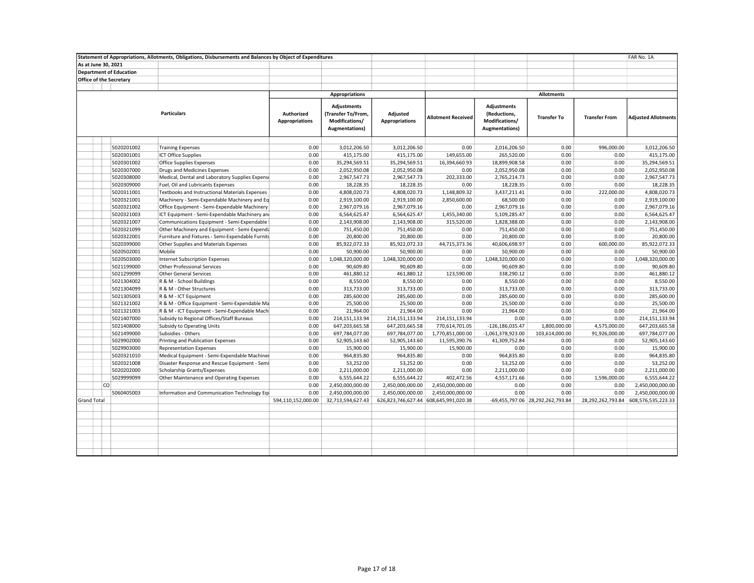Statement of Appropriations, Allotments, Obligations, Disbursements and Balances by Object of Expenditures

FAR No. 1A

As at June 30, 2021

Department of Education

Office of the Secretary

| Particulars | | | Appropriations | | | Allotments | | | | |
|---|---|---|---|---|---|---|---|---|---|---|
| | | | Authorized Appropriations | Adjustments (Transfer To/From, Modifications/ Augmentations) | Adjusted Appropriations | Allotment Received | Adjustments (Reductions, Modifications/ Augmentations) | Transfer To | Transfer From | Adjusted Allotments |
| | 5020201002 | Training Expenses | 0.00 | 3,012,206.50 | 3,012,206.50 | 0.00 | 2,016,206.50 | 0.00 | 996,000.00 | 3,012,206.50 |
| | 5020301001 | ICT Office Supplies | 0.00 | 415,175.00 | 415,175.00 | 149,655.00 | 265,520.00 | 0.00 | 0.00 | 415,175.00 |
| | 5020301002 | Office Supplies Expenses | 0.00 | 35,294,569.51 | 35,294,569.51 | 16,394,660.93 | 18,899,908.58 | 0.00 | 0.00 | 35,294,569.51 |
| | 5020307000 | Drugs and Medicines Expenses | 0.00 | 2,052,950.08 | 2,052,950.08 | 0.00 | 2,052,950.08 | 0.00 | 0.00 | 2,052,950.08 |
| | 5020308000 | Medical, Dental and Laboratory Supplies Expens | 0.00 | 2,967,547.73 | 2,967,547.73 | 202,333.00 | 2,765,214.73 | 0.00 | 0.00 | 2,967,547.73 |
| | 5020309000 | Fuel, Oil and Lubricants Expenses | 0.00 | 18,228.35 | 18,228.35 | 0.00 | 18,228.35 | 0.00 | 0.00 | 18,228.35 |
| | 5020311001 | Textbooks and Instructional Materials Expenses | 0.00 | 4,808,020.73 | 4,808,020.73 | 1,148,809.32 | 3,437,211.41 | 0.00 | 222,000.00 | 4,808,020.73 |
| | 5020321001 | Machinery - Semi-Expendable Machinery and Eq | 0.00 | 2,919,100.00 | 2,919,100.00 | 2,850,600.00 | 68,500.00 | 0.00 | 0.00 | 2,919,100.00 |
| | 5020321002 | Office Equipment - Semi-Expendable Machinery | 0.00 | 2,967,079.16 | 2,967,079.16 | 0.00 | 2,967,079.16 | 0.00 | 0.00 | 2,967,079.16 |
| | 5020321003 | ICT Equipment - Semi-Expendable Machinery an | 0.00 | 6,564,625.47 | 6,564,625.47 | 1,455,340.00 | 5,109,285.47 | 0.00 | 0.00 | 6,564,625.47 |
| | 5020321007 | Communications Equipment - Semi-Expendable | 0.00 | 2,143,908.00 | 2,143,908.00 | 315,520.00 | 1,828,388.00 | 0.00 | 0.00 | 2,143,908.00 |
| | 5020321099 | Other Machinery and Equipment - Semi-Expend | 0.00 | 751,450.00 | 751,450.00 | 0.00 | 751,450.00 | 0.00 | 0.00 | 751,450.00 |
| | 5020322001 | Furniture and Fixtures - Semi-Expendable Furnit | 0.00 | 20,800.00 | 20,800.00 | 0.00 | 20,800.00 | 0.00 | 0.00 | 20,800.00 |
| | 5020399000 | Other Supplies and Materials Expenses | 0.00 | 85,922,072.33 | 85,922,072.33 | 44,715,373.36 | 40,606,698.97 | 0.00 | 600,000.00 | 85,922,072.33 |
| | 5020502001 | Mobile | 0.00 | 50,900.00 | 50,900.00 | 0.00 | 50,900.00 | 0.00 | 0.00 | 50,900.00 |
| | 5020503000 | Internet Subscription Expenses | 0.00 | 1,048,320,000.00 | 1,048,320,000.00 | 0.00 | 1,048,320,000.00 | 0.00 | 0.00 | 1,048,320,000.00 |
| | 5021199000 | Other Professional Services | 0.00 | 90,609.80 | 90,609.80 | 0.00 | 90,609.80 | 0.00 | 0.00 | 90,609.80 |
| | 5021299099 | Other General Services | 0.00 | 461,880.12 | 461,880.12 | 123,590.00 | 338,290.12 | 0.00 | 0.00 | 461,880.12 |
| | 5021304002 | R & M - School Buildings | 0.00 | 8,550.00 | 8,550.00 | 0.00 | 8,550.00 | 0.00 | 0.00 | 8,550.00 |
| | 5021304099 | R & M - Other Structures | 0.00 | 313,733.00 | 313,733.00 | 0.00 | 313,733.00 | 0.00 | 0.00 | 313,733.00 |
| | 5021305003 | R & M - ICT Equipment | 0.00 | 285,600.00 | 285,600.00 | 0.00 | 285,600.00 | 0.00 | 0.00 | 285,600.00 |
| | 5021321002 | R & M - Office Equipment - Semi-Expendable Ma | 0.00 | 25,500.00 | 25,500.00 | 0.00 | 25,500.00 | 0.00 | 0.00 | 25,500.00 |
| | 5021321003 | R & M - ICT Equipment - Semi-Expendable Mach | 0.00 | 21,964.00 | 21,964.00 | 0.00 | 21,964.00 | 0.00 | 0.00 | 21,964.00 |
| | 5021407000 | Subsidy to Regional Offices/Staff Bureaus | 0.00 | 214,151,133.94 | 214,151,133.94 | 214,151,133.94 | 0.00 | 0.00 | 0.00 | 214,151,133.94 |
| | 5021408000 | Subsidy to Operating Units | 0.00 | 647,203,665.58 | 647,203,665.58 | 770,614,701.05 | -126,186,035.47 | 1,800,000.00 | 4,575,000.00 | 647,203,665.58 |
| | 5021499000 | Subsidies - Others | 0.00 | 697,784,077.00 | 697,784,077.00 | 1,770,851,000.00 | -1,061,378,923.00 | 103,614,000.00 | 91,926,000.00 | 697,784,077.00 |
| | 5029902000 | Printing and Publication Expenses | 0.00 | 52,905,143.60 | 52,905,143.60 | 11,595,390.76 | 41,309,752.84 | 0.00 | 0.00 | 52,905,143.60 |
| | 5029903000 | Representation Expenses | 0.00 | 15,900.00 | 15,900.00 | 15,900.00 | 0.00 | 0.00 | 0.00 | 15,900.00 |
| | 5020321010 | Medical Equipment - Semi-Expendable Machiner | 0.00 | 964,835.80 | 964,835.80 | 0.00 | 964,835.80 | 0.00 | 0.00 | 964,835.80 |
| | 5020321008 | Disaster Response and Rescue Equipment - Sem | 0.00 | 53,252.00 | 53,252.00 | 0.00 | 53,252.00 | 0.00 | 0.00 | 53,252.00 |
| | 5020202000 | Scholarship Grants/Expenses | 0.00 | 2,211,000.00 | 2,211,000.00 | 0.00 | 2,211,000.00 | 0.00 | 0.00 | 2,211,000.00 |
| | 5029999099 | Other Maintenance and Operating Expenses | 0.00 | 6,555,644.22 | 6,555,644.22 | 402,472.56 | 4,557,171.66 | 0.00 | 1,596,000.00 | 6,555,644.22 |
| CO | | | 0.00 | 2,450,000,000.00 | 2,450,000,000.00 | 2,450,000,000.00 | 0.00 | 0.00 | 0.00 | 2,450,000,000.00 |
| | 5060405003 | Information and Communication Technology Eq | 0.00 | 2,450,000,000.00 | 2,450,000,000.00 | 2,450,000,000.00 | 0.00 | 0.00 | 0.00 | 2,450,000,000.00 |
| Grand Total | | | 594,110,152,000.00 | 32,713,594,627.43 | 626,823,746,627.44 | 608,645,991,020.38 | -69,455,797.06 | 28,292,262,793.84 | 28,292,262,793.84 | 608,576,535,223.33 |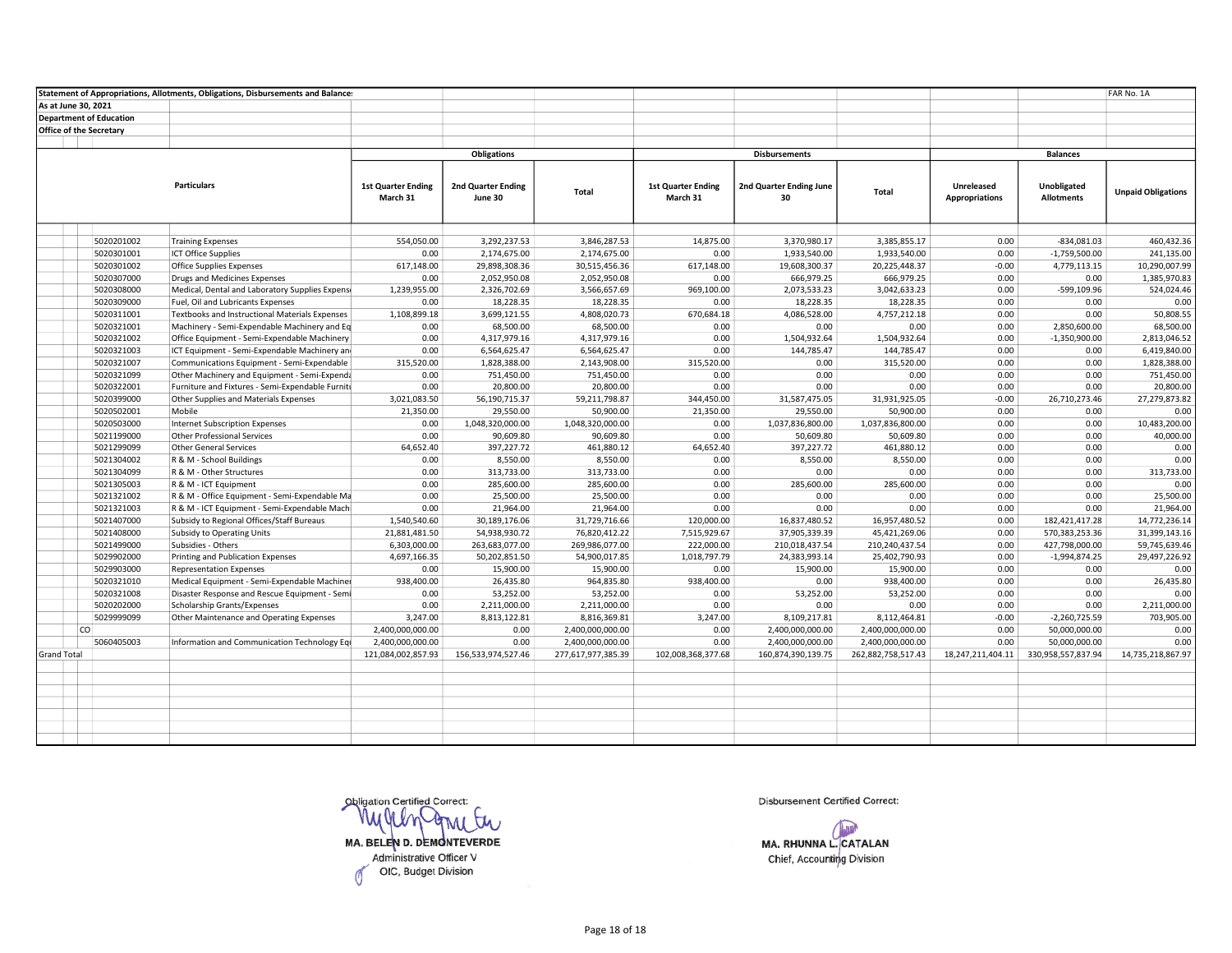**Statement of Appropriations, Allotments, Obligations, Disbursements and Balances**

**As at June 30, 2021**

**Department of Education**

**Office of the Secretary**

FAR No. 1A

| | | | Obligations | | | Disbursements | | | Balances | | |
|---|---|---|---|---|---|---|---|---|---|---|---|
| | | Particulars | 1st Quarter Ending March 31 | 2nd Quarter Ending June 30 | Total | 1st Quarter Ending March 31 | 2nd Quarter Ending June 30 | Total | Unreleased Appropriations | Unobligated Allotments | Unpaid Obligations |
| | 5020201002 | Training Expenses | 554,050.00 | 3,292,237.53 | 3,846,287.53 | 14,875.00 | 3,370,980.17 | 3,385,855.17 | 0.00 | -834,081.03 | 460,432.36 |
| | 5020301001 | ICT Office Supplies | 0.00 | 2,174,675.00 | 2,174,675.00 | 0.00 | 1,933,540.00 | 1,933,540.00 | 0.00 | -1,759,500.00 | 241,135.00 |
| | 5020301002 | Office Supplies Expenses | 617,148.00 | 29,898,308.36 | 30,515,456.36 | 617,148.00 | 19,608,300.37 | 20,225,448.37 | -0.00 | 4,779,113.15 | 10,290,007.99 |
| | 5020307000 | Drugs and Medicines Expenses | 0.00 | 2,052,950.08 | 2,052,950.08 | 0.00 | 666,979.25 | 666,979.25 | 0.00 | 0.00 | 1,385,970.83 |
| | 5020308000 | Medical, Dental and Laboratory Supplies Expens | 1,239,955.00 | 2,326,702.69 | 3,566,657.69 | 969,100.00 | 2,073,533.23 | 3,042,633.23 | 0.00 | -599,109.96 | 524,024.46 |
| | 5020309000 | Fuel, Oil and Lubricants Expenses | 0.00 | 18,228.35 | 18,228.35 | 0.00 | 18,228.35 | 18,228.35 | 0.00 | 0.00 | 0.00 |
| | 5020311001 | Textbooks and Instructional Materials Expenses | 1,108,899.18 | 3,699,121.55 | 4,808,020.73 | 670,684.18 | 4,086,528.00 | 4,757,212.18 | 0.00 | 0.00 | 50,808.55 |
| | 5020321001 | Machinery - Semi-Expendable Machinery and Eq | 0.00 | 68,500.00 | 68,500.00 | 0.00 | 0.00 | 0.00 | 0.00 | 2,850,600.00 | 68,500.00 |
| | 5020321002 | Office Equipment - Semi-Expendable Machinery | 0.00 | 4,317,979.16 | 4,317,979.16 | 0.00 | 1,504,932.64 | 1,504,932.64 | 0.00 | -1,350,900.00 | 2,813,046.52 |
| | 5020321003 | ICT Equipment - Semi-Expendable Machinery an | 0.00 | 6,564,625.47 | 6,564,625.47 | 0.00 | 144,785.47 | 144,785.47 | 0.00 | 0.00 | 6,419,840.00 |
| | 5020321007 | Communications Equipment - Semi-Expendable | 315,520.00 | 1,828,388.00 | 2,143,908.00 | 315,520.00 | 0.00 | 315,520.00 | 0.00 | 0.00 | 1,828,388.00 |
| | 5020321099 | Other Machinery and Equipment - Semi-Expenda | 0.00 | 751,450.00 | 751,450.00 | 0.00 | 0.00 | 0.00 | 0.00 | 0.00 | 751,450.00 |
| | 5020322001 | Furniture and Fixtures - Semi-Expendable Furnitu | 0.00 | 20,800.00 | 20,800.00 | 0.00 | 0.00 | 0.00 | 0.00 | 0.00 | 20,800.00 |
| | 5020399000 | Other Supplies and Materials Expenses | 3,021,083.50 | 56,190,715.37 | 59,211,798.87 | 344,450.00 | 31,587,475.05 | 31,931,925.05 | -0.00 | 26,710,273.46 | 27,279,873.82 |
| | 5020502001 | Mobile | 21,350.00 | 29,550.00 | 50,900.00 | 21,350.00 | 29,550.00 | 50,900.00 | 0.00 | 0.00 | 0.00 |
| | 5020503000 | Internet Subscription Expenses | 0.00 | 1,048,320,000.00 | 1,048,320,000.00 | 0.00 | 1,037,836,800.00 | 1,037,836,800.00 | 0.00 | 0.00 | 10,483,200.00 |
| | 5021199000 | Other Professional Services | 0.00 | 90,609.80 | 90,609.80 | 0.00 | 50,609.80 | 50,609.80 | 0.00 | 0.00 | 40,000.00 |
| | 5021299099 | Other General Services | 64,652.40 | 397,227.72 | 461,880.12 | 64,652.40 | 397,227.72 | 461,880.12 | 0.00 | 0.00 | 0.00 |
| | 5021304002 | R & M - School Buildings | 0.00 | 8,550.00 | 8,550.00 | 0.00 | 8,550.00 | 8,550.00 | 0.00 | 0.00 | 0.00 |
| | 5021304099 | R & M - Other Structures | 0.00 | 313,733.00 | 313,733.00 | 0.00 | 0.00 | 0.00 | 0.00 | 0.00 | 313,733.00 |
| | 5021305003 | R & M - ICT Equipment | 0.00 | 285,600.00 | 285,600.00 | 0.00 | 285,600.00 | 285,600.00 | 0.00 | 0.00 | 0.00 |
| | 5021321002 | R & M - Office Equipment - Semi-Expendable Ma | 0.00 | 25,500.00 | 25,500.00 | 0.00 | 0.00 | 0.00 | 0.00 | 0.00 | 25,500.00 |
| | 5021321003 | R & M - ICT Equipment - Semi-Expendable Mach | 0.00 | 21,964.00 | 21,964.00 | 0.00 | 0.00 | 0.00 | 0.00 | 0.00 | 21,964.00 |
| | 5021407000 | Subsidy to Regional Offices/Staff Bureaus | 1,540,540.60 | 30,189,176.06 | 31,729,716.66 | 120,000.00 | 16,837,480.52 | 16,957,480.52 | 0.00 | 182,421,417.28 | 14,772,236.14 |
| | 5021408000 | Subsidy to Operating Units | 21,881,481.50 | 54,938,930.72 | 76,820,412.22 | 7,515,929.67 | 37,905,339.39 | 45,421,269.06 | 0.00 | 570,383,253.36 | 31,399,143.16 |
| | 5021499000 | Subsidies - Others | 6,303,000.00 | 263,683,077.00 | 269,986,077.00 | 222,000.00 | 210,018,437.54 | 210,240,437.54 | 0.00 | 427,798,000.00 | 59,745,639.46 |
| | 5029902000 | Printing and Publication Expenses | 4,697,166.35 | 50,202,851.50 | 54,900,017.85 | 1,018,797.79 | 24,383,993.14 | 25,402,790.93 | 0.00 | -1,994,874.25 | 29,497,226.92 |
| | 5029903000 | Representation Expenses | 0.00 | 15,900.00 | 15,900.00 | 0.00 | 15,900.00 | 15,900.00 | 0.00 | 0.00 | 0.00 |
| | 5020321010 | Medical Equipment - Semi-Expendable Machiner | 938,400.00 | 26,435.80 | 964,835.80 | 938,400.00 | 0.00 | 938,400.00 | 0.00 | 0.00 | 26,435.80 |
| | 5020321008 | Disaster Response and Rescue Equipment - Semi | 0.00 | 53,252.00 | 53,252.00 | 0.00 | 53,252.00 | 53,252.00 | 0.00 | 0.00 | 0.00 |
| | 5020202000 | Scholarship Grants/Expenses | 0.00 | 2,211,000.00 | 2,211,000.00 | 0.00 | 0.00 | 0.00 | 0.00 | 0.00 | 2,211,000.00 |
| | 5029999099 | Other Maintenance and Operating Expenses | 3,247.00 | 8,813,122.81 | 8,816,369.81 | 3,247.00 | 8,109,217.81 | 8,112,464.81 | -0.00 | -2,260,725.59 | 703,905.00 |
| CO | | | 2,400,000,000.00 | 0.00 | 2,400,000,000.00 | 0.00 | 2,400,000,000.00 | 2,400,000,000.00 | 0.00 | 50,000,000.00 | 0.00 |
| | 5060405003 | Information and Communication Technology Eq | 2,400,000,000.00 | 0.00 | 2,400,000,000.00 | 0.00 | 2,400,000,000.00 | 2,400,000,000.00 | 0.00 | 50,000,000.00 | 0.00 |
| Grand Total | | | 121,084,002,857.93 | 156,533,974,527.46 | 277,617,977,385.39 | 102,008,368,377.68 | 160,874,390,139.75 | 262,882,758,517.43 | 18,247,211,404.11 | 330,958,557,837.94 | 14,735,218,867.97 |

Obligation Certified Correct:

**MA. BELEN D. DEMONTEVERDE**
Administrative Officer V
OIC, Budget Division

Disbursement Certified Correct:

**MA. RHUNNA L. CATALAN**
Chief, Accounting Division